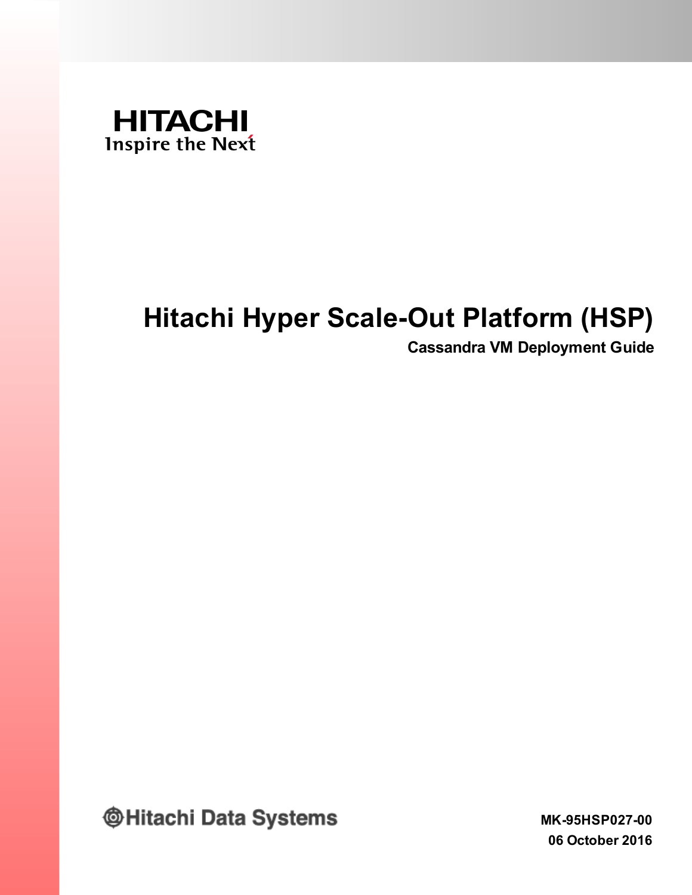HITACHI
Inspire the Next

# Hitachi Hyper Scale-Out Platform (HSP)

## Cassandra VM Deployment Guide

Hitachi Data Systems

MK-95HSP027-00

06 October 2016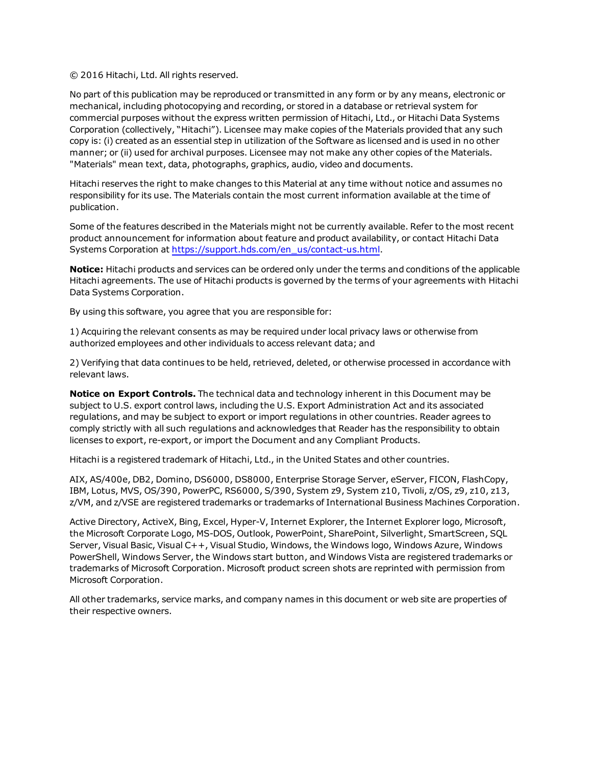© 2016 Hitachi, Ltd. All rights reserved.

No part of this publication may be reproduced or transmitted in any form or by any means, electronic or mechanical, including photocopying and recording, or stored in a database or retrieval system for commercial purposes without the express written permission of Hitachi, Ltd., or Hitachi Data Systems Corporation (collectively, "Hitachi"). Licensee may make copies of the Materials provided that any such copy is: (i) created as an essential step in utilization of the Software as licensed and is used in no other manner; or (ii) used for archival purposes. Licensee may not make any other copies of the Materials. "Materials" mean text, data, photographs, graphics, audio, video and documents.

Hitachi reserves the right to make changes to this Material at any time without notice and assumes no responsibility for its use. The Materials contain the most current information available at the time of publication.

Some of the features described in the Materials might not be currently available. Refer to the most recent product announcement for information about feature and product availability, or contact Hitachi Data Systems Corporation at https://support.hds.com/en_us/contact-us.html.

**Notice:** Hitachi products and services can be ordered only under the terms and conditions of the applicable Hitachi agreements. The use of Hitachi products is governed by the terms of your agreements with Hitachi Data Systems Corporation.

By using this software, you agree that you are responsible for:

1) Acquiring the relevant consents as may be required under local privacy laws or otherwise from authorized employees and other individuals to access relevant data; and

2) Verifying that data continues to be held, retrieved, deleted, or otherwise processed in accordance with relevant laws.

**Notice on Export Controls.** The technical data and technology inherent in this Document may be subject to U.S. export control laws, including the U.S. Export Administration Act and its associated regulations, and may be subject to export or import regulations in other countries. Reader agrees to comply strictly with all such regulations and acknowledges that Reader has the responsibility to obtain licenses to export, re-export, or import the Document and any Compliant Products.

Hitachi is a registered trademark of Hitachi, Ltd., in the United States and other countries.

AIX, AS/400e, DB2, Domino, DS6000, DS8000, Enterprise Storage Server, eServer, FICON, FlashCopy, IBM, Lotus, MVS, OS/390, PowerPC, RS6000, S/390, System z9, System z10, Tivoli, z/OS, z9, z10, z13, z/VM, and z/VSE are registered trademarks or trademarks of International Business Machines Corporation.

Active Directory, ActiveX, Bing, Excel, Hyper-V, Internet Explorer, the Internet Explorer logo, Microsoft, the Microsoft Corporate Logo, MS-DOS, Outlook, PowerPoint, SharePoint, Silverlight, SmartScreen, SQL Server, Visual Basic, Visual C++, Visual Studio, Windows, the Windows logo, Windows Azure, Windows PowerShell, Windows Server, the Windows start button, and Windows Vista are registered trademarks or trademarks of Microsoft Corporation. Microsoft product screen shots are reprinted with permission from Microsoft Corporation.

All other trademarks, service marks, and company names in this document or web site are properties of their respective owners.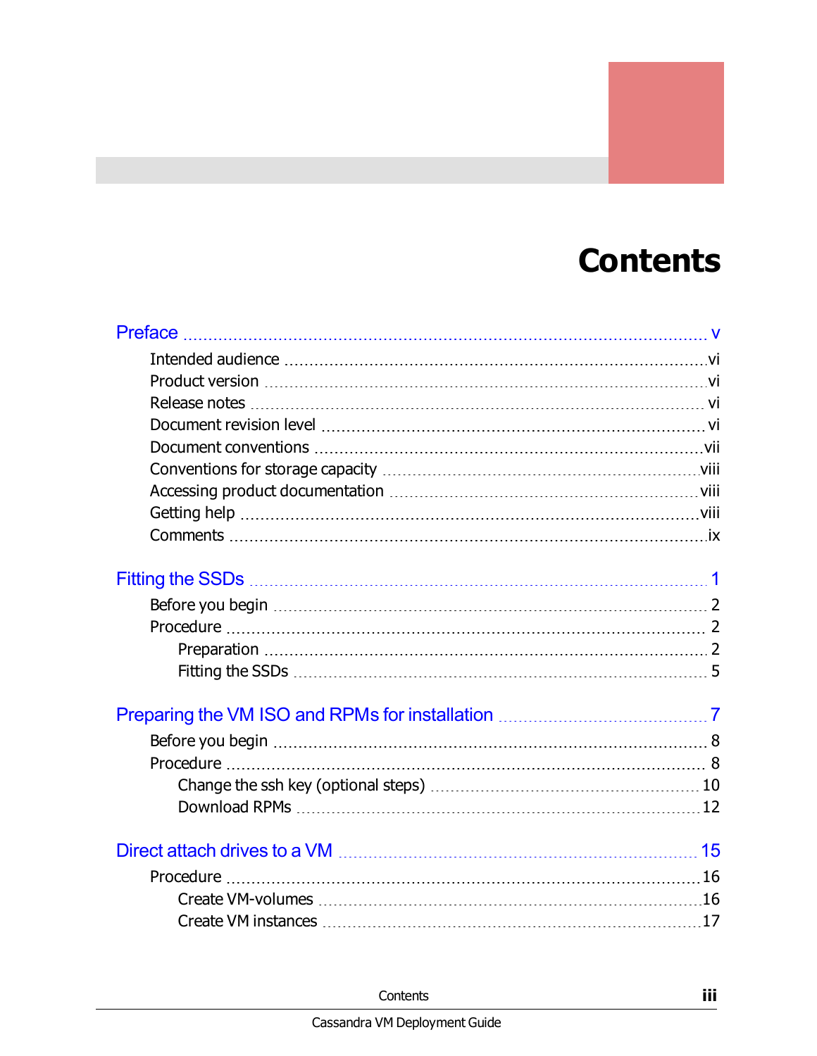# Contents

Preface ..... v

- Intended audience ..... vi
- Product version ..... vi
- Release notes ..... vi
- Document revision level ..... vi
- Document conventions ..... vii
- Conventions for storage capacity ..... viii
- Accessing product documentation ..... viii
- Getting help ..... viii
- Comments ..... ix

Fitting the SSDs ..... 1

- Before you begin ..... 2
- Procedure ..... 2
  - Preparation ..... 2
  - Fitting the SSDs ..... 5

Preparing the VM ISO and RPMs for installation ..... 7

- Before you begin ..... 8
- Procedure ..... 8
  - Change the ssh key (optional steps) ..... 10
  - Download RPMs ..... 12

Direct attach drives to a VM ..... 15

- Procedure ..... 16
  - Create VM-volumes ..... 16
  - Create VM instances ..... 17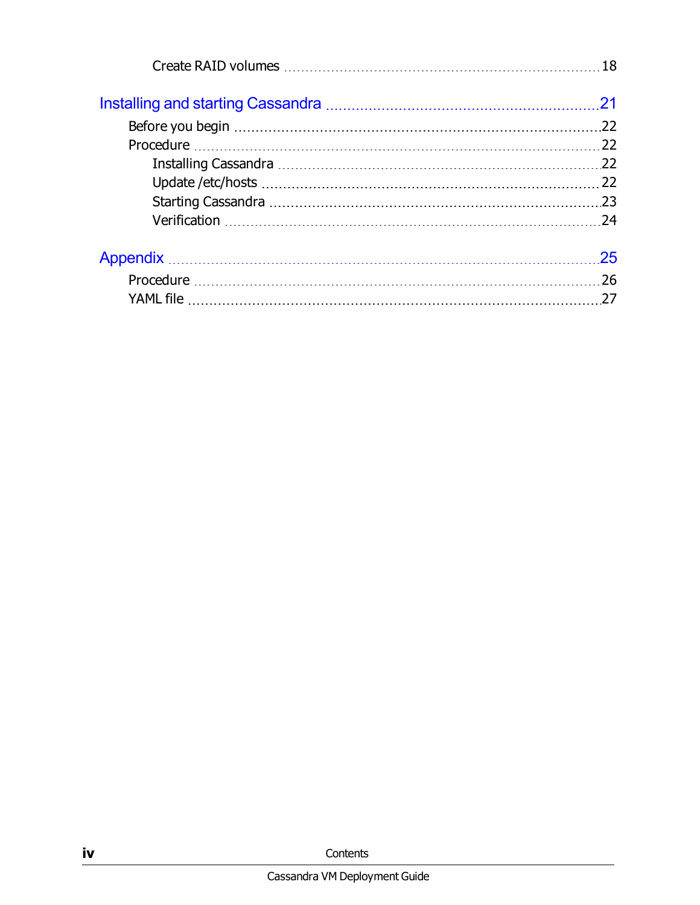Create RAID volumes ........ 18

Installing and starting Cassandra ........ 21

Before you begin ........ 22

Procedure ........ 22

Installing Cassandra ........ 22

Update /etc/hosts ........ 22

Starting Cassandra ........ 23

Verification ........ 24

Appendix ........ 25

Procedure ........ 26

YAML file ........ 27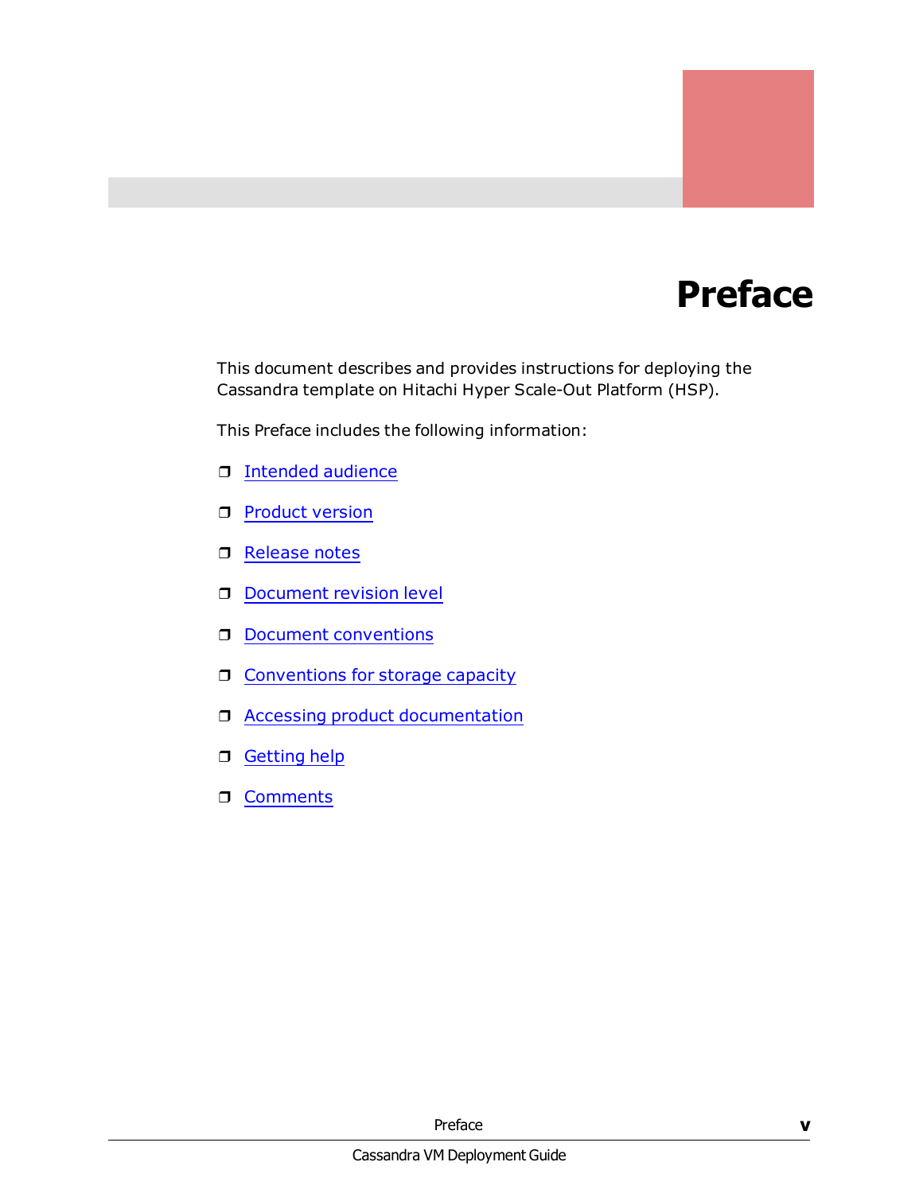# Preface

This document describes and provides instructions for deploying the Cassandra template on Hitachi Hyper Scale-Out Platform (HSP).

This Preface includes the following information:

- Intended audience
- Product version
- Release notes
- Document revision level
- Document conventions
- Conventions for storage capacity
- Accessing product documentation
- Getting help
- Comments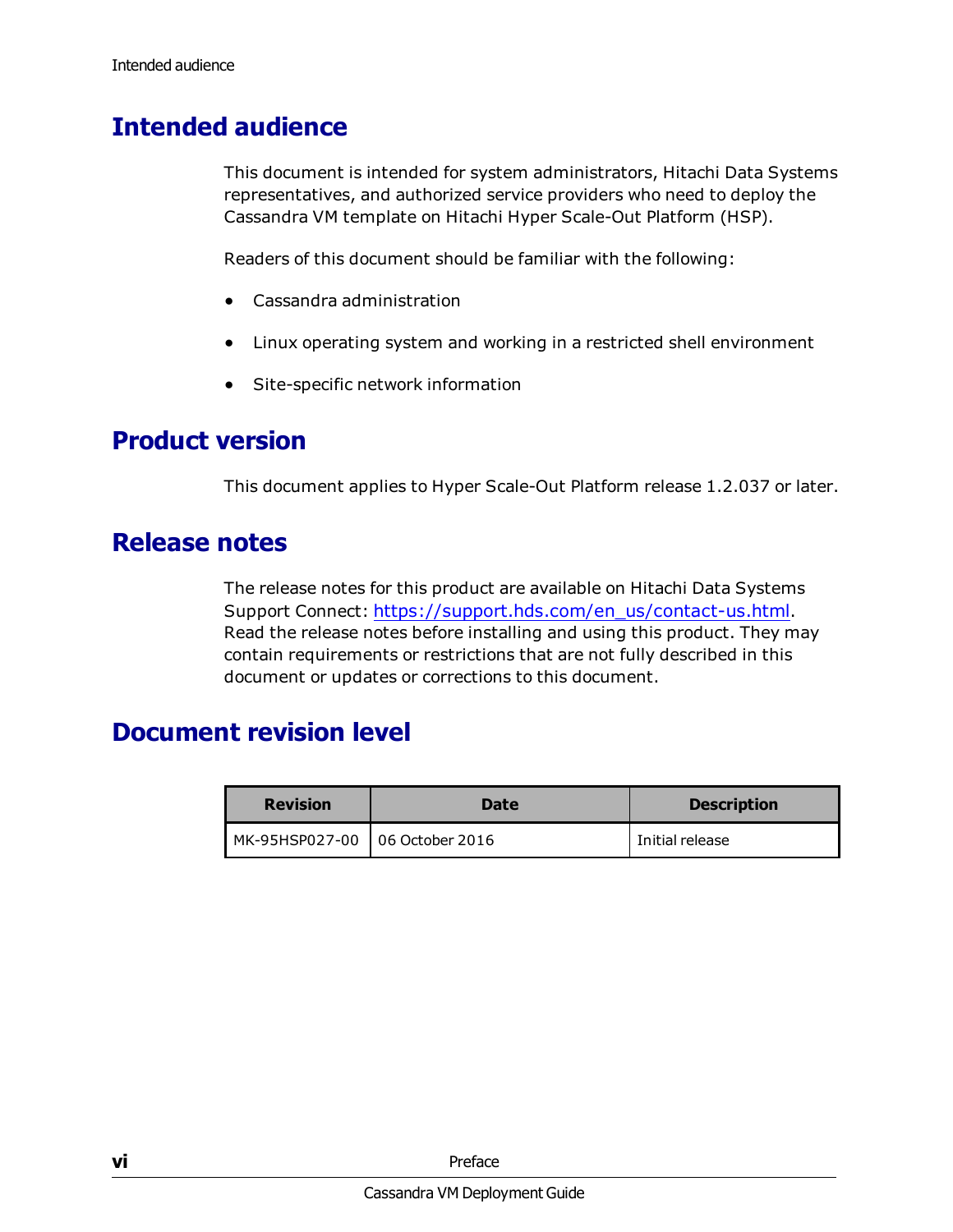## Intended audience

This document is intended for system administrators, Hitachi Data Systems representatives, and authorized service providers who need to deploy the Cassandra VM template on Hitachi Hyper Scale-Out Platform (HSP).

Readers of this document should be familiar with the following:

- Cassandra administration
- Linux operating system and working in a restricted shell environment
- Site-specific network information

## Product version

This document applies to Hyper Scale-Out Platform release 1.2.037 or later.

## Release notes

The release notes for this product are available on Hitachi Data Systems Support Connect: [https://support.hds.com/en_us/contact-us.html](https://support.hds.com/en_us/contact-us.html). Read the release notes before installing and using this product. They may contain requirements or restrictions that are not fully described in this document or updates or corrections to this document.

## Document revision level

| Revision | Date | Description |
|---|---|---|
| MK-95HSP027-00 | 06 October 2016 | Initial release |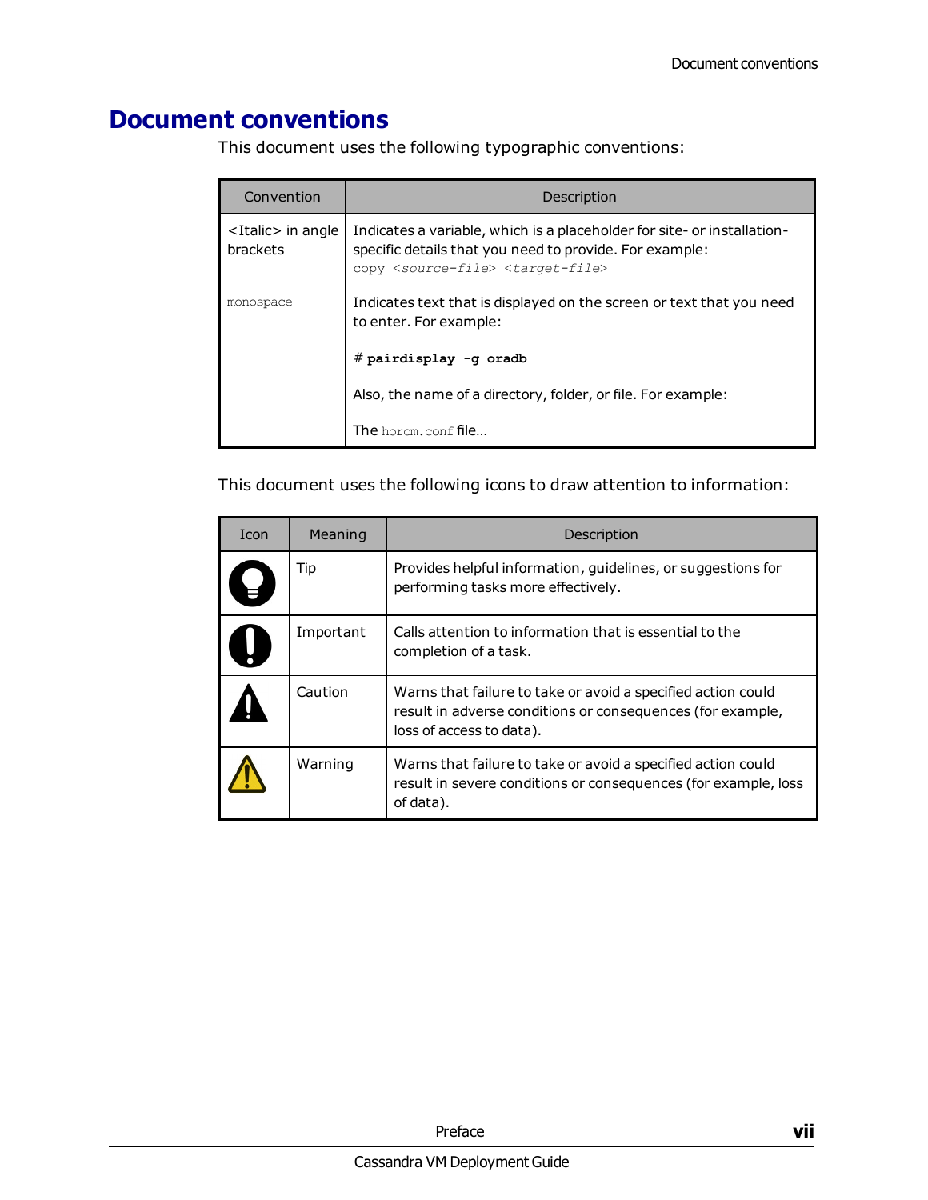# Document conventions

This document uses the following typographic conventions:

| Convention | Description |
| --- | --- |
| <Italic> in angle brackets | Indicates a variable, which is a placeholder for site- or installation-specific details that you need to provide. For example: `copy <source-file> <target-file>` |
| `monospace` | Indicates text that is displayed on the screen or text that you need to enter. For example: `# pairdisplay -g oradb` Also, the name of a directory, folder, or file. For example: The `horcm.conf` file… |

This document uses the following icons to draw attention to information:

| Icon | Meaning | Description |
| --- | --- | --- |
| | Tip | Provides helpful information, guidelines, or suggestions for performing tasks more effectively. |
| | Important | Calls attention to information that is essential to the completion of a task. |
| | Caution | Warns that failure to take or avoid a specified action could result in adverse conditions or consequences (for example, loss of access to data). |
| | Warning | Warns that failure to take or avoid a specified action could result in severe conditions or consequences (for example, loss of data). |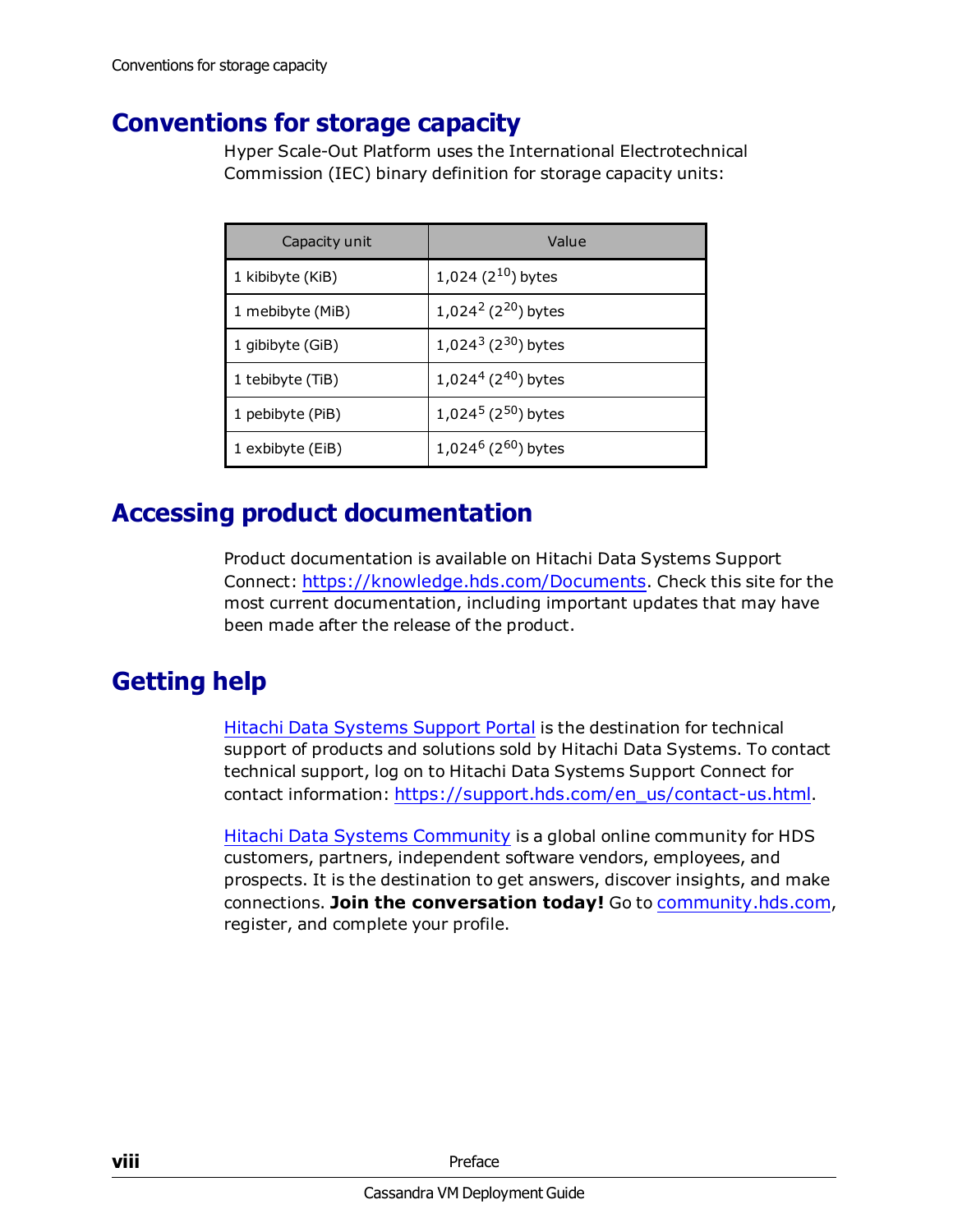## Conventions for storage capacity

Hyper Scale-Out Platform uses the International Electrotechnical Commission (IEC) binary definition for storage capacity units:

| Capacity unit | Value |
|---|---|
| 1 kibibyte (KiB) | 1,024 ($2^{10}$) bytes |
| 1 mebibyte (MiB) | $1,024^2$ ($2^{20}$) bytes |
| 1 gibibyte (GiB) | $1,024^3$ ($2^{30}$) bytes |
| 1 tebibyte (TiB) | $1,024^4$ ($2^{40}$) bytes |
| 1 pebibyte (PiB) | $1,024^5$ ($2^{50}$) bytes |
| 1 exbibyte (EiB) | $1,024^6$ ($2^{60}$) bytes |

## Accessing product documentation

Product documentation is available on Hitachi Data Systems Support Connect: https://knowledge.hds.com/Documents. Check this site for the most current documentation, including important updates that may have been made after the release of the product.

## Getting help

Hitachi Data Systems Support Portal is the destination for technical support of products and solutions sold by Hitachi Data Systems. To contact technical support, log on to Hitachi Data Systems Support Connect for contact information: https://support.hds.com/en_us/contact-us.html.

Hitachi Data Systems Community is a global online community for HDS customers, partners, independent software vendors, employees, and prospects. It is the destination to get answers, discover insights, and make connections. **Join the conversation today!** Go to community.hds.com, register, and complete your profile.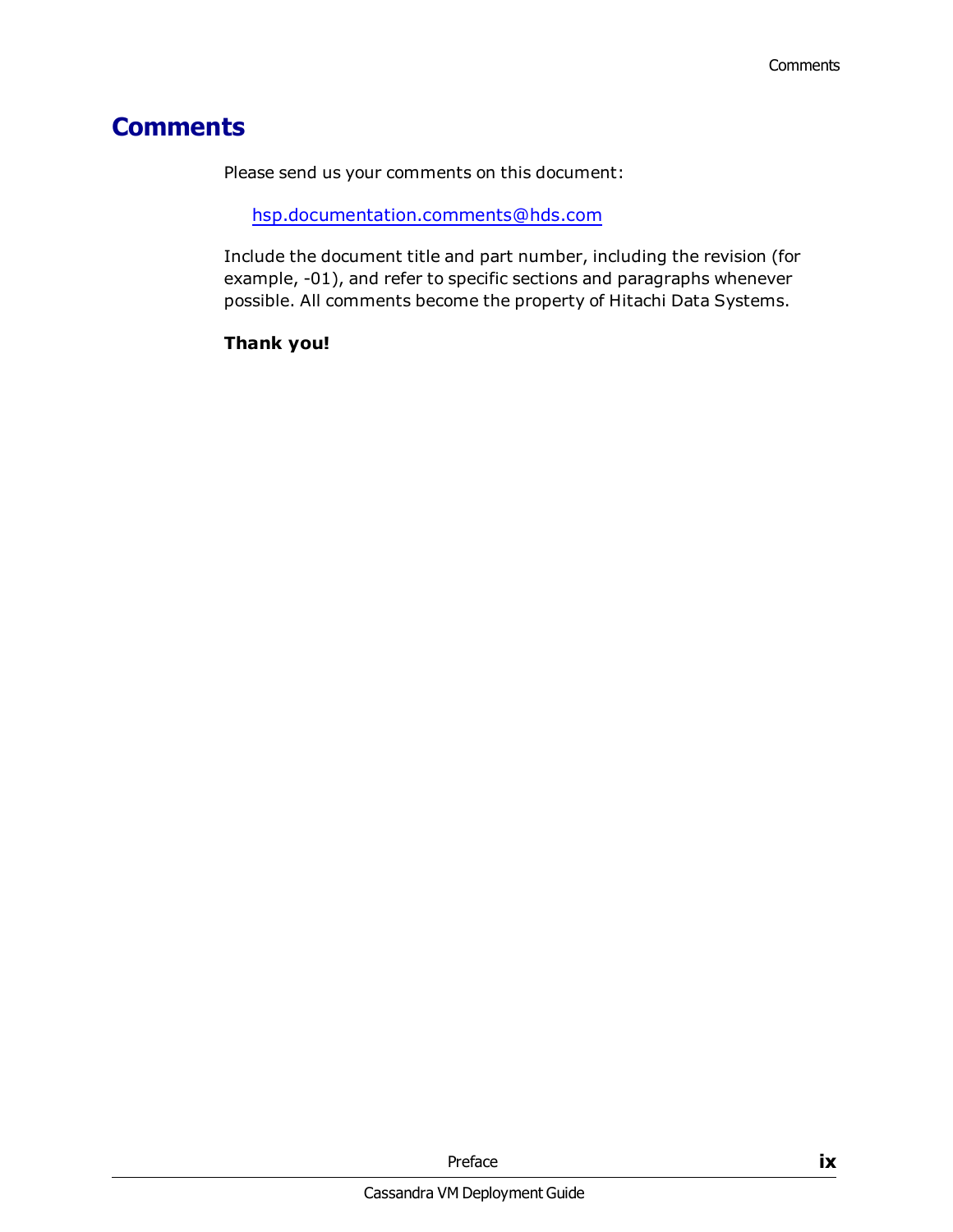# Comments

Please send us your comments on this document:

[hsp.documentation.comments@hds.com](mailto:hsp.documentation.comments@hds.com)

Include the document title and part number, including the revision (for example, -01), and refer to specific sections and paragraphs whenever possible. All comments become the property of Hitachi Data Systems.

**Thank you!**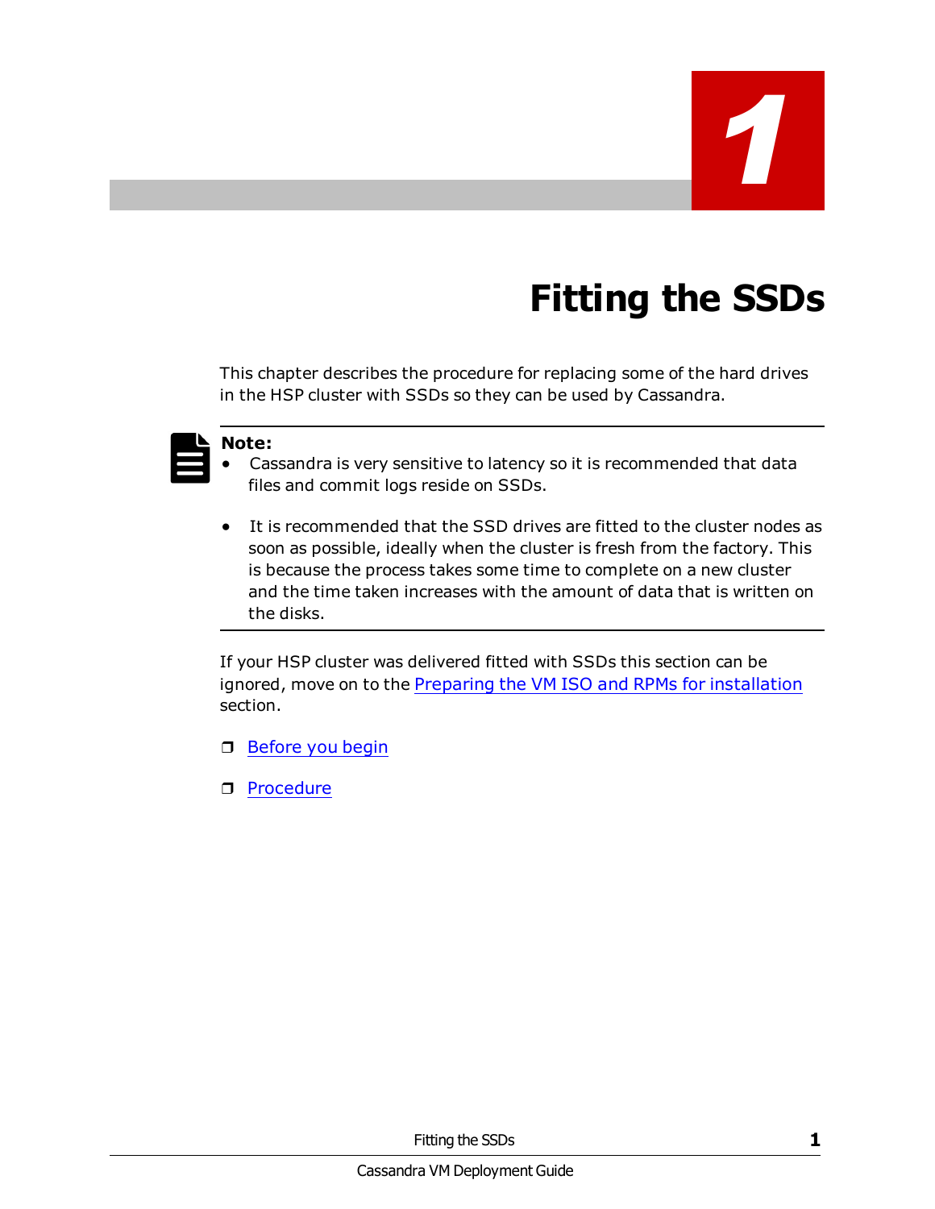# 1

# Fitting the SSDs

This chapter describes the procedure for replacing some of the hard drives in the HSP cluster with SSDs so they can be used by Cassandra.

**Note:**

- Cassandra is very sensitive to latency so it is recommended that data files and commit logs reside on SSDs.
- It is recommended that the SSD drives are fitted to the cluster nodes as soon as possible, ideally when the cluster is fresh from the factory. This is because the process takes some time to complete on a new cluster and the time taken increases with the amount of data that is written on the disks.

If your HSP cluster was delivered fitted with SSDs this section can be ignored, move on to the Preparing the VM ISO and RPMs for installation section.

- ❒ Before you begin
- ❒ Procedure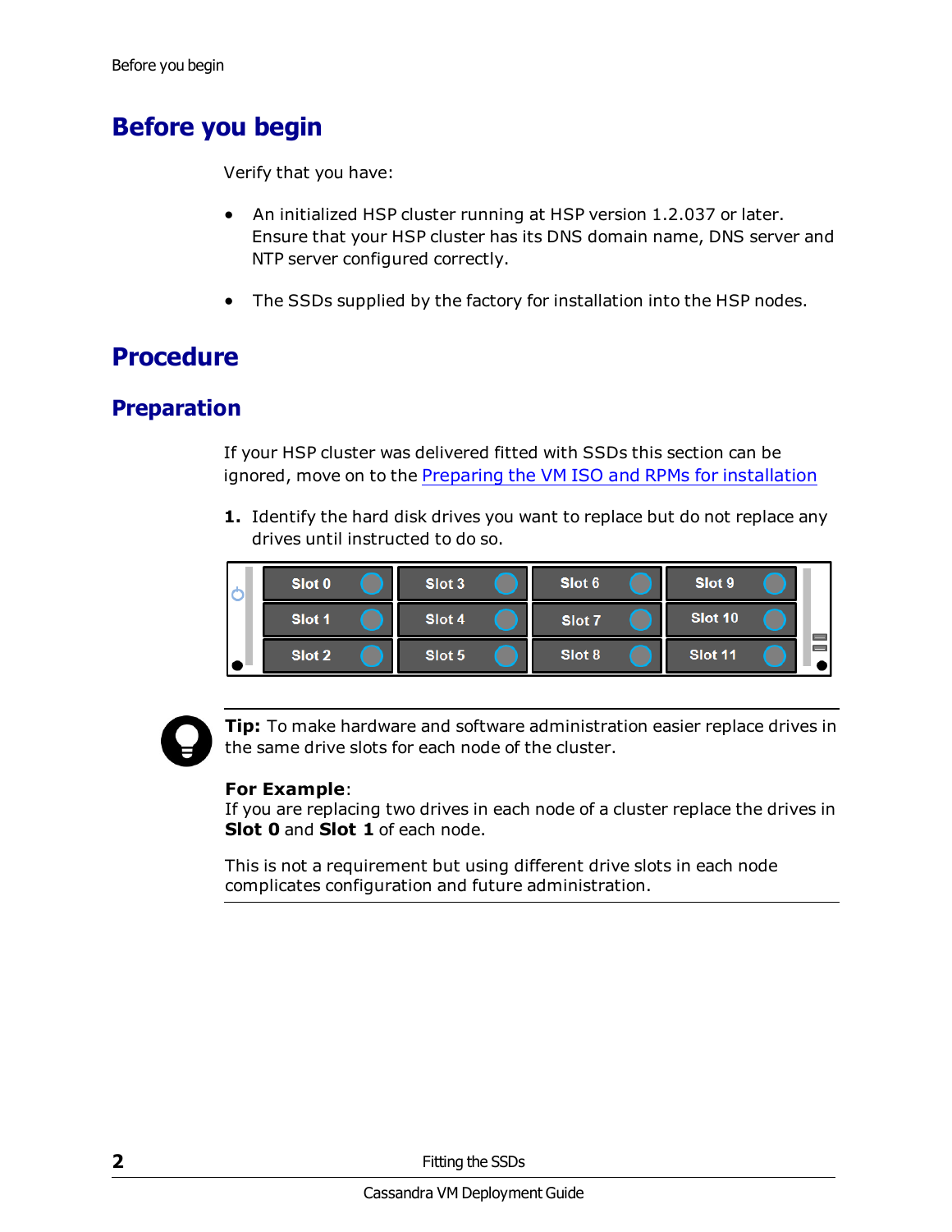# Before you begin

Verify that you have:

- An initialized HSP cluster running at HSP version 1.2.037 or later. Ensure that your HSP cluster has its DNS domain name, DNS server and NTP server configured correctly.
- The SSDs supplied by the factory for installation into the HSP nodes.

# Procedure

## Preparation

If your HSP cluster was delivered fitted with SSDs this section can be ignored, move on to the Preparing the VM ISO and RPMs for installation

1. Identify the hard disk drives you want to replace but do not replace any drives until instructed to do so.

| Slot 0 | Slot 3 | Slot 6 | Slot 9 |
|---|---|---|---|
| Slot 1 | Slot 4 | Slot 7 | Slot 10 |
| Slot 2 | Slot 5 | Slot 8 | Slot 11 |

**Tip:** To make hardware and software administration easier replace drives in the same drive slots for each node of the cluster.

**For Example**:
If you are replacing two drives in each node of a cluster replace the drives in **Slot 0** and **Slot 1** of each node.

This is not a requirement but using different drive slots in each node complicates configuration and future administration.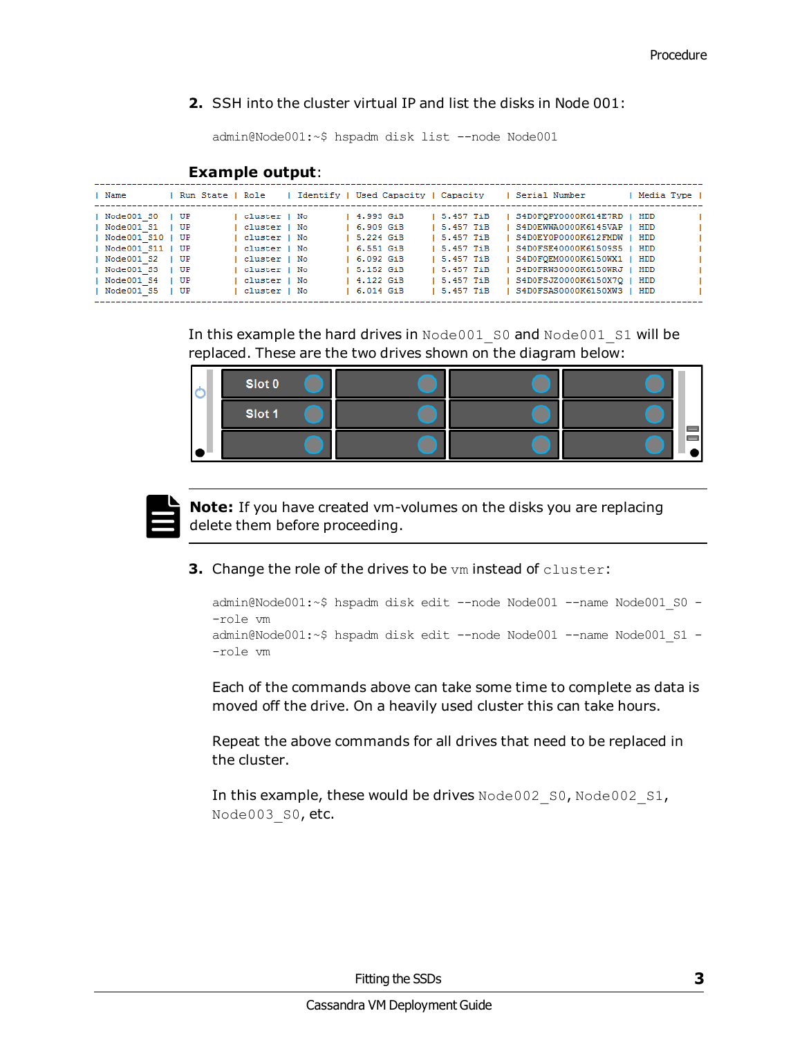2. SSH into the cluster virtual IP and list the disks in Node 001:

```
admin@Node001:~$ hspadm disk list --node Node001
```

**Example output**:

| Name | Run State | Role | Identify | Used Capacity | Capacity | Serial Number | Media Type |
|---|---|---|---|---|---|---|---|
| Node001_S0 | UP | cluster | No | 4.993 GiB | 5.457 TiB | S4D0FQFY0000K614E7RD | HDD |
| Node001_S1 | UP | cluster | No | 6.909 GiB | 5.457 TiB | S4D0EWWA0000K6145VAP | HDD |
| Node001_S10 | UP | cluster | No | 5.224 GiB | 5.457 TiB | S4D0EY0P0000K612FMDW | HDD |
| Node001_S11 | UP | cluster | No | 6.551 GiB | 5.457 TiB | S4D0FSE40000K61509S5 | HDD |
| Node001_S2 | UP | cluster | No | 6.092 GiB | 5.457 TiB | S4D0FQEM0000K6150WX1 | HDD |
| Node001_S3 | UP | cluster | No | 5.152 GiB | 5.457 TiB | S4D0FRW30000K6150WRJ | HDD |
| Node001_S4 | UP | cluster | No | 4.122 GiB | 5.457 TiB | S4D0FSJZ0000K6150X7Q | HDD |
| Node001_S5 | UP | cluster | No | 6.014 GiB | 5.457 TiB | S4D0FSAS0000K6150XW3 | HDD |

In this example the hard drives in Node001_S0 and Node001_S1 will be replaced. These are the two drives shown on the diagram below:

Slot 0

Slot 1

**Note:** If you have created vm-volumes on the disks you are replacing delete them before proceeding.

3. Change the role of the drives to be vm instead of cluster:

```
admin@Node001:~$ hspadm disk edit --node Node001 --name Node001_S0 --role vm
admin@Node001:~$ hspadm disk edit --node Node001 --name Node001_S1 --role vm
```

Each of the commands above can take some time to complete as data is moved off the drive. On a heavily used cluster this can take hours.

Repeat the above commands for all drives that need to be replaced in the cluster.

In this example, these would be drives Node002_S0, Node002_S1, Node003_S0, etc.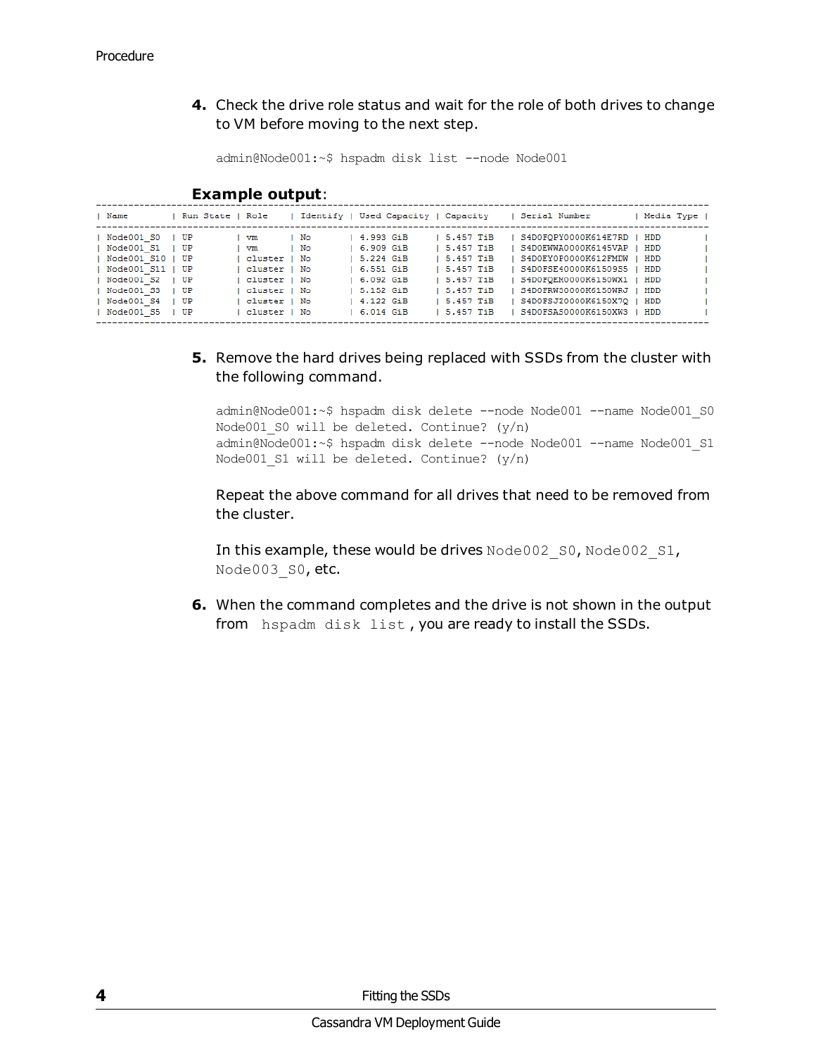4. Check the drive role status and wait for the role of both drives to change to VM before moving to the next step.

```
admin@Node001:~$ hspadm disk list --node Node001
```

**Example output**:

| Name | Run State | Role | Identify | Used Capacity | Capacity | Serial Number | Media Type |
|---|---|---|---|---|---|---|---|
| Node001_S0 | UP | vm | No | 4.993 GiB | 5.457 TiB | S4D0FQPY0000K614E7RD | HDD |
| Node001_S1 | UP | vm | No | 6.909 GiB | 5.457 TiB | S4D0EWWA0000K6145VAP | HDD |
| Node001_S10 | UP | cluster | No | 5.224 GiB | 5.457 TiB | S4D0EY0F0000K612FMDW | HDD |
| Node001_S11 | UP | cluster | No | 6.551 GiB | 5.457 TiB | S4D0FSE40000K61509S5 | HDD |
| Node001_S2 | UP | cluster | No | 6.092 GiB | 5.457 TiB | S4D0FQEM0000K6150WX1 | HDD |
| Node001_S3 | UP | cluster | No | 5.152 GiB | 5.457 TiB | S4D0FRW30000K6150WRJ | HDD |
| Node001_S4 | UP | cluster | No | 4.122 GiB | 5.457 TiB | S4D0FSJZ0000K6150X7Q | HDD |
| Node001_S5 | UP | cluster | No | 6.014 GiB | 5.457 TiB | S4D0FSAS0000K6150XW3 | HDD |

5. Remove the hard drives being replaced with SSDs from the cluster with the following command.

```
admin@Node001:~$ hspadm disk delete --node Node001 --name Node001_S0
Node001_S0 will be deleted. Continue? (y/n)
admin@Node001:~$ hspadm disk delete --node Node001 --name Node001_S1
Node001_S1 will be deleted. Continue? (y/n)
```

   Repeat the above command for all drives that need to be removed from the cluster.

   In this example, these would be drives `Node002_S0`, `Node002_S1`, `Node003_S0`, etc.

6. When the command completes and the drive is not shown in the output from `hspadm disk list`, you are ready to install the SSDs.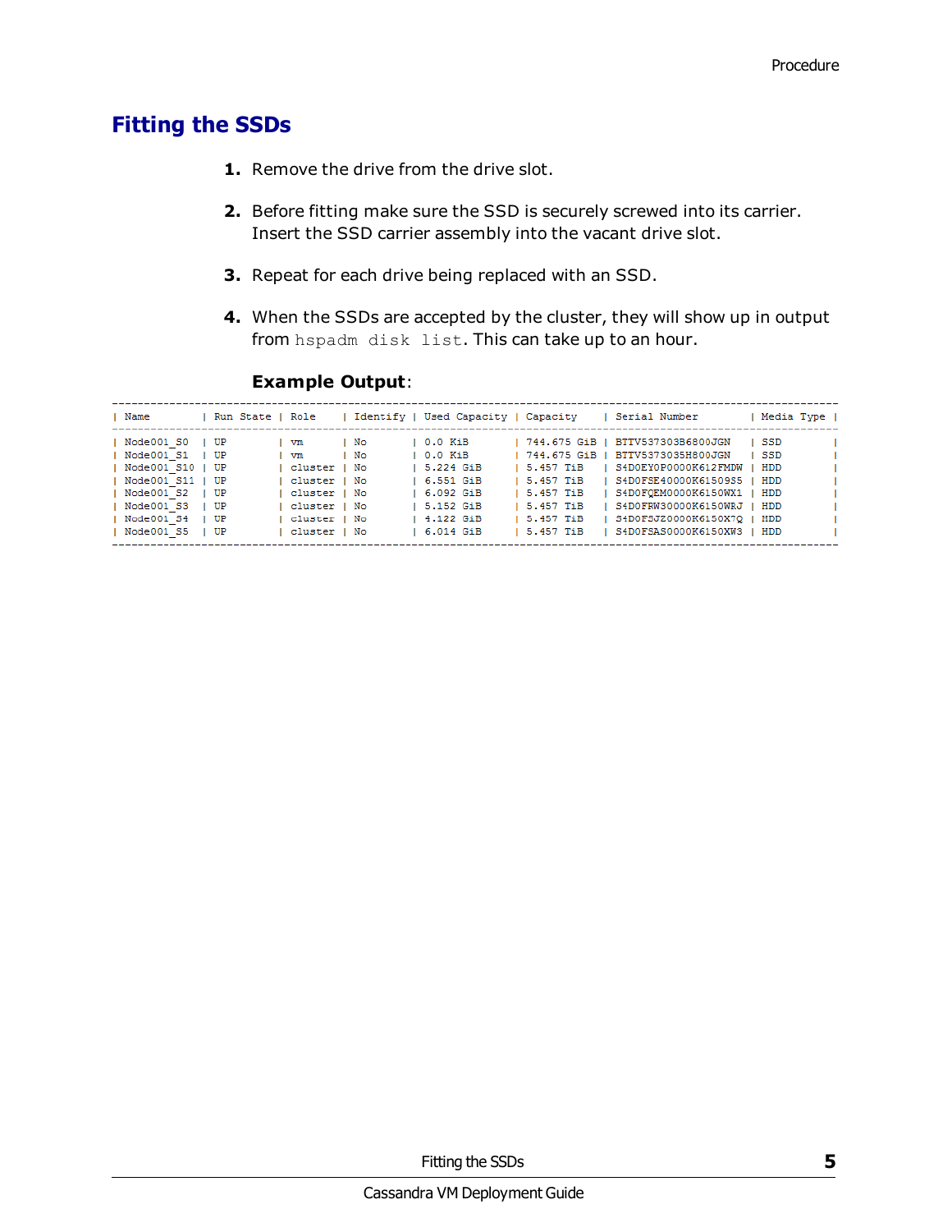## Fitting the SSDs

1. Remove the drive from the drive slot.

2. Before fitting make sure the SSD is securely screwed into its carrier. Insert the SSD carrier assembly into the vacant drive slot.

3. Repeat for each drive being replaced with an SSD.

4. When the SSDs are accepted by the cluster, they will show up in output from `hspadm disk list`. This can take up to an hour.

**Example Output**:

```
-------------------------------------------------------------------------------------------------------------------------
| Name         | Run State | Role      | Identify | Used Capacity | Capacity    | Serial Number         | Media Type |
-------------------------------------------------------------------------------------------------------------------------
| Node001_S0   | UP        | vm        | No       | 0.0 KiB       | 744.675 GiB | BTTV537303B6800JGN    | SSD        |
| Node001_S1   | UP        | vm        | No       | 0.0 KiB       | 744.675 GiB | BTTV5373035H800JGN    | SSD        |
| Node001_S10  | UP        | cluster   | No       | 5.224 GiB     | 5.457 TiB   | S4D0EY0P0000K612FMDW  | HDD        |
| Node001_S11  | UP        | cluster   | No       | 6.551 GiB     | 5.457 TiB   | S4D0FSE40000K61509S5  | HDD        |
| Node001_S2   | UP        | cluster   | No       | 6.092 GiB     | 5.457 TiB   | S4D0FQEM0000K6150WX1  | HDD        |
| Node001_S3   | UP        | cluster   | No       | 5.152 GiB     | 5.457 TiB   | S4D0FRW30000K6150WRJ  | HDD        |
| Node001_S4   | UP        | cluster   | No       | 4.122 GiB     | 5.457 TiB   | S4D0FSJZ0000K6150X7Q  | HDD        |
| Node001_S5   | UP        | cluster   | No       | 6.014 GiB     | 5.457 TiB   | S4D0FSAS0000K6150XW3  | HDD        |
-------------------------------------------------------------------------------------------------------------------------
```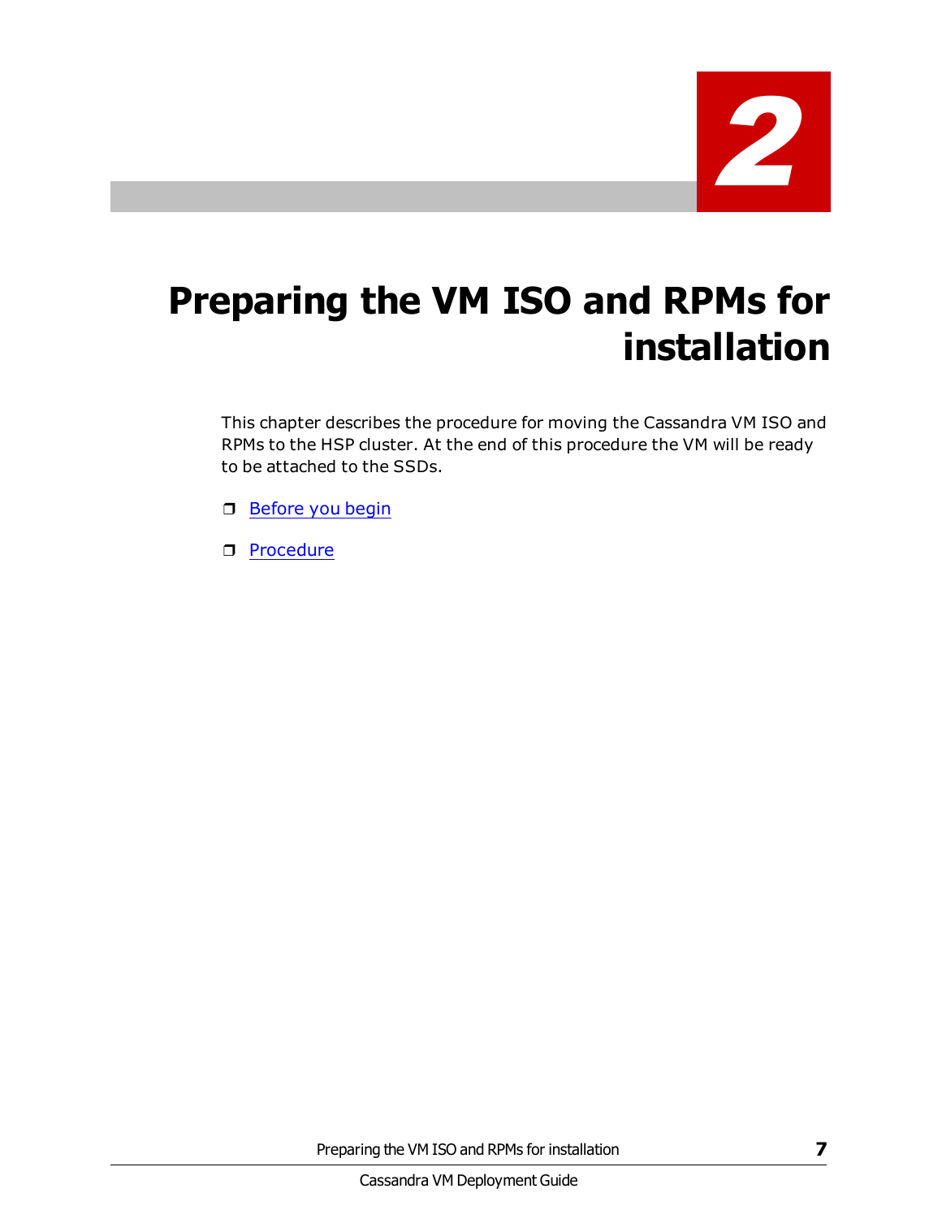# 2

# Preparing the VM ISO and RPMs for installation

This chapter describes the procedure for moving the Cassandra VM ISO and RPMs to the HSP cluster. At the end of this procedure the VM will be ready to be attached to the SSDs.

- Before you begin
- Procedure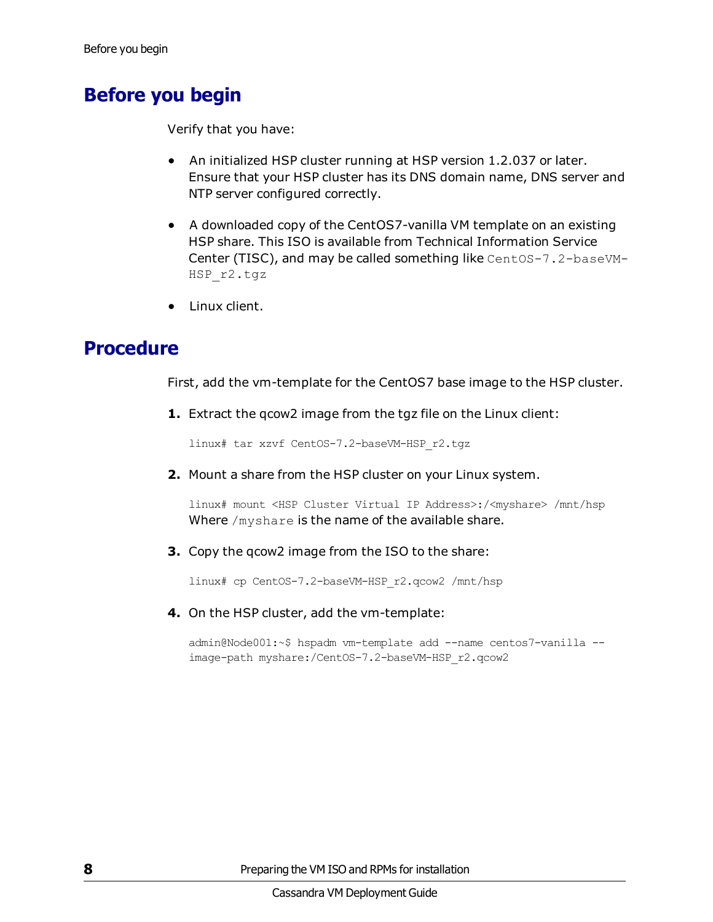## Before you begin

Verify that you have:

- An initialized HSP cluster running at HSP version 1.2.037 or later. Ensure that your HSP cluster has its DNS domain name, DNS server and NTP server configured correctly.
- A downloaded copy of the CentOS7-vanilla VM template on an existing HSP share. This ISO is available from Technical Information Service Center (TISC), and may be called something like `CentOS-7.2-baseVM-HSP_r2.tgz`
- Linux client.

## Procedure

First, add the vm-template for the CentOS7 base image to the HSP cluster.

1. Extract the qcow2 image from the tgz file on the Linux client:

```
linux# tar xzvf CentOS-7.2-baseVM-HSP_r2.tgz
```

2. Mount a share from the HSP cluster on your Linux system.

```
linux# mount <HSP Cluster Virtual IP Address>:/<myshare> /mnt/hsp
```

Where `/myshare` is the name of the available share.

3. Copy the qcow2 image from the ISO to the share:

```
linux# cp CentOS-7.2-baseVM-HSP_r2.qcow2 /mnt/hsp
```

4. On the HSP cluster, add the vm-template:

```
admin@Node001:~$ hspadm vm-template add --name centos7-vanilla --
image-path myshare:/CentOS-7.2-baseVM-HSP_r2.qcow2
```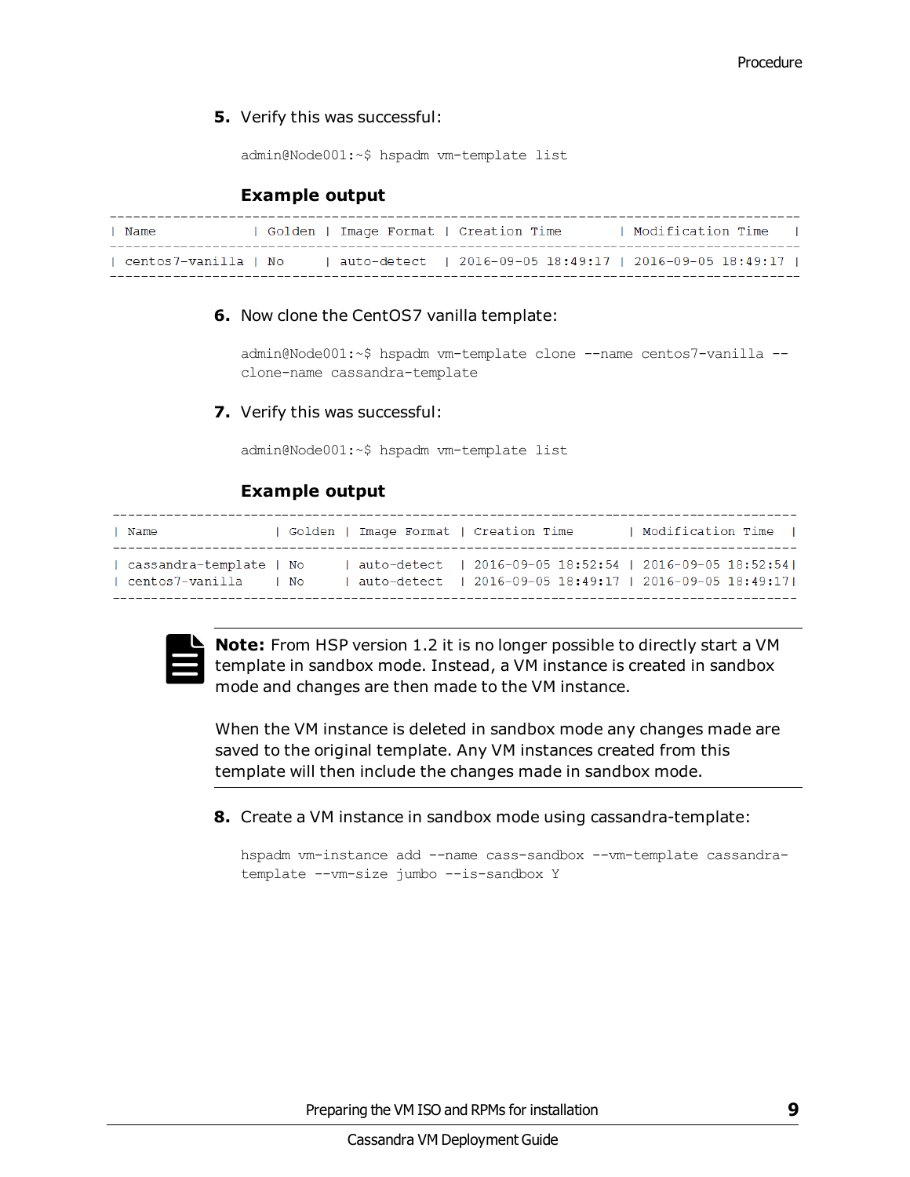5. Verify this was successful:

```
admin@Node001:~$ hspadm vm-template list
```

**Example output**

```
-------------------------------------------------------------------------------------
| Name           | Golden | Image Format | Creation Time       | Modification Time   |
-------------------------------------------------------------------------------------
| centos7-vanilla | No    | auto-detect  | 2016-09-05 18:49:17 | 2016-09-05 18:49:17 |
-------------------------------------------------------------------------------------
```

6. Now clone the CentOS7 vanilla template:

```
admin@Node001:~$ hspadm vm-template clone --name centos7-vanilla --
clone-name cassandra-template
```

7. Verify this was successful:

```
admin@Node001:~$ hspadm vm-template list
```

**Example output**

```
-------------------------------------------------------------------------------------
| Name               | Golden | Image Format | Creation Time       | Modification Time   |
-------------------------------------------------------------------------------------
| cassandra-template | No     | auto-detect  | 2016-09-05 18:52:54 | 2016-09-05 18:52:54|
| centos7-vanilla    | No     | auto-detect  | 2016-09-05 18:49:17 | 2016-09-05 18:49:17|
-------------------------------------------------------------------------------------
```

**Note:** From HSP version 1.2 it is no longer possible to directly start a VM template in sandbox mode. Instead, a VM instance is created in sandbox mode and changes are then made to the VM instance.

When the VM instance is deleted in sandbox mode any changes made are saved to the original template. Any VM instances created from this template will then include the changes made in sandbox mode.

8. Create a VM instance in sandbox mode using cassandra-template:

```
hspadm vm-instance add --name cass-sandbox --vm-template cassandra-
template --vm-size jumbo --is-sandbox Y
```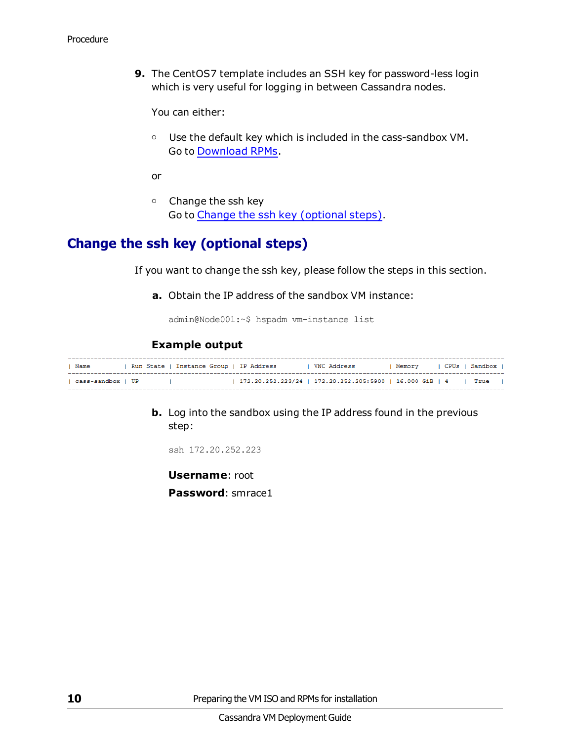9. The CentOS7 template includes an SSH key for password-less login which is very useful for logging in between Cassandra nodes.

   You can either:

   - Use the default key which is included in the cass-sandbox VM.
     Go to Download RPMs.

   or

   - Change the ssh key
     Go to Change the ssh key (optional steps).

## Change the ssh key (optional steps)

If you want to change the ssh key, please follow the steps in this section.

a. Obtain the IP address of the sandbox VM instance:

```
admin@Node001:~$ hspadm vm-instance list
```

**Example output**

```
---------------------------------------------------------------------------------------------------------------------------
| Name         | Run State | Instance Group | IP Address         | VNC Address          | Memory      | CPUs | Sandbox |
---------------------------------------------------------------------------------------------------------------------------
| cass-sandbox | UP        |                | 172.20.252.223/24  | 172.20.252.205:5900  | 16.000 GiB  | 4    | True    |
---------------------------------------------------------------------------------------------------------------------------
```

b. Log into the sandbox using the IP address found in the previous step:

```
ssh 172.20.252.223
```

**Username**: root

**Password**: smrace1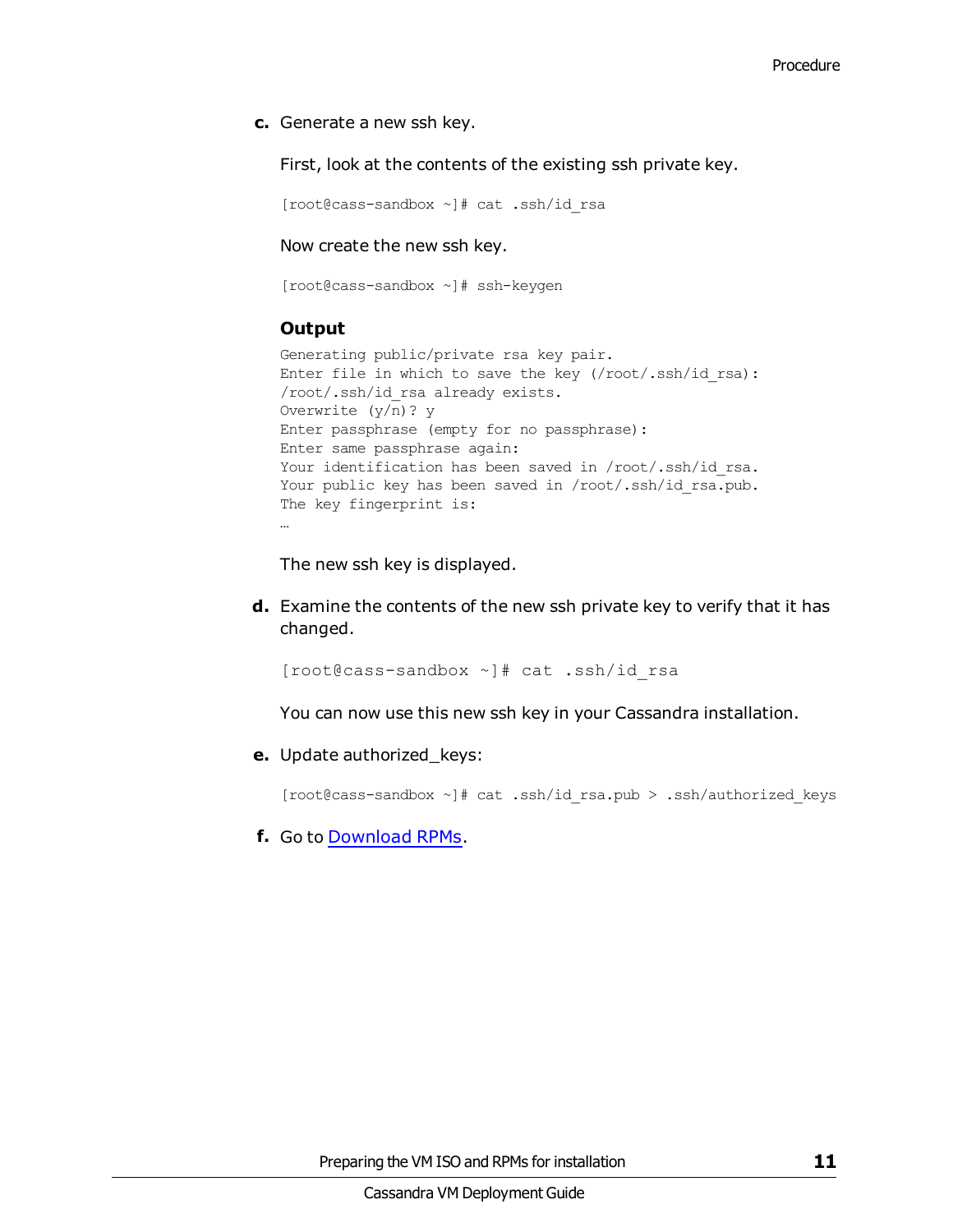c. Generate a new ssh key.

   First, look at the contents of the existing ssh private key.

   ```
   [root@cass-sandbox ~]# cat .ssh/id_rsa
   ```

   Now create the new ssh key.

   ```
   [root@cass-sandbox ~]# ssh-keygen
   ```

   **Output**

   ```
   Generating public/private rsa key pair.
   Enter file in which to save the key (/root/.ssh/id_rsa):
   /root/.ssh/id_rsa already exists.
   Overwrite (y/n)? y
   Enter passphrase (empty for no passphrase):
   Enter same passphrase again:
   Your identification has been saved in /root/.ssh/id_rsa.
   Your public key has been saved in /root/.ssh/id_rsa.pub.
   The key fingerprint is:
   …
   ```

   The new ssh key is displayed.

d. Examine the contents of the new ssh private key to verify that it has changed.

   ```
   [root@cass-sandbox ~]# cat .ssh/id_rsa
   ```

   You can now use this new ssh key in your Cassandra installation.

e. Update authorized_keys:

   ```
   [root@cass-sandbox ~]# cat .ssh/id_rsa.pub > .ssh/authorized_keys
   ```

f. Go to Download RPMs.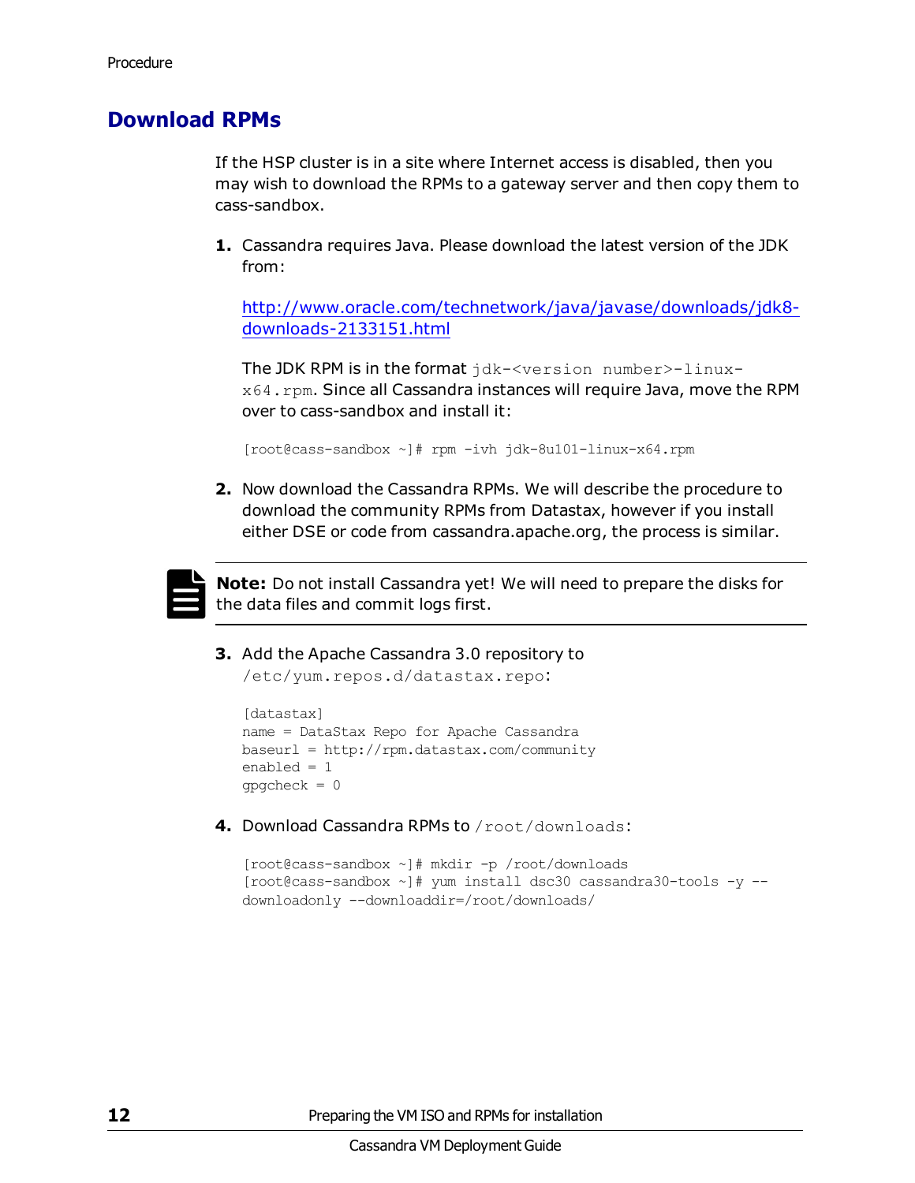Procedure

## Download RPMs

If the HSP cluster is in a site where Internet access is disabled, then you may wish to download the RPMs to a gateway server and then copy them to cass-sandbox.

1. Cassandra requires Java. Please download the latest version of the JDK from:

   [http://www.oracle.com/technetwork/java/javase/downloads/jdk8-downloads-2133151.html](http://www.oracle.com/technetwork/java/javase/downloads/jdk8-downloads-2133151.html)

   The JDK RPM is in the format `jdk-<version number>-linux-x64.rpm`. Since all Cassandra instances will require Java, move the RPM over to cass-sandbox and install it:

   ```
   [root@cass-sandbox ~]# rpm -ivh jdk-8u101-linux-x64.rpm
   ```

2. Now download the Cassandra RPMs. We will describe the procedure to download the community RPMs from Datastax, however if you install either DSE or code from cassandra.apache.org, the process is similar.

> **Note:** Do not install Cassandra yet! We will need to prepare the disks for the data files and commit logs first.

3. Add the Apache Cassandra 3.0 repository to `/etc/yum.repos.d/datastax.repo`:

   ```
   [datastax]
   name = DataStax Repo for Apache Cassandra
   baseurl = http://rpm.datastax.com/community
   enabled = 1
   gpgcheck = 0
   ```

4. Download Cassandra RPMs to `/root/downloads`:

   ```
   [root@cass-sandbox ~]# mkdir -p /root/downloads
   [root@cass-sandbox ~]# yum install dsc30 cassandra30-tools -y --
   downloadonly --downloaddir=/root/downloads/
   ```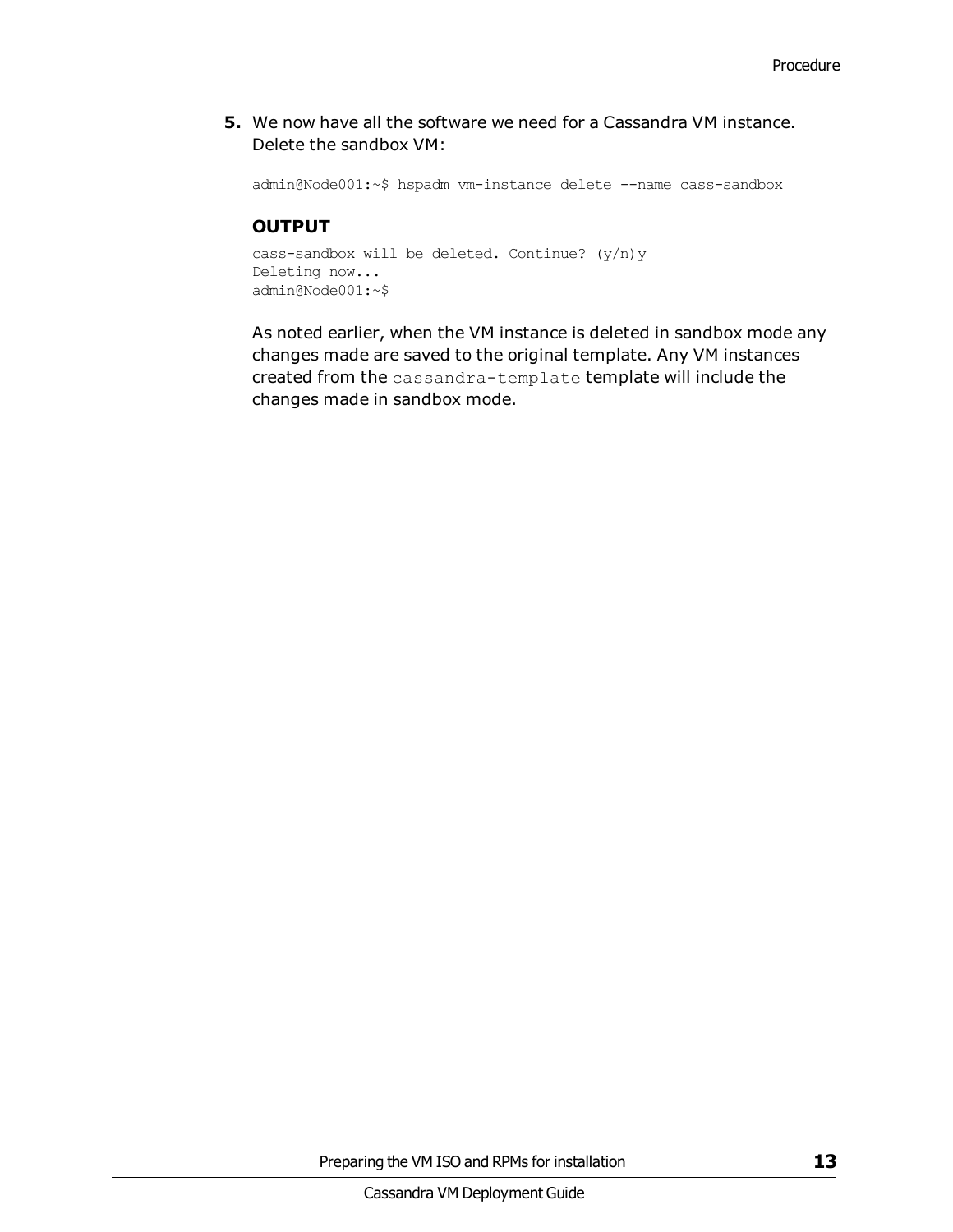5. We now have all the software we need for a Cassandra VM instance. Delete the sandbox VM:

```
admin@Node001:~$ hspadm vm-instance delete --name cass-sandbox
```

**OUTPUT**

```
cass-sandbox will be deleted. Continue? (y/n)y
Deleting now...
admin@Node001:~$
```

As noted earlier, when the VM instance is deleted in sandbox mode any changes made are saved to the original template. Any VM instances created from the `cassandra-template` template will include the changes made in sandbox mode.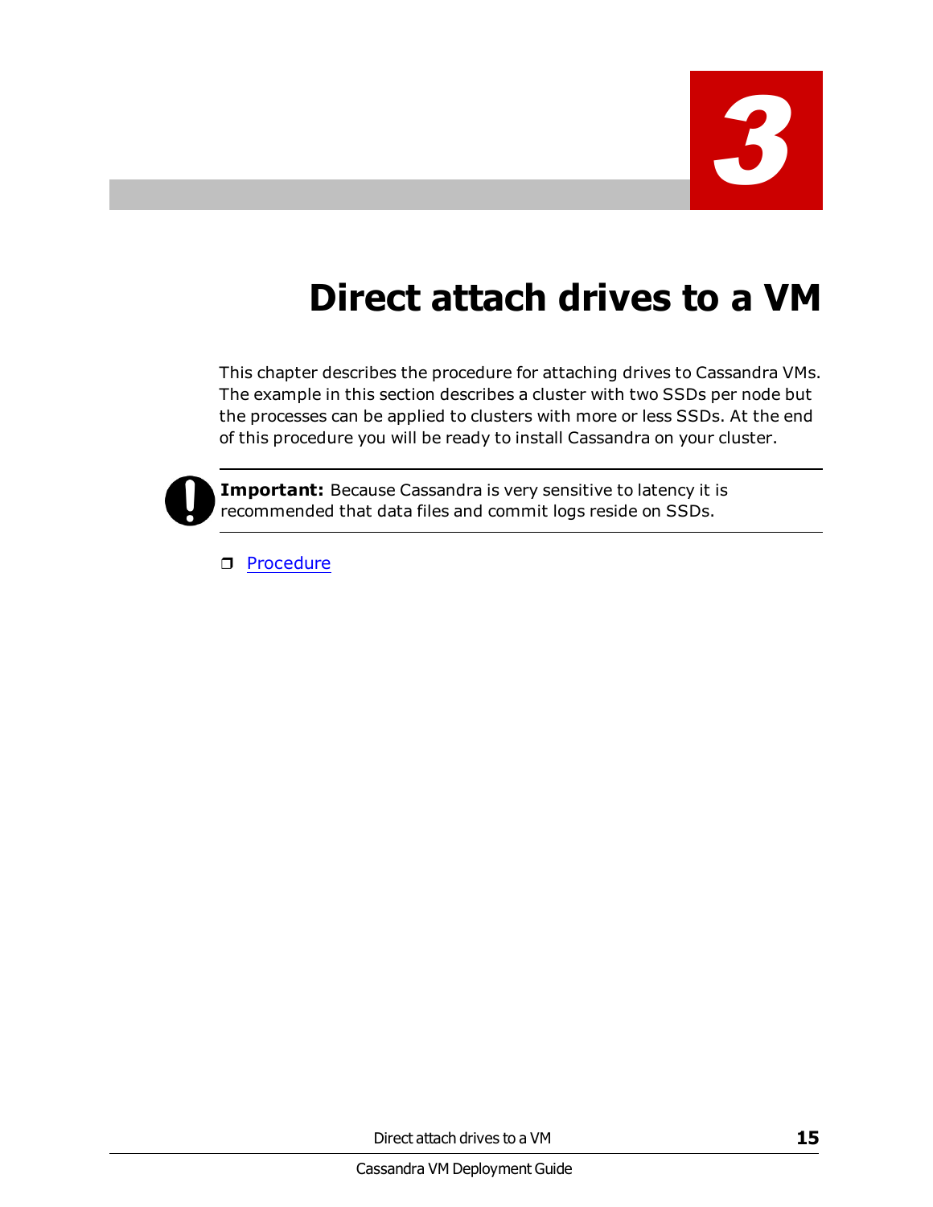# 3 Direct attach drives to a VM

This chapter describes the procedure for attaching drives to Cassandra VMs. The example in this section describes a cluster with two SSDs per node but the processes can be applied to clusters with more or less SSDs. At the end of this procedure you will be ready to install Cassandra on your cluster.

> **Important:** Because Cassandra is very sensitive to latency it is recommended that data files and commit logs reside on SSDs.

- Procedure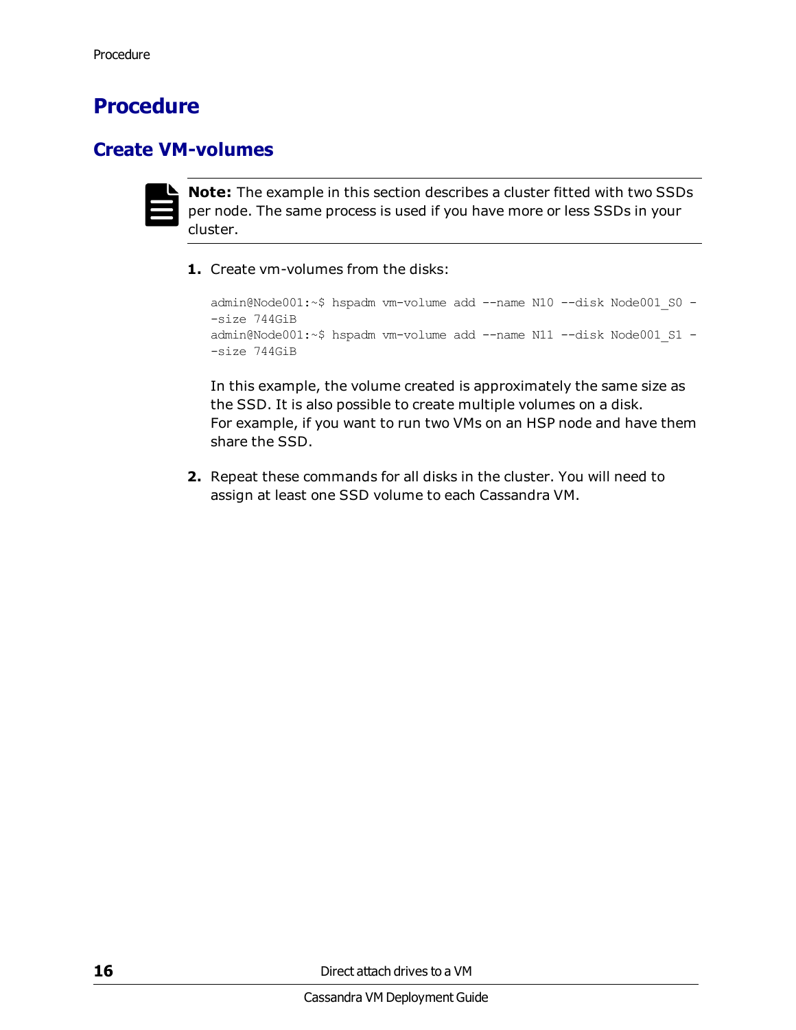# Procedure

## Create VM-volumes

**Note:** The example in this section describes a cluster fitted with two SSDs per node. The same process is used if you have more or less SSDs in your cluster.

1. Create vm-volumes from the disks:

   ```
   admin@Node001:~$ hspadm vm-volume add --name N10 --disk Node001_S0 --size 744GiB
   admin@Node001:~$ hspadm vm-volume add --name N11 --disk Node001_S1 --size 744GiB
   ```

   In this example, the volume created is approximately the same size as the SSD. It is also possible to create multiple volumes on a disk. For example, if you want to run two VMs on an HSP node and have them share the SSD.

2. Repeat these commands for all disks in the cluster. You will need to assign at least one SSD volume to each Cassandra VM.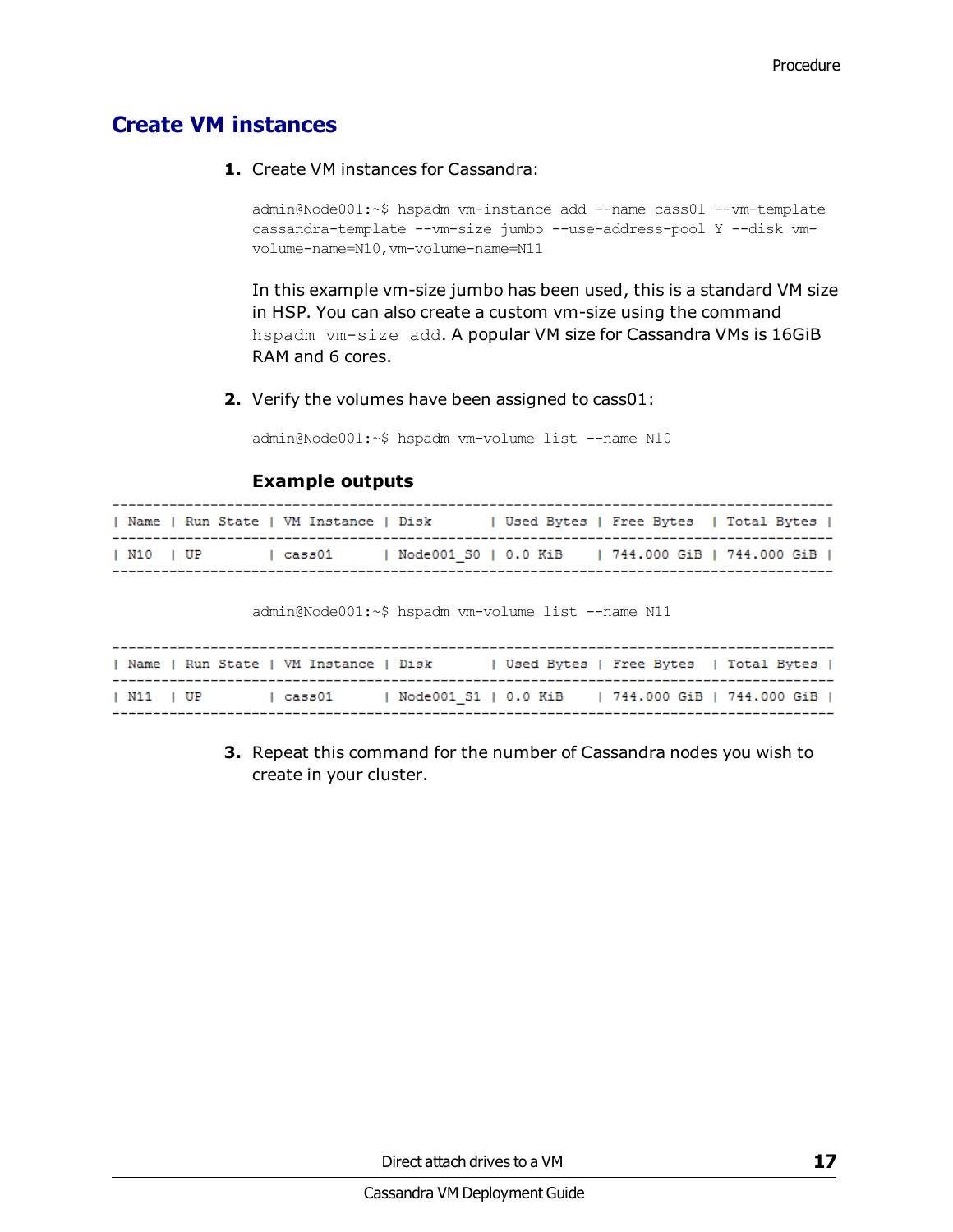## Create VM instances

1. Create VM instances for Cassandra:

```
admin@Node001:~$ hspadm vm-instance add --name cass01 --vm-template
cassandra-template --vm-size jumbo --use-address-pool Y --disk vm-
volume-name=N10,vm-volume-name=N11
```

   In this example vm-size jumbo has been used, this is a standard VM size in HSP. You can also create a custom vm-size using the command `hspadm vm-size add`. A popular VM size for Cassandra VMs is 16GiB RAM and 6 cores.

2. Verify the volumes have been assigned to cass01:

```
admin@Node001:~$ hspadm vm-volume list --name N10
```

**Example outputs**

```
------------------------------------------------------------------------------------------
| Name | Run State | VM Instance | Disk       | Used Bytes | Free Bytes  | Total Bytes |
------------------------------------------------------------------------------------------
| N10  | UP        | cass01      | Node001_S0 | 0.0 KiB    | 744.000 GiB | 744.000 GiB |
------------------------------------------------------------------------------------------
```

```
admin@Node001:~$ hspadm vm-volume list --name N11
```

```
------------------------------------------------------------------------------------------
| Name | Run State | VM Instance | Disk       | Used Bytes | Free Bytes  | Total Bytes |
------------------------------------------------------------------------------------------
| N11  | UP        | cass01      | Node001_S1 | 0.0 KiB    | 744.000 GiB | 744.000 GiB |
------------------------------------------------------------------------------------------
```

3. Repeat this command for the number of Cassandra nodes you wish to create in your cluster.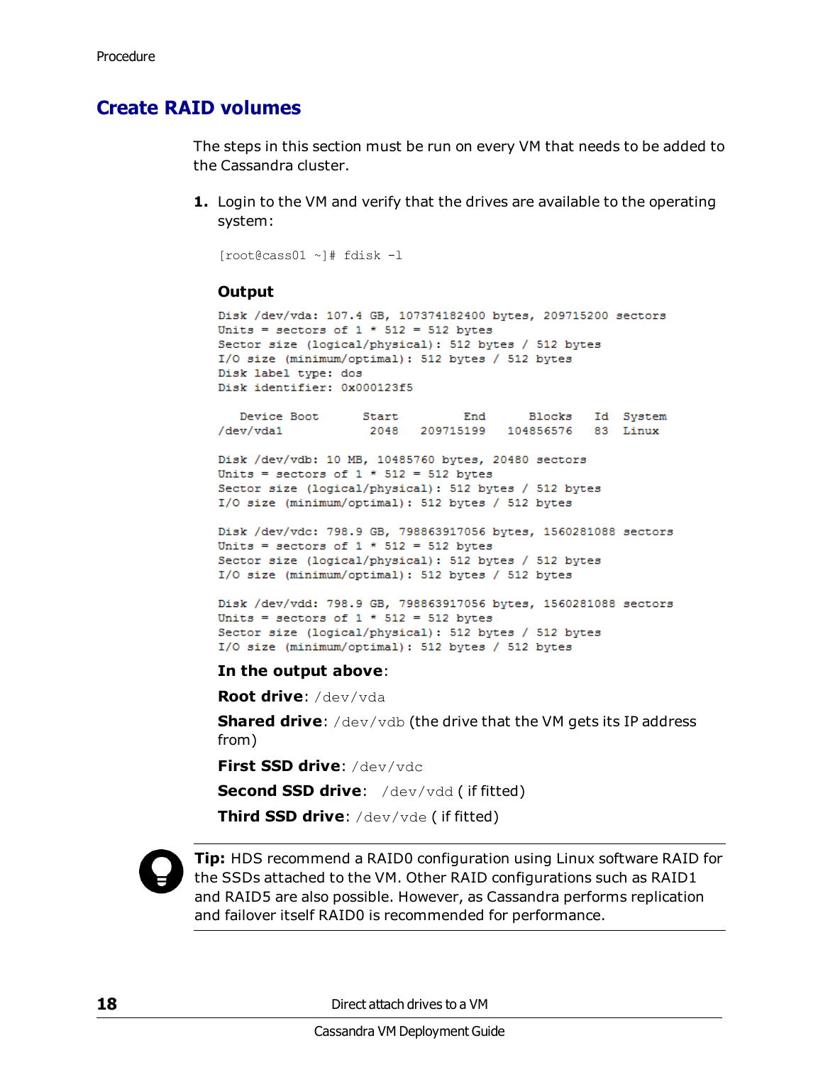Procedure

## Create RAID volumes

The steps in this section must be run on every VM that needs to be added to the Cassandra cluster.

1. Login to the VM and verify that the drives are available to the operating system:

```
[root@cass01 ~]# fdisk -l
```

**Output**

```
Disk /dev/vda: 107.4 GB, 107374182400 bytes, 209715200 sectors
Units = sectors of 1 * 512 = 512 bytes
Sector size (logical/physical): 512 bytes / 512 bytes
I/O size (minimum/optimal): 512 bytes / 512 bytes
Disk label type: dos
Disk identifier: 0x000123f5

   Device Boot      Start         End      Blocks   Id  System
/dev/vda1            2048   209715199   104856576   83  Linux

Disk /dev/vdb: 10 MB, 10485760 bytes, 20480 sectors
Units = sectors of 1 * 512 = 512 bytes
Sector size (logical/physical): 512 bytes / 512 bytes
I/O size (minimum/optimal): 512 bytes / 512 bytes

Disk /dev/vdc: 798.9 GB, 798863917056 bytes, 1560281088 sectors
Units = sectors of 1 * 512 = 512 bytes
Sector size (logical/physical): 512 bytes / 512 bytes
I/O size (minimum/optimal): 512 bytes / 512 bytes

Disk /dev/vdd: 798.9 GB, 798863917056 bytes, 1560281088 sectors
Units = sectors of 1 * 512 = 512 bytes
Sector size (logical/physical): 512 bytes / 512 bytes
I/O size (minimum/optimal): 512 bytes / 512 bytes
```

**In the output above**:

**Root drive**: `/dev/vda`

**Shared drive**: `/dev/vdb` (the drive that the VM gets its IP address from)

**First SSD drive**: `/dev/vdc`

**Second SSD drive**: `/dev/vdd` ( if fitted)

**Third SSD drive**: `/dev/vde` ( if fitted)

**Tip:** HDS recommend a RAID0 configuration using Linux software RAID for the SSDs attached to the VM. Other RAID configurations such as RAID1 and RAID5 are also possible. However, as Cassandra performs replication and failover itself RAID0 is recommended for performance.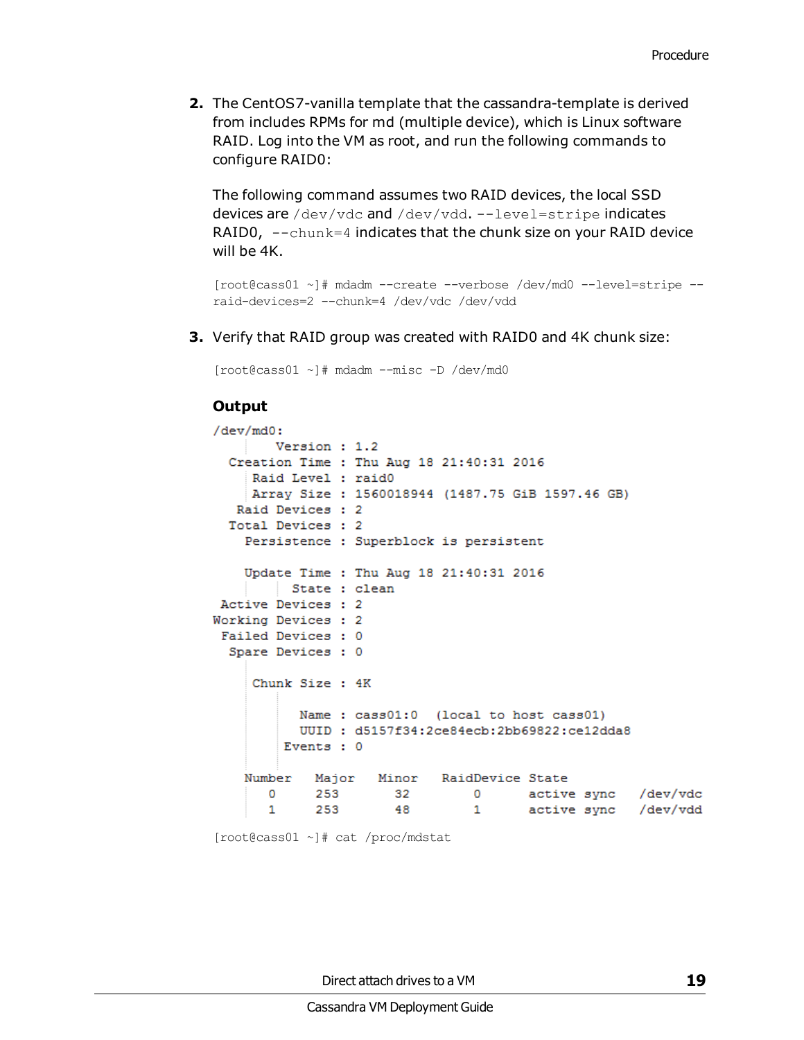2. The CentOS7-vanilla template that the cassandra-template is derived from includes RPMs for md (multiple device), which is Linux software RAID. Log into the VM as root, and run the following commands to configure RAID0:

   The following command assumes two RAID devices, the local SSD devices are `/dev/vdc` and `/dev/vdd`. `--level=stripe` indicates RAID0, `--chunk=4` indicates that the chunk size on your RAID device will be 4K.

   ```
   [root@cass01 ~]# mdadm --create --verbose /dev/md0 --level=stripe --
   raid-devices=2 --chunk=4 /dev/vdc /dev/vdd
   ```

3. Verify that RAID group was created with RAID0 and 4K chunk size:

   ```
   [root@cass01 ~]# mdadm --misc -D /dev/md0
   ```

   **Output**

   ```
   /dev/md0:
           Version : 1.2
     Creation Time : Thu Aug 18 21:40:31 2016
        Raid Level : raid0
        Array Size : 1560018944 (1487.75 GiB 1597.46 GB)
      Raid Devices : 2
     Total Devices : 2
       Persistence : Superblock is persistent

       Update Time : Thu Aug 18 21:40:31 2016
             State : clean
    Active Devices : 2
   Working Devices : 2
    Failed Devices : 0
     Spare Devices : 0

        Chunk Size : 4K

              Name : cass01:0  (local to host cass01)
              UUID : d5157f34:2ce84ecb:2bb69822:ce12dda8
            Events : 0

       Number   Major   Minor   RaidDevice State
          0     253      32        0      active sync   /dev/vdc
          1     253      48        1      active sync   /dev/vdd
   ```

   ```
   [root@cass01 ~]# cat /proc/mdstat
   ```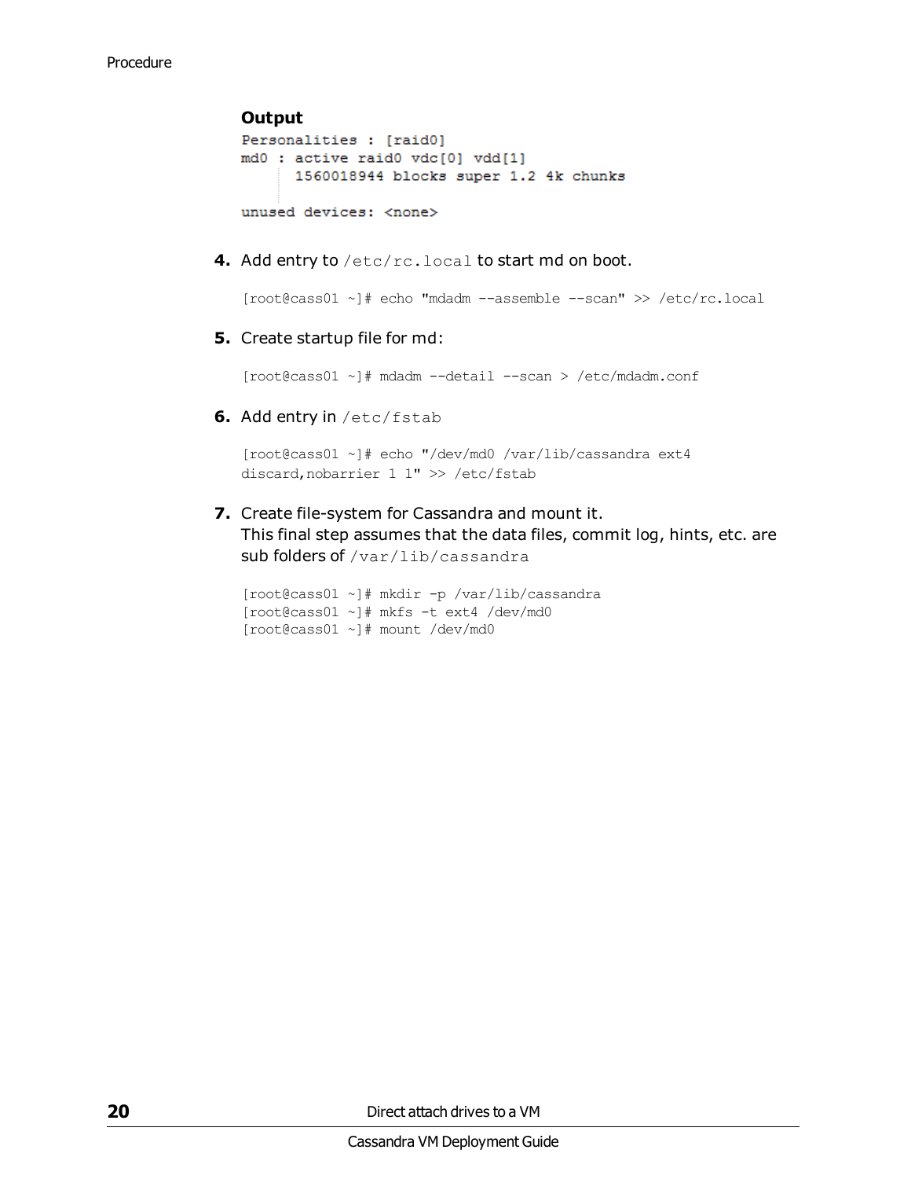**Output**

```
Personalities : [raid0]
md0 : active raid0 vdc[0] vdd[1]
      1560018944 blocks super 1.2 4k chunks

unused devices: <none>
```

4. Add entry to `/etc/rc.local` to start md on boot.

   ```
   [root@cass01 ~]# echo "mdadm --assemble --scan" >> /etc/rc.local
   ```

5. Create startup file for md:

   ```
   [root@cass01 ~]# mdadm --detail --scan > /etc/mdadm.conf
   ```

6. Add entry in `/etc/fstab`

   ```
   [root@cass01 ~]# echo "/dev/md0 /var/lib/cassandra ext4
   discard,nobarrier 1 1" >> /etc/fstab
   ```

7. Create file-system for Cassandra and mount it.
   This final step assumes that the data files, commit log, hints, etc. are sub folders of `/var/lib/cassandra`

   ```
   [root@cass01 ~]# mkdir -p /var/lib/cassandra
   [root@cass01 ~]# mkfs -t ext4 /dev/md0
   [root@cass01 ~]# mount /dev/md0
   ```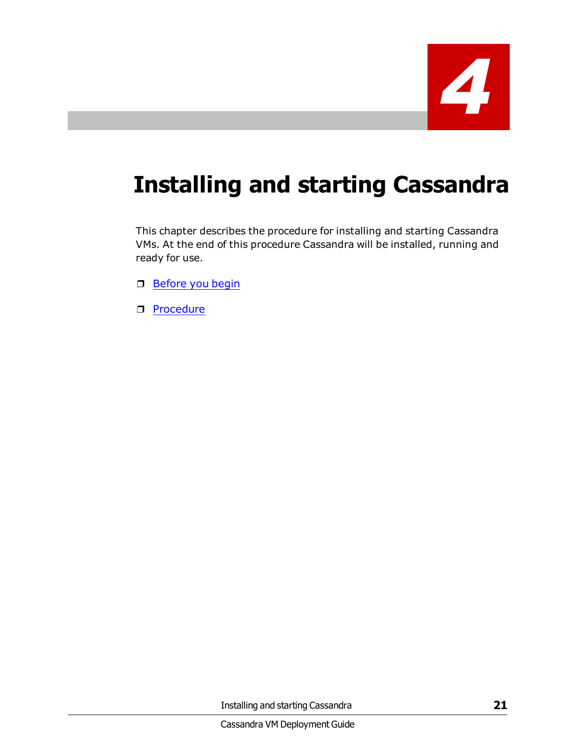# 4

# Installing and starting Cassandra

This chapter describes the procedure for installing and starting Cassandra VMs. At the end of this procedure Cassandra will be installed, running and ready for use.

- Before you begin
- Procedure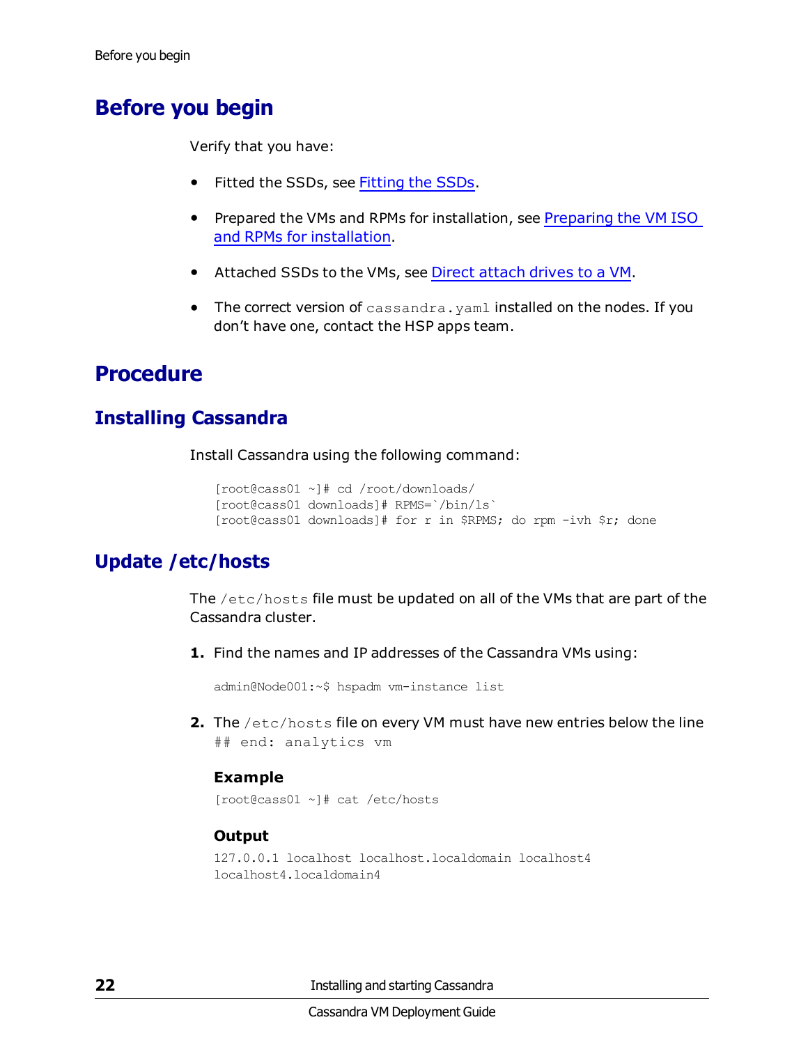# Before you begin

Verify that you have:

- Fitted the SSDs, see Fitting the SSDs.
- Prepared the VMs and RPMs for installation, see Preparing the VM ISO and RPMs for installation.
- Attached SSDs to the VMs, see Direct attach drives to a VM.
- The correct version of `cassandra.yaml` installed on the nodes. If you don't have one, contact the HSP apps team.

# Procedure

## Installing Cassandra

Install Cassandra using the following command:

```
[root@cass01 ~]# cd /root/downloads/
[root@cass01 downloads]# RPMS=`/bin/ls`
[root@cass01 downloads]# for r in $RPMS; do rpm -ivh $r; done
```

## Update /etc/hosts

The `/etc/hosts` file must be updated on all of the VMs that are part of the Cassandra cluster.

1. Find the names and IP addresses of the Cassandra VMs using:

   ```
   admin@Node001:~$ hspadm vm-instance list
   ```

2. The `/etc/hosts` file on every VM must have new entries below the line `## end: analytics vm`

   **Example**

   ```
   [root@cass01 ~]# cat /etc/hosts
   ```

   **Output**

   ```
   127.0.0.1 localhost localhost.localdomain localhost4
   localhost4.localdomain4
   ```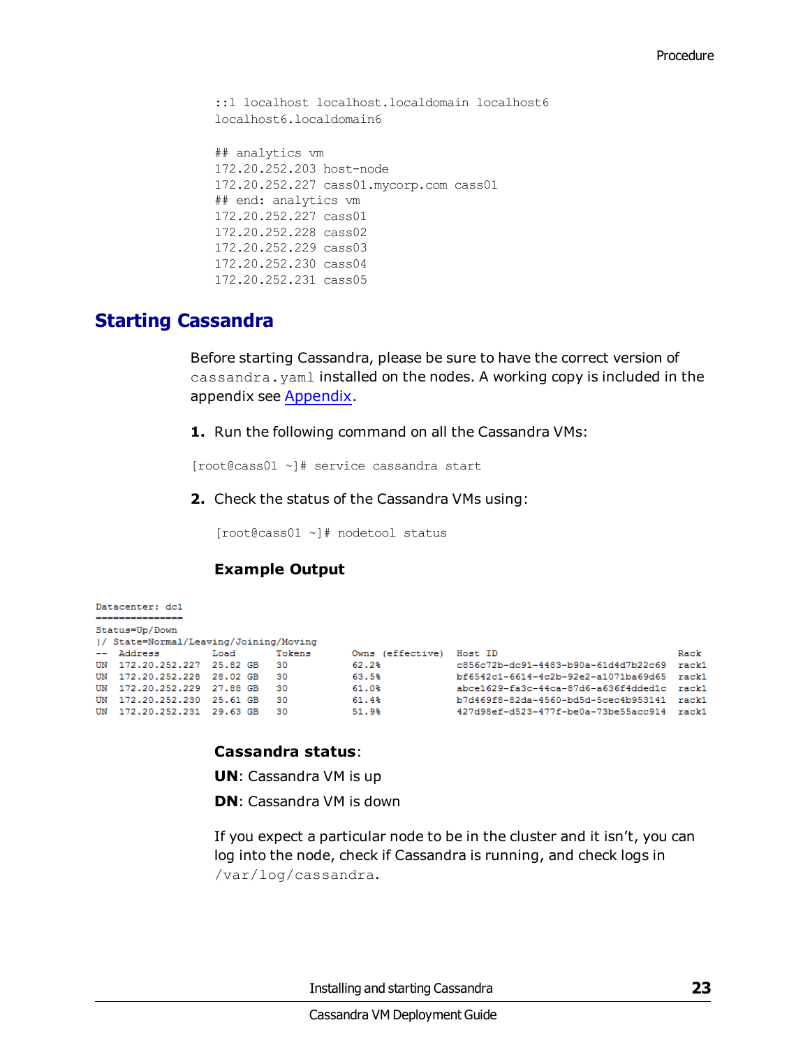```
::1 localhost localhost.localdomain localhost6
localhost6.localdomain6

## analytics vm
172.20.252.203 host-node
172.20.252.227 cass01.mycorp.com cass01
## end: analytics vm
172.20.252.227 cass01
172.20.252.228 cass02
172.20.252.229 cass03
172.20.252.230 cass04
172.20.252.231 cass05
```

## Starting Cassandra

Before starting Cassandra, please be sure to have the correct version of `cassandra.yaml` installed on the nodes. A working copy is included in the appendix see Appendix.

1. Run the following command on all the Cassandra VMs:

```
[root@cass01 ~]# service cassandra start
```

2. Check the status of the Cassandra VMs using:

```
[root@cass01 ~]# nodetool status
```

**Example Output**

```
Datacenter: dc1
===============
Status=Up/Down
|/ State=Normal/Leaving/Joining/Moving
--  Address         Load       Tokens       Owns (effective)  Host ID                               Rack
UN  172.20.252.227  25.82 GB   30           62.2%             c856c72b-dc91-4483-b90a-61d4d7b22c69  rack1
UN  172.20.252.228  28.02 GB   30           63.5%             bf6542c1-6614-4c2b-92e2-a1071ba69d65  rack1
UN  172.20.252.229  27.88 GB   30           61.0%             abce1629-fa3c-44ca-87d6-a636f4dded1c  rack1
UN  172.20.252.230  25.61 GB   30           61.4%             b7d469f8-82da-4560-bd5d-5cec4b953141  rack1
UN  172.20.252.231  29.63 GB   30           51.9%             427d98ef-d523-477f-be0a-73be55acc914  rack1
```

**Cassandra status**:

**UN**: Cassandra VM is up

**DN**: Cassandra VM is down

If you expect a particular node to be in the cluster and it isn't, you can log into the node, check if Cassandra is running, and check logs in `/var/log/cassandra`.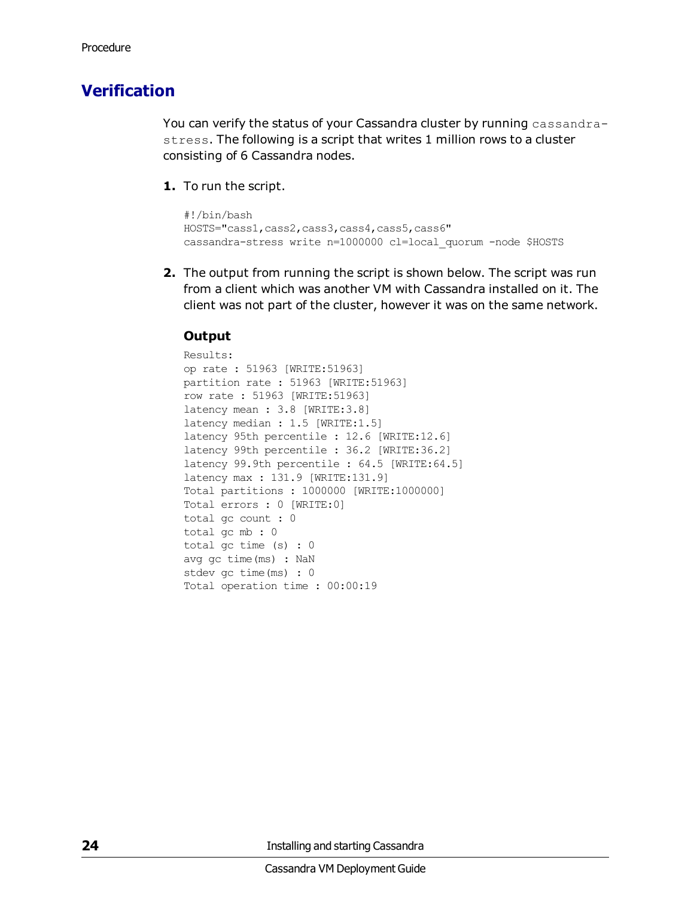## Verification

You can verify the status of your Cassandra cluster by running `cassandra-stress`. The following is a script that writes 1 million rows to a cluster consisting of 6 Cassandra nodes.

1. To run the script.

```
#!/bin/bash
HOSTS="cass1,cass2,cass3,cass4,cass5,cass6"
cassandra-stress write n=1000000 cl=local_quorum -node $HOSTS
```

2. The output from running the script is shown below. The script was run from a client which was another VM with Cassandra installed on it. The client was not part of the cluster, however it was on the same network.

**Output**

```
Results:
op rate : 51963 [WRITE:51963]
partition rate : 51963 [WRITE:51963]
row rate : 51963 [WRITE:51963]
latency mean : 3.8 [WRITE:3.8]
latency median : 1.5 [WRITE:1.5]
latency 95th percentile : 12.6 [WRITE:12.6]
latency 99th percentile : 36.2 [WRITE:36.2]
latency 99.9th percentile : 64.5 [WRITE:64.5]
latency max : 131.9 [WRITE:131.9]
Total partitions : 1000000 [WRITE:1000000]
Total errors : 0 [WRITE:0]
total gc count : 0
total gc mb : 0
total gc time (s) : 0
avg gc time(ms) : NaN
stdev gc time(ms) : 0
Total operation time : 00:00:19
```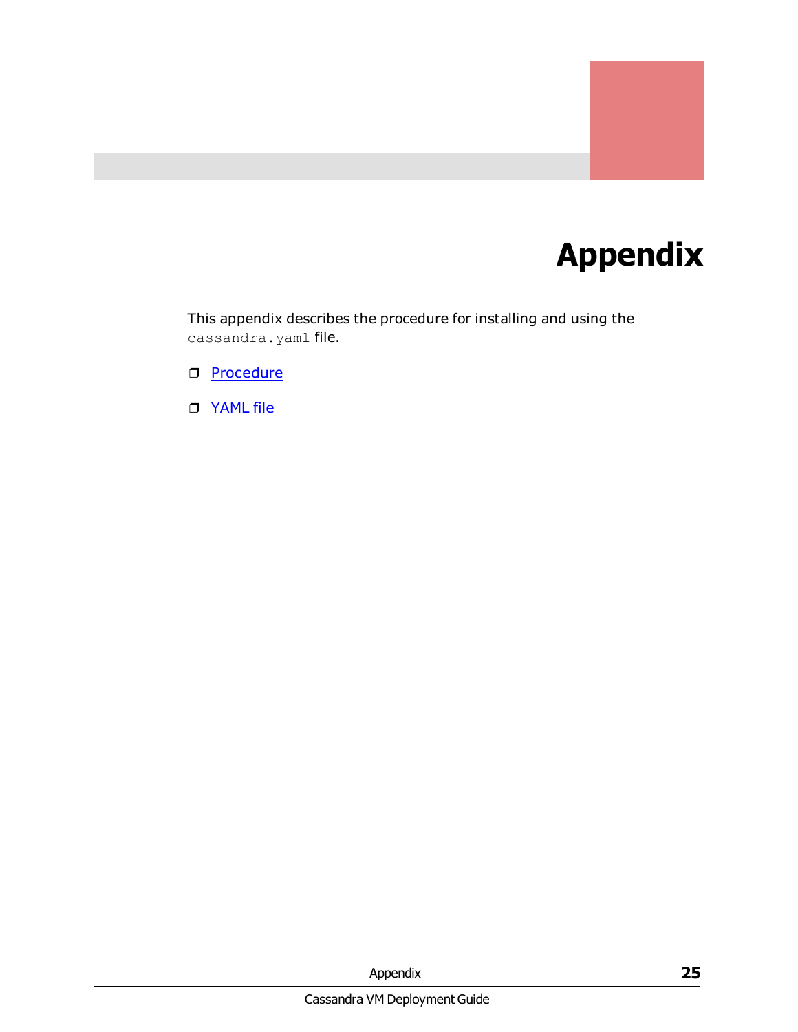# Appendix

This appendix describes the procedure for installing and using the `cassandra.yaml` file.

- Procedure
- YAML file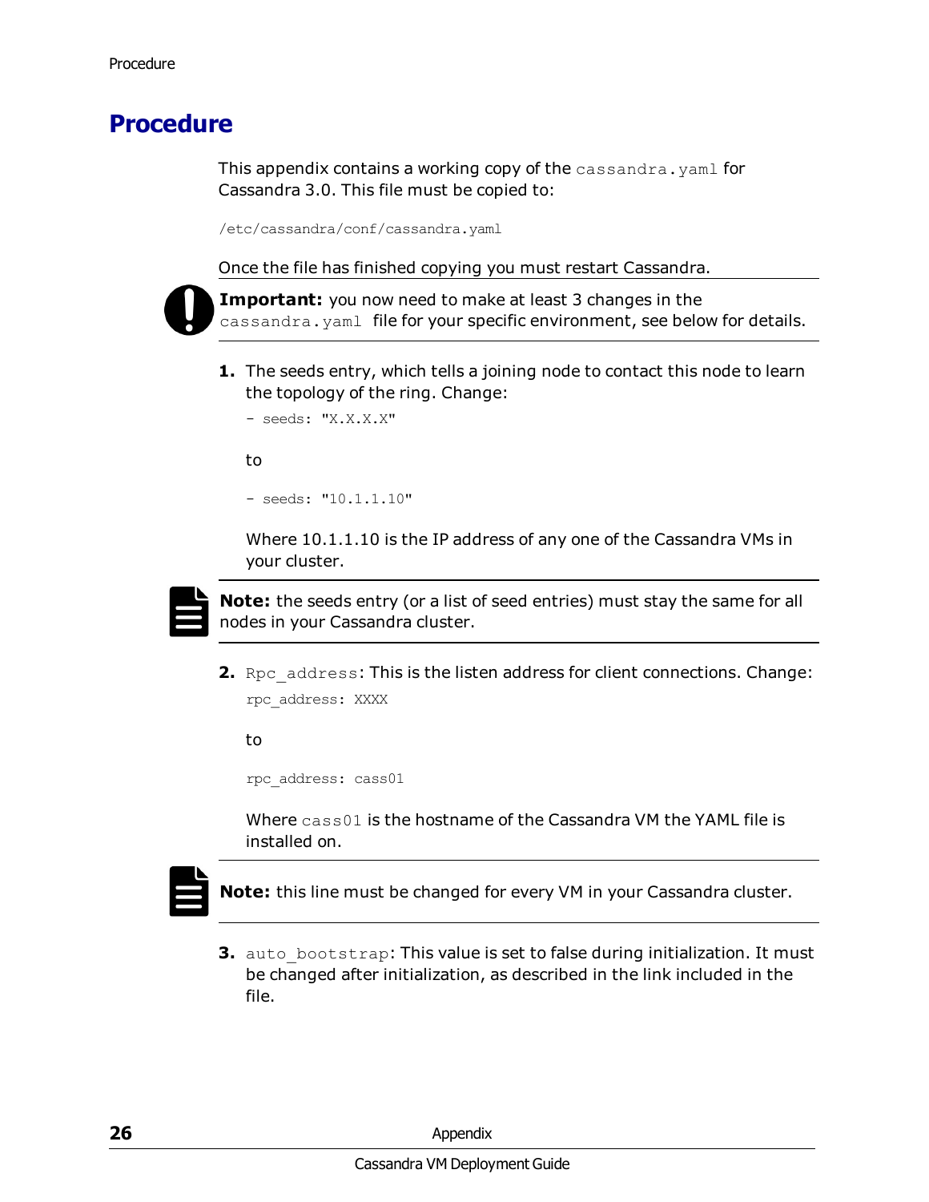# Procedure

This appendix contains a working copy of the `cassandra.yaml` for Cassandra 3.0. This file must be copied to:

```
/etc/cassandra/conf/cassandra.yaml
```

Once the file has finished copying you must restart Cassandra.

**Important:** you now need to make at least 3 changes in the `cassandra.yaml` file for your specific environment, see below for details.

1. The seeds entry, which tells a joining node to contact this node to learn the topology of the ring. Change:

   ```
   - seeds: "X.X.X.X"
   ```

   to

   ```
   - seeds: "10.1.1.10"
   ```

   Where 10.1.1.10 is the IP address of any one of the Cassandra VMs in your cluster.

   **Note:** the seeds entry (or a list of seed entries) must stay the same for all nodes in your Cassandra cluster.

2. `Rpc_address`: This is the listen address for client connections. Change:

   ```
   rpc_address: XXXX
   ```

   to

   ```
   rpc_address: cass01
   ```

   Where `cass01` is the hostname of the Cassandra VM the YAML file is installed on.

   **Note:** this line must be changed for every VM in your Cassandra cluster.

3. `auto_bootstrap`: This value is set to false during initialization. It must be changed after initialization, as described in the link included in the file.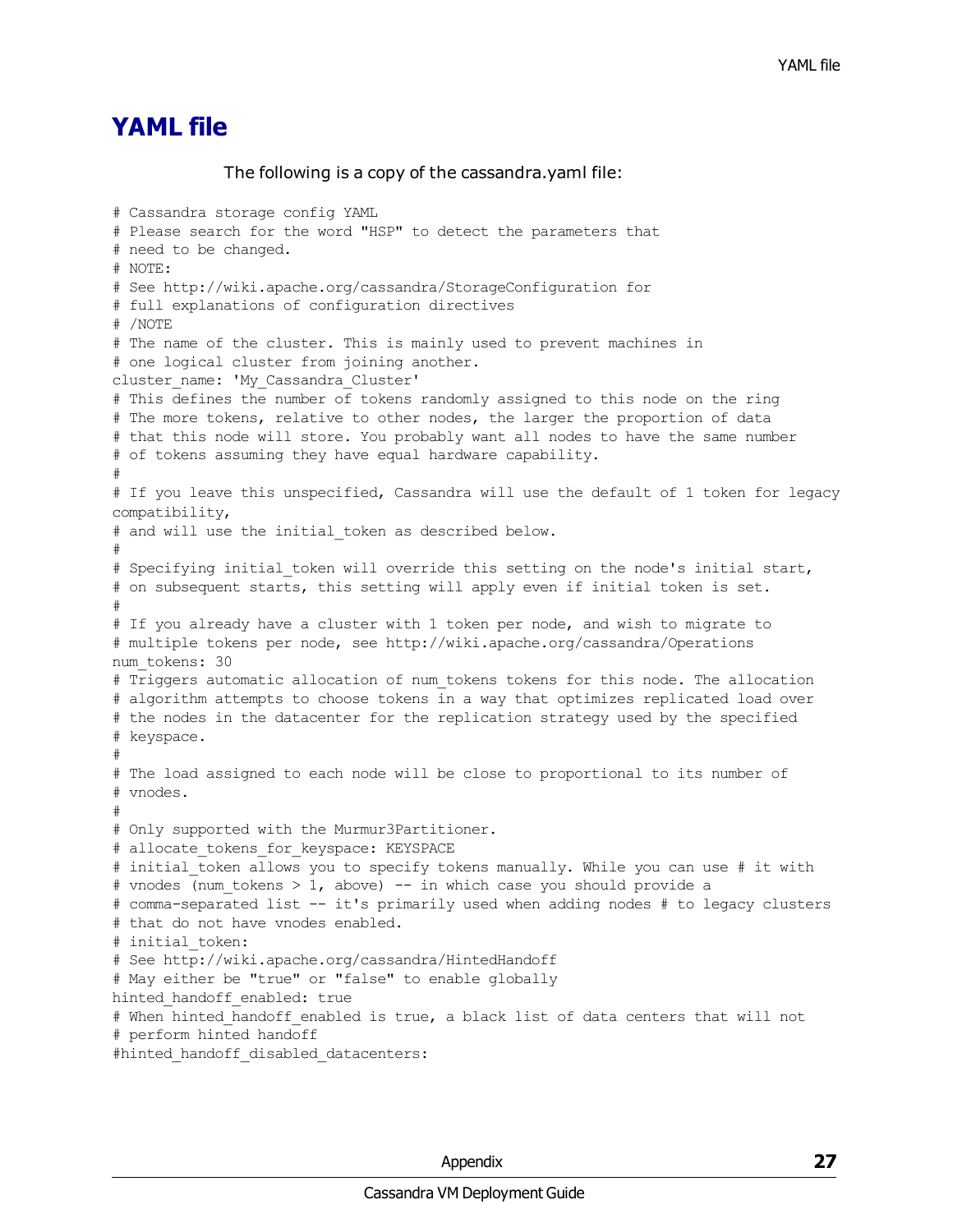# YAML file

The following is a copy of the cassandra.yaml file:

```
# Cassandra storage config YAML
# Please search for the word "HSP" to detect the parameters that
# need to be changed.
# NOTE:
# See http://wiki.apache.org/cassandra/StorageConfiguration for
# full explanations of configuration directives
# /NOTE
# The name of the cluster. This is mainly used to prevent machines in
# one logical cluster from joining another.
cluster_name: 'My_Cassandra_Cluster'
# This defines the number of tokens randomly assigned to this node on the ring
# The more tokens, relative to other nodes, the larger the proportion of data
# that this node will store. You probably want all nodes to have the same number
# of tokens assuming they have equal hardware capability.
#
# If you leave this unspecified, Cassandra will use the default of 1 token for legacy
compatibility,
# and will use the initial_token as described below.
#
# Specifying initial_token will override this setting on the node's initial start,
# on subsequent starts, this setting will apply even if initial token is set.
#
# If you already have a cluster with 1 token per node, and wish to migrate to
# multiple tokens per node, see http://wiki.apache.org/cassandra/Operations
num_tokens: 30
# Triggers automatic allocation of num_tokens tokens for this node. The allocation
# algorithm attempts to choose tokens in a way that optimizes replicated load over
# the nodes in the datacenter for the replication strategy used by the specified
# keyspace.
#
# The load assigned to each node will be close to proportional to its number of
# vnodes.
#
# Only supported with the Murmur3Partitioner.
# allocate_tokens_for_keyspace: KEYSPACE
# initial_token allows you to specify tokens manually. While you can use # it with
# vnodes (num_tokens > 1, above) -- in which case you should provide a
# comma-separated list -- it's primarily used when adding nodes # to legacy clusters
# that do not have vnodes enabled.
# initial_token:
# See http://wiki.apache.org/cassandra/HintedHandoff
# May either be "true" or "false" to enable globally
hinted_handoff_enabled: true
# When hinted_handoff_enabled is true, a black list of data centers that will not
# perform hinted handoff
#hinted_handoff_disabled_datacenters:
```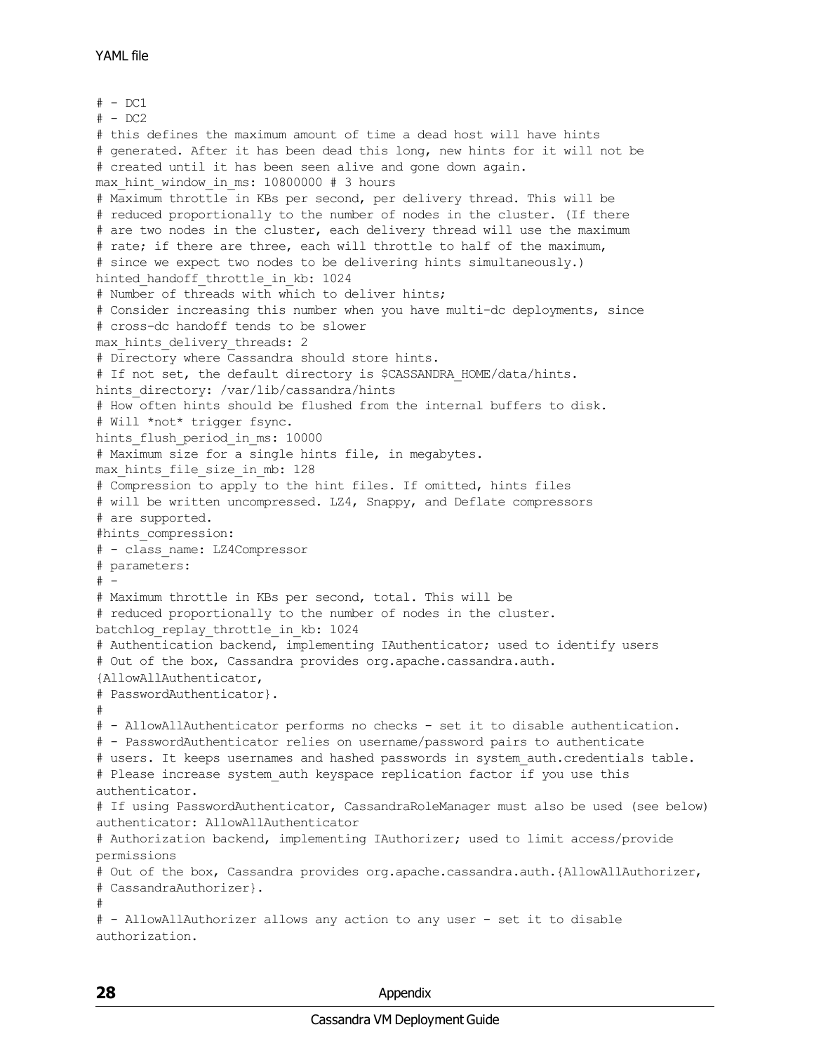```
# - DC1
# - DC2
# this defines the maximum amount of time a dead host will have hints
# generated. After it has been dead this long, new hints for it will not be
# created until it has been seen alive and gone down again.
max_hint_window_in_ms: 10800000 # 3 hours
# Maximum throttle in KBs per second, per delivery thread. This will be
# reduced proportionally to the number of nodes in the cluster. (If there
# are two nodes in the cluster, each delivery thread will use the maximum
# rate; if there are three, each will throttle to half of the maximum,
# since we expect two nodes to be delivering hints simultaneously.)
hinted_handoff_throttle_in_kb: 1024
# Number of threads with which to deliver hints;
# Consider increasing this number when you have multi-dc deployments, since
# cross-dc handoff tends to be slower
max_hints_delivery_threads: 2
# Directory where Cassandra should store hints.
# If not set, the default directory is $CASSANDRA_HOME/data/hints.
hints_directory: /var/lib/cassandra/hints
# How often hints should be flushed from the internal buffers to disk.
# Will *not* trigger fsync.
hints_flush_period_in_ms: 10000
# Maximum size for a single hints file, in megabytes.
max_hints_file_size_in_mb: 128
# Compression to apply to the hint files. If omitted, hints files
# will be written uncompressed. LZ4, Snappy, and Deflate compressors
# are supported.
#hints_compression:
# - class_name: LZ4Compressor
# parameters:
# -
# Maximum throttle in KBs per second, total. This will be
# reduced proportionally to the number of nodes in the cluster.
batchlog_replay_throttle_in_kb: 1024
# Authentication backend, implementing IAuthenticator; used to identify users
# Out of the box, Cassandra provides org.apache.cassandra.auth.
{AllowAllAuthenticator,
# PasswordAuthenticator}.
#
# - AllowAllAuthenticator performs no checks - set it to disable authentication.
# - PasswordAuthenticator relies on username/password pairs to authenticate
# users. It keeps usernames and hashed passwords in system_auth.credentials table.
# Please increase system_auth keyspace replication factor if you use this
authenticator.
# If using PasswordAuthenticator, CassandraRoleManager must also be used (see below)
authenticator: AllowAllAuthenticator
# Authorization backend, implementing IAuthorizer; used to limit access/provide
permissions
# Out of the box, Cassandra provides org.apache.cassandra.auth.{AllowAllAuthorizer,
# CassandraAuthorizer}.
#
# - AllowAllAuthorizer allows any action to any user - set it to disable
authorization.
```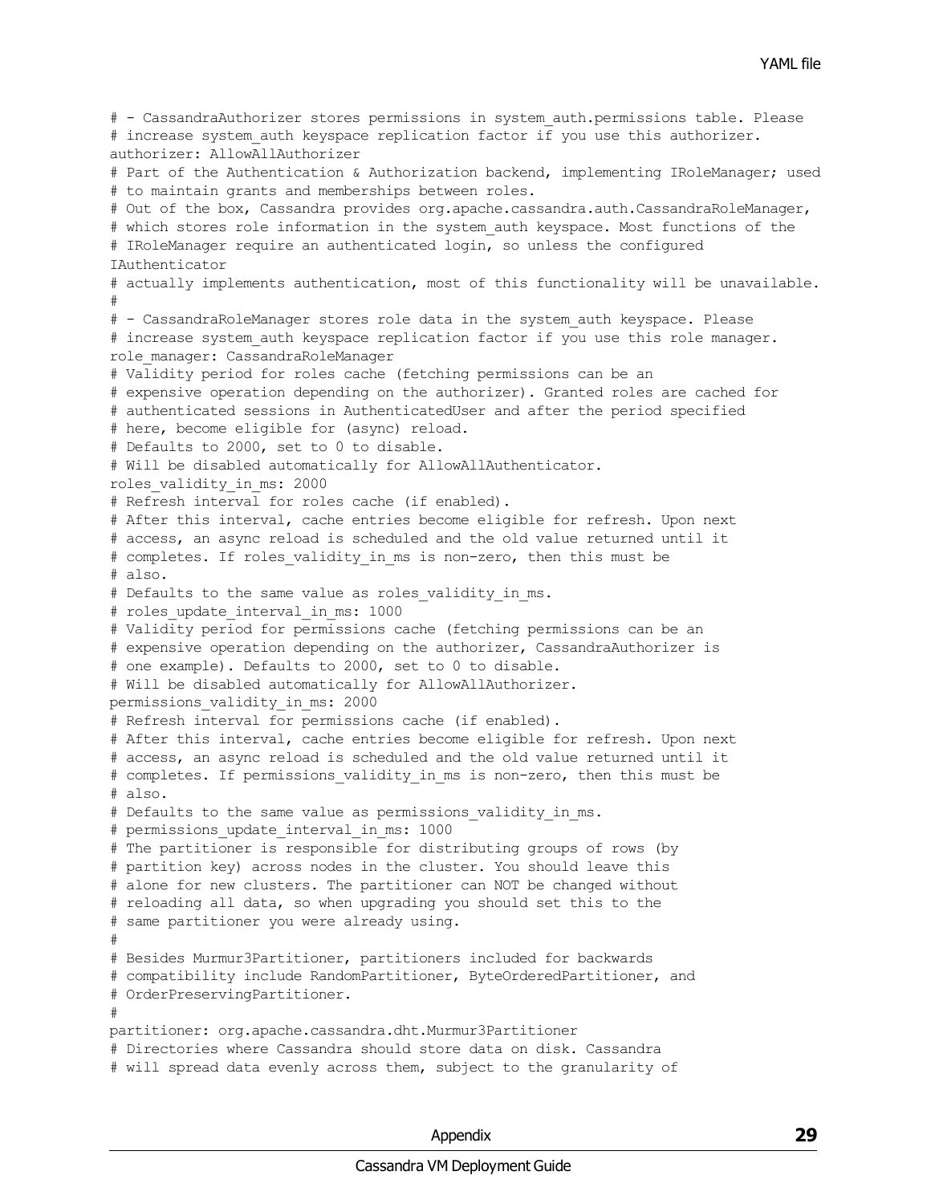```
# - CassandraAuthorizer stores permissions in system_auth.permissions table. Please
# increase system_auth keyspace replication factor if you use this authorizer.
authorizer: AllowAllAuthorizer
# Part of the Authentication & Authorization backend, implementing IRoleManager; used
# to maintain grants and memberships between roles.
# Out of the box, Cassandra provides org.apache.cassandra.auth.CassandraRoleManager,
# which stores role information in the system_auth keyspace. Most functions of the
# IRoleManager require an authenticated login, so unless the configured
IAuthenticator
# actually implements authentication, most of this functionality will be unavailable.
#
# - CassandraRoleManager stores role data in the system_auth keyspace. Please
# increase system_auth keyspace replication factor if you use this role manager.
role_manager: CassandraRoleManager
# Validity period for roles cache (fetching permissions can be an
# expensive operation depending on the authorizer). Granted roles are cached for
# authenticated sessions in AuthenticatedUser and after the period specified
# here, become eligible for (async) reload.
# Defaults to 2000, set to 0 to disable.
# Will be disabled automatically for AllowAllAuthenticator.
roles_validity_in_ms: 2000
# Refresh interval for roles cache (if enabled).
# After this interval, cache entries become eligible for refresh. Upon next
# access, an async reload is scheduled and the old value returned until it
# completes. If roles_validity_in_ms is non-zero, then this must be
# also.
# Defaults to the same value as roles_validity_in_ms.
# roles_update_interval_in_ms: 1000
# Validity period for permissions cache (fetching permissions can be an
# expensive operation depending on the authorizer, CassandraAuthorizer is
# one example). Defaults to 2000, set to 0 to disable.
# Will be disabled automatically for AllowAllAuthorizer.
permissions_validity_in_ms: 2000
# Refresh interval for permissions cache (if enabled).
# After this interval, cache entries become eligible for refresh. Upon next
# access, an async reload is scheduled and the old value returned until it
# completes. If permissions_validity_in_ms is non-zero, then this must be
# also.
# Defaults to the same value as permissions_validity_in_ms.
# permissions_update_interval_in_ms: 1000
# The partitioner is responsible for distributing groups of rows (by
# partition key) across nodes in the cluster. You should leave this
# alone for new clusters. The partitioner can NOT be changed without
# reloading all data, so when upgrading you should set this to the
# same partitioner you were already using.
#
# Besides Murmur3Partitioner, partitioners included for backwards
# compatibility include RandomPartitioner, ByteOrderedPartitioner, and
# OrderPreservingPartitioner.
#
partitioner: org.apache.cassandra.dht.Murmur3Partitioner
# Directories where Cassandra should store data on disk. Cassandra
# will spread data evenly across them, subject to the granularity of
```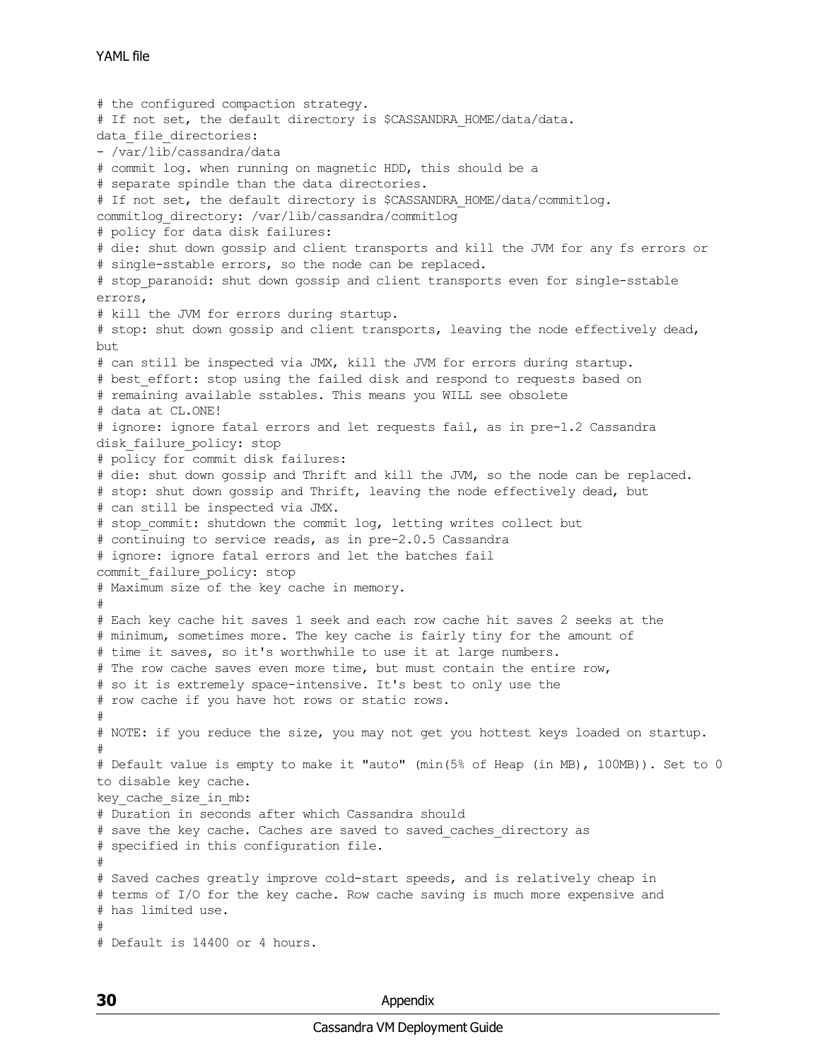```
# the configured compaction strategy.
# If not set, the default directory is $CASSANDRA_HOME/data/data.
data_file_directories:
- /var/lib/cassandra/data
# commit log. when running on magnetic HDD, this should be a
# separate spindle than the data directories.
# If not set, the default directory is $CASSANDRA_HOME/data/commitlog.
commitlog_directory: /var/lib/cassandra/commitlog
# policy for data disk failures:
# die: shut down gossip and client transports and kill the JVM for any fs errors or
# single-sstable errors, so the node can be replaced.
# stop_paranoid: shut down gossip and client transports even for single-sstable
errors,
# kill the JVM for errors during startup.
# stop: shut down gossip and client transports, leaving the node effectively dead,
but
# can still be inspected via JMX, kill the JVM for errors during startup.
# best_effort: stop using the failed disk and respond to requests based on
# remaining available sstables. This means you WILL see obsolete
# data at CL.ONE!
# ignore: ignore fatal errors and let requests fail, as in pre-1.2 Cassandra
disk_failure_policy: stop
# policy for commit disk failures:
# die: shut down gossip and Thrift and kill the JVM, so the node can be replaced.
# stop: shut down gossip and Thrift, leaving the node effectively dead, but
# can still be inspected via JMX.
# stop_commit: shutdown the commit log, letting writes collect but
# continuing to service reads, as in pre-2.0.5 Cassandra
# ignore: ignore fatal errors and let the batches fail
commit_failure_policy: stop
# Maximum size of the key cache in memory.
#
# Each key cache hit saves 1 seek and each row cache hit saves 2 seeks at the
# minimum, sometimes more. The key cache is fairly tiny for the amount of
# time it saves, so it's worthwhile to use it at large numbers.
# The row cache saves even more time, but must contain the entire row,
# so it is extremely space-intensive. It's best to only use the
# row cache if you have hot rows or static rows.
#
# NOTE: if you reduce the size, you may not get you hottest keys loaded on startup.
#
# Default value is empty to make it "auto" (min(5% of Heap (in MB), 100MB)). Set to 0
to disable key cache.
key_cache_size_in_mb:
# Duration in seconds after which Cassandra should
# save the key cache. Caches are saved to saved_caches_directory as
# specified in this configuration file.
#
# Saved caches greatly improve cold-start speeds, and is relatively cheap in
# terms of I/O for the key cache. Row cache saving is much more expensive and
# has limited use.
#
# Default is 14400 or 4 hours.
```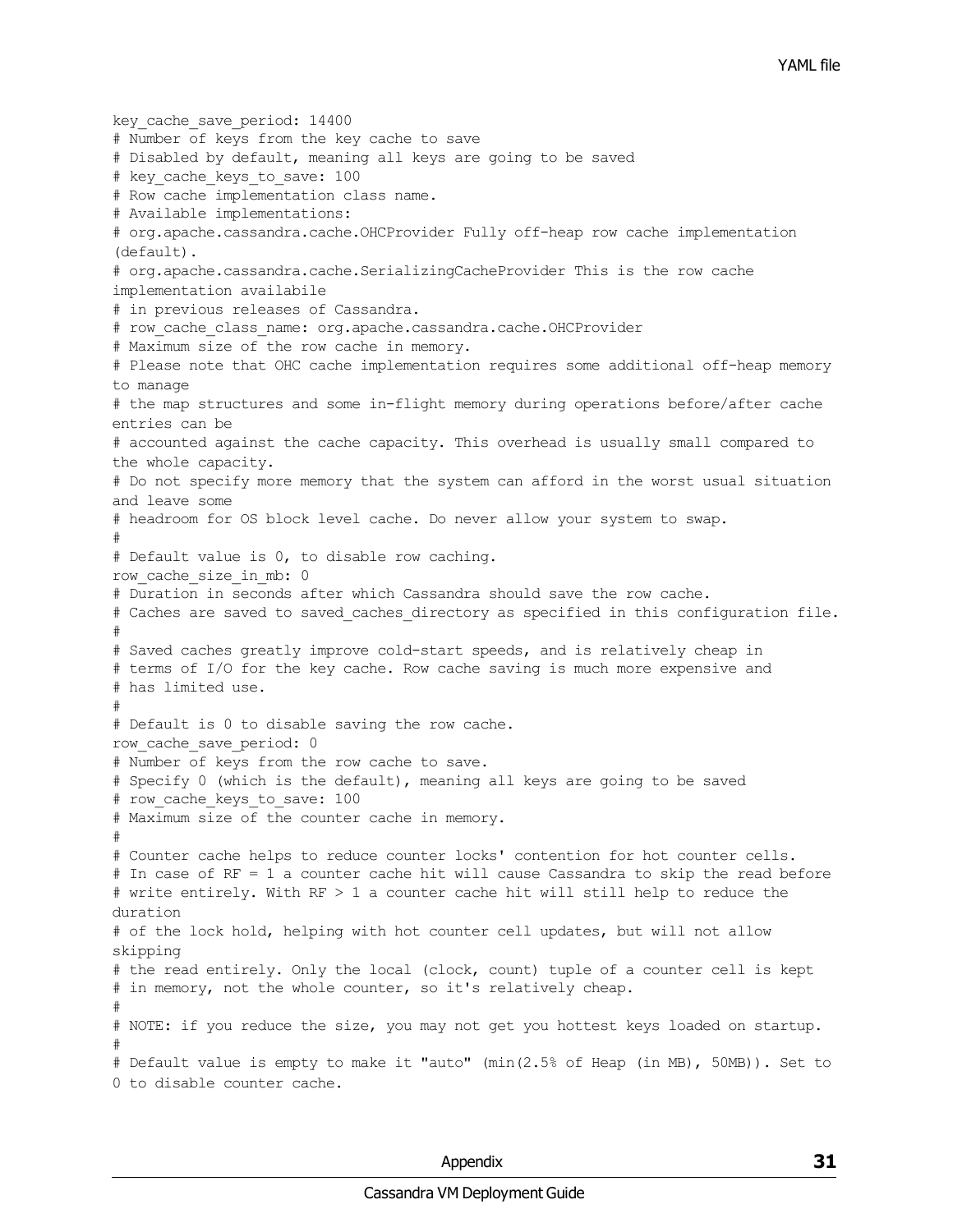```
key_cache_save_period: 14400
# Number of keys from the key cache to save
# Disabled by default, meaning all keys are going to be saved
# key_cache_keys_to_save: 100
# Row cache implementation class name.
# Available implementations:
# org.apache.cassandra.cache.OHCProvider Fully off-heap row cache implementation
(default).
# org.apache.cassandra.cache.SerializingCacheProvider This is the row cache
implementation availabile
# in previous releases of Cassandra.
# row_cache_class_name: org.apache.cassandra.cache.OHCProvider
# Maximum size of the row cache in memory.
# Please note that OHC cache implementation requires some additional off-heap memory
to manage
# the map structures and some in-flight memory during operations before/after cache
entries can be
# accounted against the cache capacity. This overhead is usually small compared to
the whole capacity.
# Do not specify more memory that the system can afford in the worst usual situation
and leave some
# headroom for OS block level cache. Do never allow your system to swap.
#
# Default value is 0, to disable row caching.
row_cache_size_in_mb: 0
# Duration in seconds after which Cassandra should save the row cache.
# Caches are saved to saved_caches_directory as specified in this configuration file.
#
# Saved caches greatly improve cold-start speeds, and is relatively cheap in
# terms of I/O for the key cache. Row cache saving is much more expensive and
# has limited use.
#
# Default is 0 to disable saving the row cache.
row_cache_save_period: 0
# Number of keys from the row cache to save.
# Specify 0 (which is the default), meaning all keys are going to be saved
# row_cache_keys_to_save: 100
# Maximum size of the counter cache in memory.
#
# Counter cache helps to reduce counter locks' contention for hot counter cells.
# In case of RF = 1 a counter cache hit will cause Cassandra to skip the read before
# write entirely. With RF > 1 a counter cache hit will still help to reduce the
duration
# of the lock hold, helping with hot counter cell updates, but will not allow
skipping
# the read entirely. Only the local (clock, count) tuple of a counter cell is kept
# in memory, not the whole counter, so it's relatively cheap.
#
# NOTE: if you reduce the size, you may not get you hottest keys loaded on startup.
#
# Default value is empty to make it "auto" (min(2.5% of Heap (in MB), 50MB)). Set to
0 to disable counter cache.
```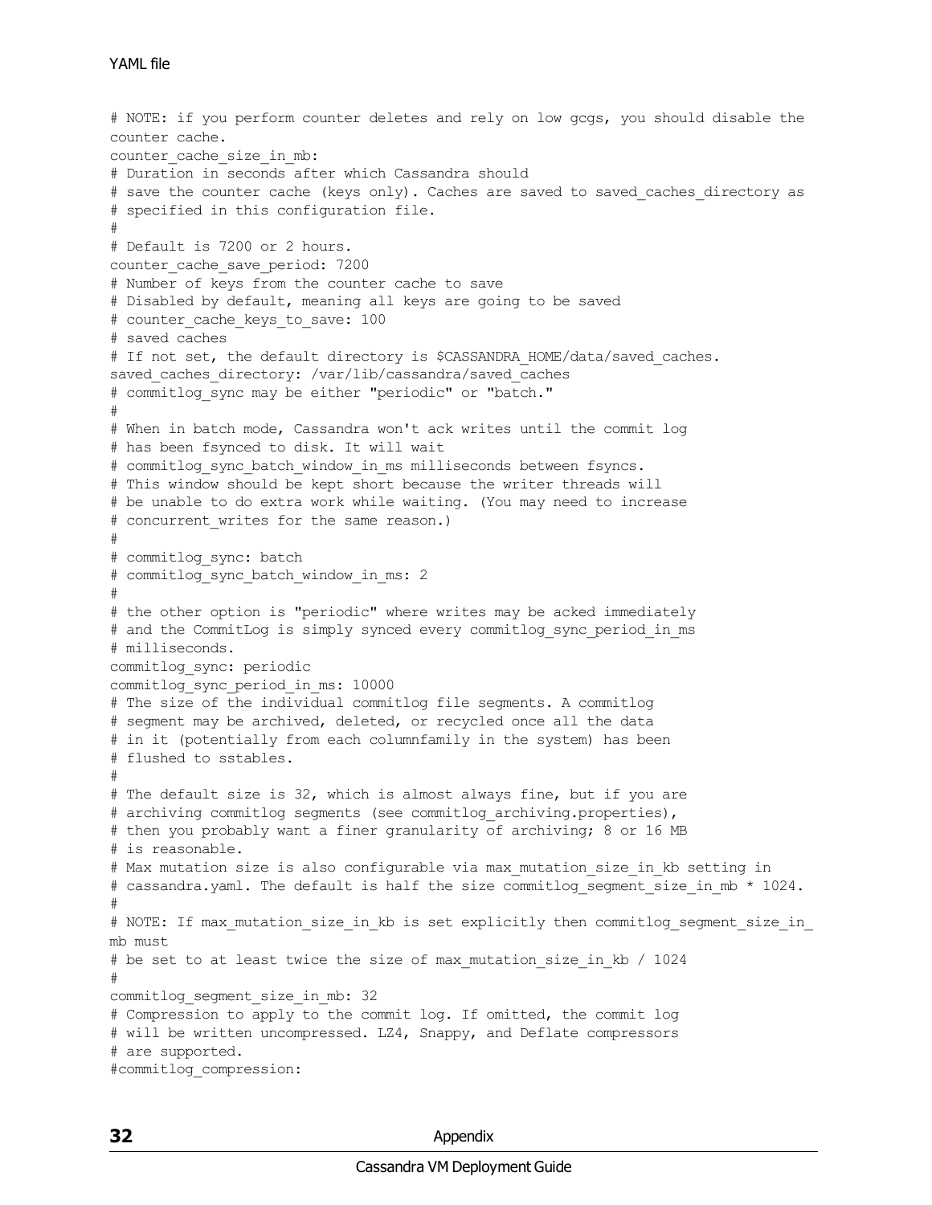```
# NOTE: if you perform counter deletes and rely on low gcgs, you should disable the
counter cache.
counter_cache_size_in_mb:
# Duration in seconds after which Cassandra should
# save the counter cache (keys only). Caches are saved to saved_caches_directory as
# specified in this configuration file.
#
# Default is 7200 or 2 hours.
counter_cache_save_period: 7200
# Number of keys from the counter cache to save
# Disabled by default, meaning all keys are going to be saved
# counter_cache_keys_to_save: 100
# saved caches
# If not set, the default directory is $CASSANDRA_HOME/data/saved_caches.
saved_caches_directory: /var/lib/cassandra/saved_caches
# commitlog_sync may be either "periodic" or "batch."
#
# When in batch mode, Cassandra won't ack writes until the commit log
# has been fsynced to disk. It will wait
# commitlog_sync_batch_window_in_ms milliseconds between fsyncs.
# This window should be kept short because the writer threads will
# be unable to do extra work while waiting. (You may need to increase
# concurrent_writes for the same reason.)
#
# commitlog_sync: batch
# commitlog_sync_batch_window_in_ms: 2
#
# the other option is "periodic" where writes may be acked immediately
# and the CommitLog is simply synced every commitlog_sync_period_in_ms
# milliseconds.
commitlog_sync: periodic
commitlog_sync_period_in_ms: 10000
# The size of the individual commitlog file segments. A commitlog
# segment may be archived, deleted, or recycled once all the data
# in it (potentially from each columnfamily in the system) has been
# flushed to sstables.
#
# The default size is 32, which is almost always fine, but if you are
# archiving commitlog segments (see commitlog_archiving.properties),
# then you probably want a finer granularity of archiving; 8 or 16 MB
# is reasonable.
# Max mutation size is also configurable via max_mutation_size_in_kb setting in
# cassandra.yaml. The default is half the size commitlog_segment_size_in_mb * 1024.
#
# NOTE: If max_mutation_size_in_kb is set explicitly then commitlog_segment_size_in_
mb must
# be set to at least twice the size of max_mutation_size_in_kb / 1024
#
commitlog_segment_size_in_mb: 32
# Compression to apply to the commit log. If omitted, the commit log
# will be written uncompressed. LZ4, Snappy, and Deflate compressors
# are supported.
#commitlog_compression:
```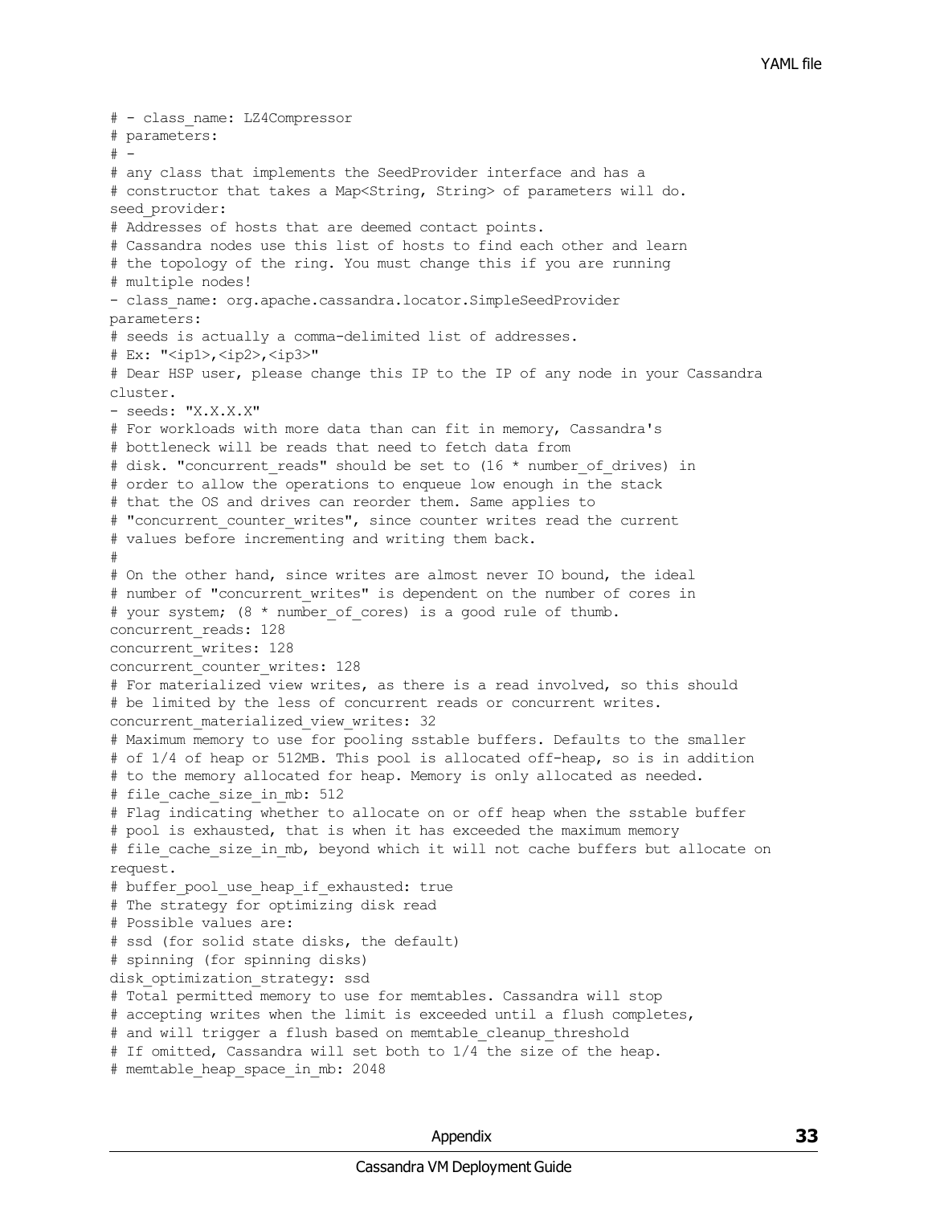```
# - class_name: LZ4Compressor
# parameters:
# -
# any class that implements the SeedProvider interface and has a
# constructor that takes a Map<String, String> of parameters will do.
seed_provider:
# Addresses of hosts that are deemed contact points.
# Cassandra nodes use this list of hosts to find each other and learn
# the topology of the ring. You must change this if you are running
# multiple nodes!
- class_name: org.apache.cassandra.locator.SimpleSeedProvider
parameters:
# seeds is actually a comma-delimited list of addresses.
# Ex: "<ip1>,<ip2>,<ip3>"
# Dear HSP user, please change this IP to the IP of any node in your Cassandra
cluster.
- seeds: "X.X.X.X"
# For workloads with more data than can fit in memory, Cassandra's
# bottleneck will be reads that need to fetch data from
# disk. "concurrent_reads" should be set to (16 * number_of_drives) in
# order to allow the operations to enqueue low enough in the stack
# that the OS and drives can reorder them. Same applies to
# "concurrent_counter_writes", since counter writes read the current
# values before incrementing and writing them back.
#
# On the other hand, since writes are almost never IO bound, the ideal
# number of "concurrent_writes" is dependent on the number of cores in
# your system; (8 * number_of_cores) is a good rule of thumb.
concurrent_reads: 128
concurrent_writes: 128
concurrent_counter_writes: 128
# For materialized view writes, as there is a read involved, so this should
# be limited by the less of concurrent reads or concurrent writes.
concurrent_materialized_view_writes: 32
# Maximum memory to use for pooling sstable buffers. Defaults to the smaller
# of 1/4 of heap or 512MB. This pool is allocated off-heap, so is in addition
# to the memory allocated for heap. Memory is only allocated as needed.
# file_cache_size_in_mb: 512
# Flag indicating whether to allocate on or off heap when the sstable buffer
# pool is exhausted, that is when it has exceeded the maximum memory
# file_cache_size_in_mb, beyond which it will not cache buffers but allocate on
request.
# buffer_pool_use_heap_if_exhausted: true
# The strategy for optimizing disk read
# Possible values are:
# ssd (for solid state disks, the default)
# spinning (for spinning disks)
disk_optimization_strategy: ssd
# Total permitted memory to use for memtables. Cassandra will stop
# accepting writes when the limit is exceeded until a flush completes,
# and will trigger a flush based on memtable_cleanup_threshold
# If omitted, Cassandra will set both to 1/4 the size of the heap.
# memtable_heap_space_in_mb: 2048
```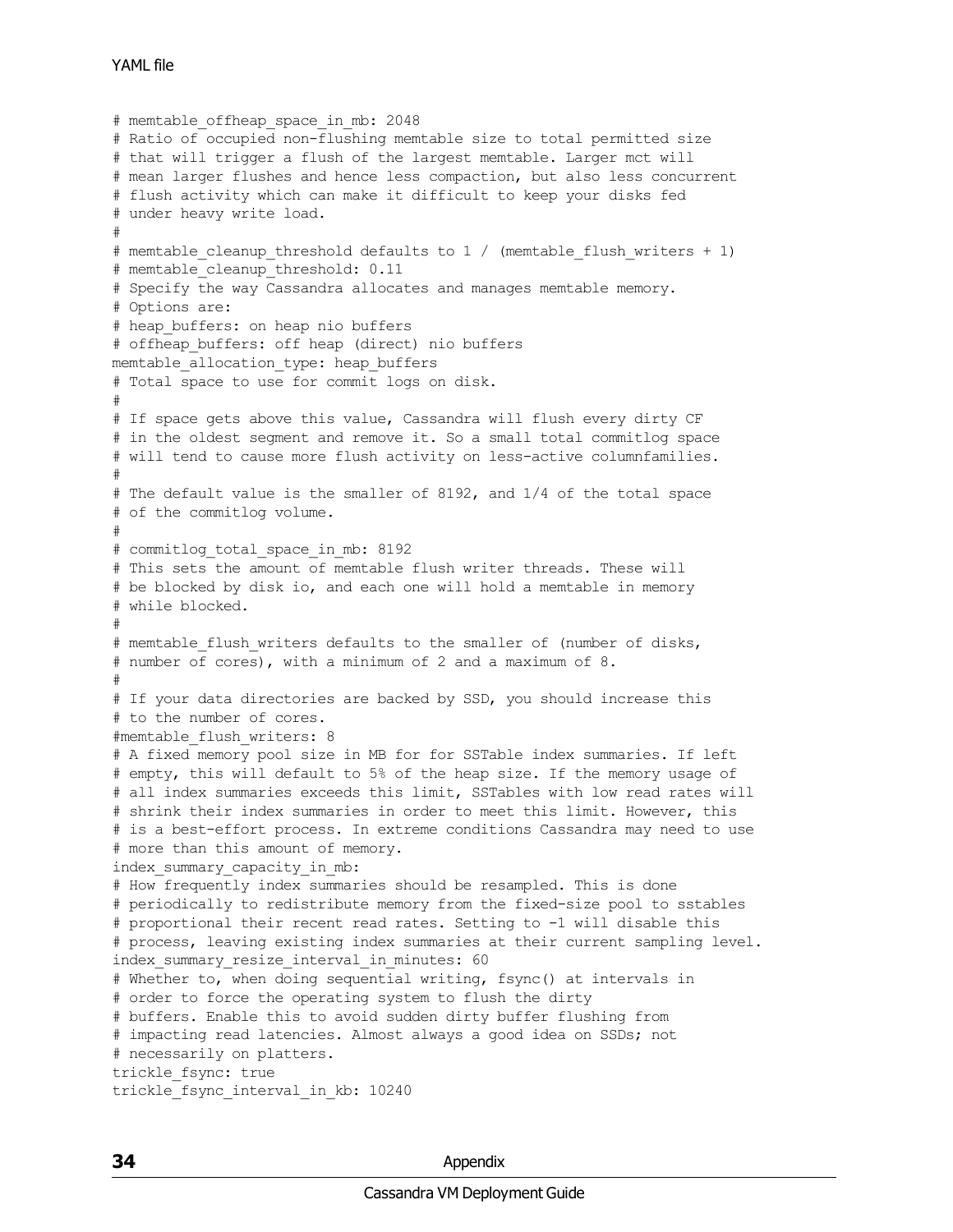```
# memtable_offheap_space_in_mb: 2048
# Ratio of occupied non-flushing memtable size to total permitted size
# that will trigger a flush of the largest memtable. Larger mct will
# mean larger flushes and hence less compaction, but also less concurrent
# flush activity which can make it difficult to keep your disks fed
# under heavy write load.
#
# memtable_cleanup_threshold defaults to 1 / (memtable_flush_writers + 1)
# memtable_cleanup_threshold: 0.11
# Specify the way Cassandra allocates and manages memtable memory.
# Options are:
# heap_buffers: on heap nio buffers
# offheap_buffers: off heap (direct) nio buffers
memtable_allocation_type: heap_buffers
# Total space to use for commit logs on disk.
#
# If space gets above this value, Cassandra will flush every dirty CF
# in the oldest segment and remove it. So a small total commitlog space
# will tend to cause more flush activity on less-active columnfamilies.
#
# The default value is the smaller of 8192, and 1/4 of the total space
# of the commitlog volume.
#
# commitlog_total_space_in_mb: 8192
# This sets the amount of memtable flush writer threads. These will
# be blocked by disk io, and each one will hold a memtable in memory
# while blocked.
#
# memtable_flush_writers defaults to the smaller of (number of disks,
# number of cores), with a minimum of 2 and a maximum of 8.
#
# If your data directories are backed by SSD, you should increase this
# to the number of cores.
#memtable_flush_writers: 8
# A fixed memory pool size in MB for for SSTable index summaries. If left
# empty, this will default to 5% of the heap size. If the memory usage of
# all index summaries exceeds this limit, SSTables with low read rates will
# shrink their index summaries in order to meet this limit. However, this
# is a best-effort process. In extreme conditions Cassandra may need to use
# more than this amount of memory.
index_summary_capacity_in_mb:
# How frequently index summaries should be resampled. This is done
# periodically to redistribute memory from the fixed-size pool to sstables
# proportional their recent read rates. Setting to -1 will disable this
# process, leaving existing index summaries at their current sampling level.
index_summary_resize_interval_in_minutes: 60
# Whether to, when doing sequential writing, fsync() at intervals in
# order to force the operating system to flush the dirty
# buffers. Enable this to avoid sudden dirty buffer flushing from
# impacting read latencies. Almost always a good idea on SSDs; not
# necessarily on platters.
trickle_fsync: true
trickle_fsync_interval_in_kb: 10240
```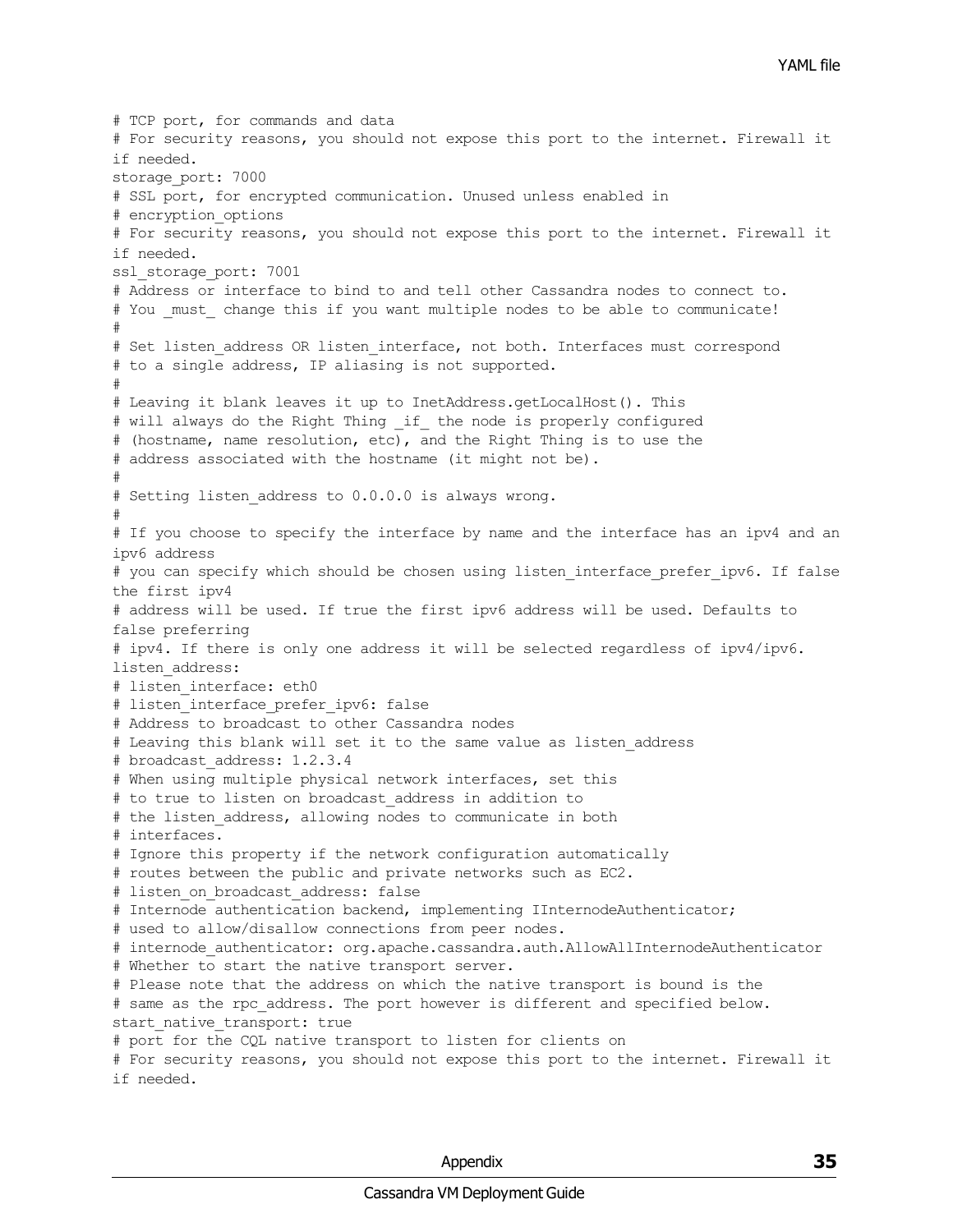```
# TCP port, for commands and data
# For security reasons, you should not expose this port to the internet. Firewall it
if needed.
storage_port: 7000
# SSL port, for encrypted communication. Unused unless enabled in
# encryption_options
# For security reasons, you should not expose this port to the internet. Firewall it
if needed.
ssl_storage_port: 7001
# Address or interface to bind to and tell other Cassandra nodes to connect to.
# You _must_ change this if you want multiple nodes to be able to communicate!
#
# Set listen_address OR listen_interface, not both. Interfaces must correspond
# to a single address, IP aliasing is not supported.
#
# Leaving it blank leaves it up to InetAddress.getLocalHost(). This
# will always do the Right Thing _if_ the node is properly configured
# (hostname, name resolution, etc), and the Right Thing is to use the
# address associated with the hostname (it might not be).
#
# Setting listen_address to 0.0.0.0 is always wrong.
#
# If you choose to specify the interface by name and the interface has an ipv4 and an
ipv6 address
# you can specify which should be chosen using listen_interface_prefer_ipv6. If false
the first ipv4
# address will be used. If true the first ipv6 address will be used. Defaults to
false preferring
# ipv4. If there is only one address it will be selected regardless of ipv4/ipv6.
listen_address:
# listen_interface: eth0
# listen_interface_prefer_ipv6: false
# Address to broadcast to other Cassandra nodes
# Leaving this blank will set it to the same value as listen_address
# broadcast_address: 1.2.3.4
# When using multiple physical network interfaces, set this
# to true to listen on broadcast_address in addition to
# the listen_address, allowing nodes to communicate in both
# interfaces.
# Ignore this property if the network configuration automatically
# routes between the public and private networks such as EC2.
# listen_on_broadcast_address: false
# Internode authentication backend, implementing IInternodeAuthenticator;
# used to allow/disallow connections from peer nodes.
# internode_authenticator: org.apache.cassandra.auth.AllowAllInternodeAuthenticator
# Whether to start the native transport server.
# Please note that the address on which the native transport is bound is the
# same as the rpc_address. The port however is different and specified below.
start_native_transport: true
# port for the CQL native transport to listen for clients on
# For security reasons, you should not expose this port to the internet. Firewall it
if needed.
```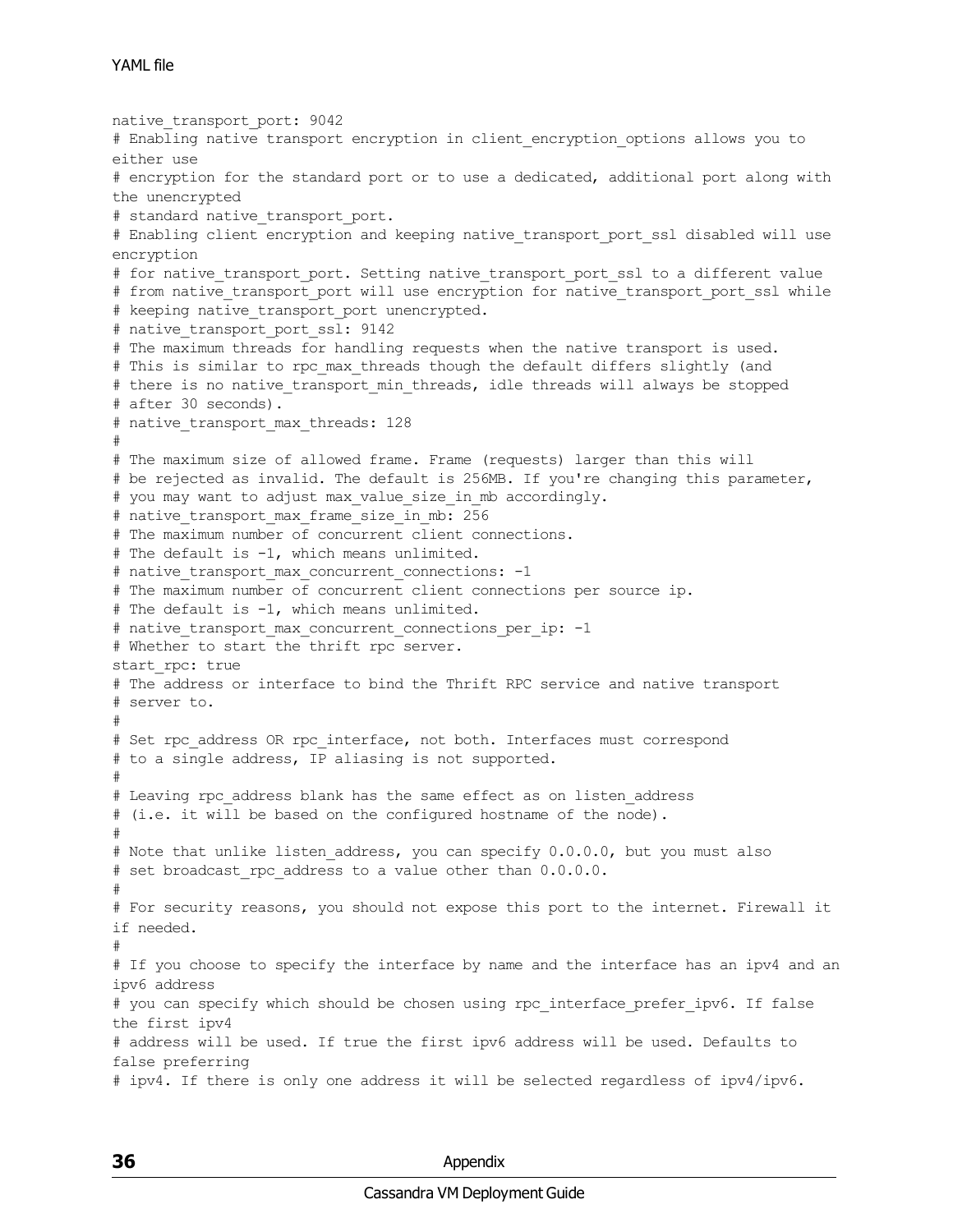YAML file

```
native_transport_port: 9042
# Enabling native transport encryption in client_encryption_options allows you to
either use
# encryption for the standard port or to use a dedicated, additional port along with
the unencrypted
# standard native_transport_port.
# Enabling client encryption and keeping native_transport_port_ssl disabled will use
encryption
# for native_transport_port. Setting native_transport_port_ssl to a different value
# from native_transport_port will use encryption for native_transport_port_ssl while
# keeping native_transport_port unencrypted.
# native_transport_port_ssl: 9142
# The maximum threads for handling requests when the native transport is used.
# This is similar to rpc_max_threads though the default differs slightly (and
# there is no native_transport_min_threads, idle threads will always be stopped
# after 30 seconds).
# native_transport_max_threads: 128
#
# The maximum size of allowed frame. Frame (requests) larger than this will
# be rejected as invalid. The default is 256MB. If you're changing this parameter,
# you may want to adjust max_value_size_in_mb accordingly.
# native_transport_max_frame_size_in_mb: 256
# The maximum number of concurrent client connections.
# The default is -1, which means unlimited.
# native_transport_max_concurrent_connections: -1
# The maximum number of concurrent client connections per source ip.
# The default is -1, which means unlimited.
# native_transport_max_concurrent_connections_per_ip: -1
# Whether to start the thrift rpc server.
start_rpc: true
# The address or interface to bind the Thrift RPC service and native transport
# server to.
#
# Set rpc_address OR rpc_interface, not both. Interfaces must correspond
# to a single address, IP aliasing is not supported.
#
# Leaving rpc_address blank has the same effect as on listen_address
# (i.e. it will be based on the configured hostname of the node).
#
# Note that unlike listen_address, you can specify 0.0.0.0, but you must also
# set broadcast_rpc_address to a value other than 0.0.0.0.
#
# For security reasons, you should not expose this port to the internet. Firewall it
if needed.
#
# If you choose to specify the interface by name and the interface has an ipv4 and an
ipv6 address
# you can specify which should be chosen using rpc_interface_prefer_ipv6. If false
the first ipv4
# address will be used. If true the first ipv6 address will be used. Defaults to
false preferring
# ipv4. If there is only one address it will be selected regardless of ipv4/ipv6.
```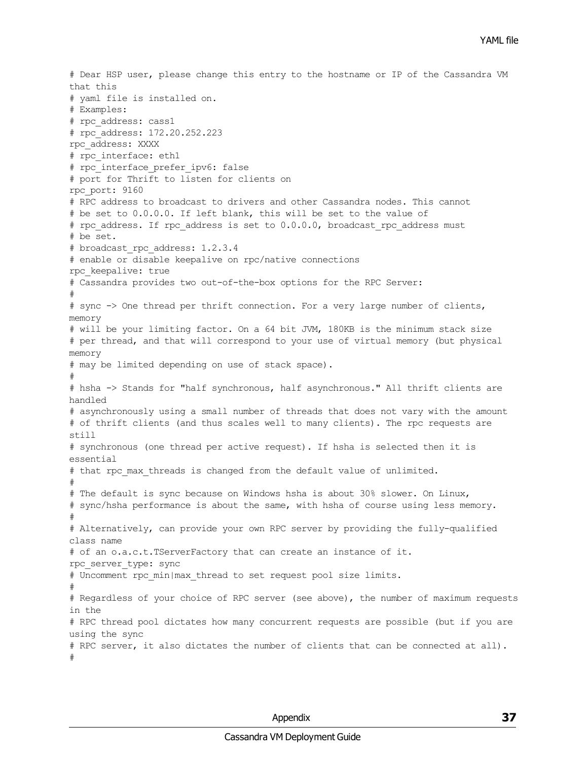```
# Dear HSP user, please change this entry to the hostname or IP of the Cassandra VM
that this
# yaml file is installed on.
# Examples:
# rpc_address: cass1
# rpc_address: 172.20.252.223
rpc_address: XXXX
# rpc_interface: eth1
# rpc_interface_prefer_ipv6: false
# port for Thrift to listen for clients on
rpc_port: 9160
# RPC address to broadcast to drivers and other Cassandra nodes. This cannot
# be set to 0.0.0.0. If left blank, this will be set to the value of
# rpc_address. If rpc_address is set to 0.0.0.0, broadcast_rpc_address must
# be set.
# broadcast_rpc_address: 1.2.3.4
# enable or disable keepalive on rpc/native connections
rpc_keepalive: true
# Cassandra provides two out-of-the-box options for the RPC Server:
#
# sync -> One thread per thrift connection. For a very large number of clients,
memory
# will be your limiting factor. On a 64 bit JVM, 180KB is the minimum stack size
# per thread, and that will correspond to your use of virtual memory (but physical
memory
# may be limited depending on use of stack space).
#
# hsha -> Stands for "half synchronous, half asynchronous." All thrift clients are
handled
# asynchronously using a small number of threads that does not vary with the amount
# of thrift clients (and thus scales well to many clients). The rpc requests are
still
# synchronous (one thread per active request). If hsha is selected then it is
essential
# that rpc_max_threads is changed from the default value of unlimited.
#
# The default is sync because on Windows hsha is about 30% slower. On Linux,
# sync/hsha performance is about the same, with hsha of course using less memory.
#
# Alternatively, can provide your own RPC server by providing the fully-qualified
class name
# of an o.a.c.t.TServerFactory that can create an instance of it.
rpc_server_type: sync
# Uncomment rpc_min|max_thread to set request pool size limits.
#
# Regardless of your choice of RPC server (see above), the number of maximum requests
in the
# RPC thread pool dictates how many concurrent requests are possible (but if you are
using the sync
# RPC server, it also dictates the number of clients that can be connected at all).
#
```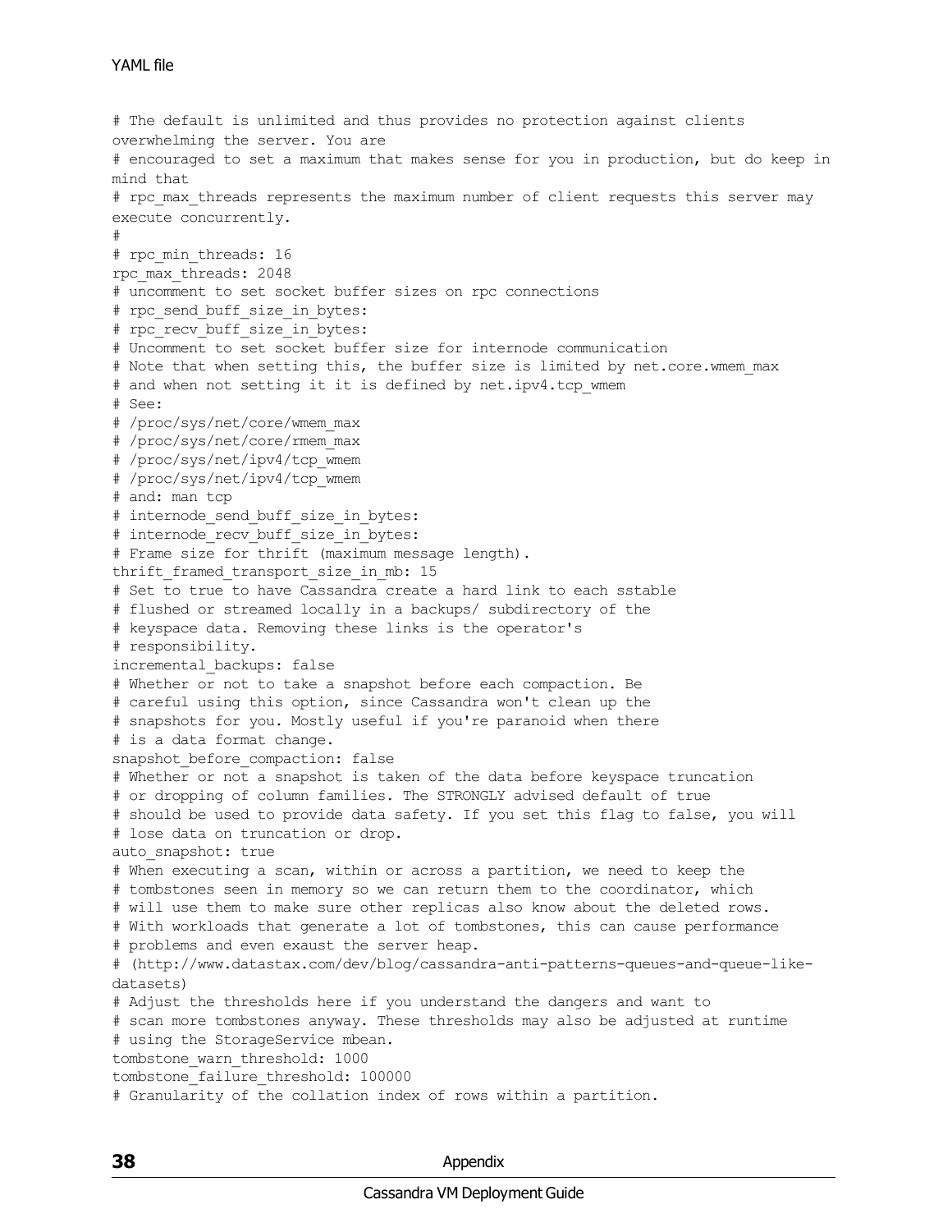```
# The default is unlimited and thus provides no protection against clients
overwhelming the server. You are
# encouraged to set a maximum that makes sense for you in production, but do keep in
mind that
# rpc_max_threads represents the maximum number of client requests this server may
execute concurrently.
#
# rpc_min_threads: 16
rpc_max_threads: 2048
# uncomment to set socket buffer sizes on rpc connections
# rpc_send_buff_size_in_bytes:
# rpc_recv_buff_size_in_bytes:
# Uncomment to set socket buffer size for internode communication
# Note that when setting this, the buffer size is limited by net.core.wmem_max
# and when not setting it it is defined by net.ipv4.tcp_wmem
# See:
# /proc/sys/net/core/wmem_max
# /proc/sys/net/core/rmem_max
# /proc/sys/net/ipv4/tcp_wmem
# /proc/sys/net/ipv4/tcp_wmem
# and: man tcp
# internode_send_buff_size_in_bytes:
# internode_recv_buff_size_in_bytes:
# Frame size for thrift (maximum message length).
thrift_framed_transport_size_in_mb: 15
# Set to true to have Cassandra create a hard link to each sstable
# flushed or streamed locally in a backups/ subdirectory of the
# keyspace data. Removing these links is the operator's
# responsibility.
incremental_backups: false
# Whether or not to take a snapshot before each compaction. Be
# careful using this option, since Cassandra won't clean up the
# snapshots for you. Mostly useful if you're paranoid when there
# is a data format change.
snapshot_before_compaction: false
# Whether or not a snapshot is taken of the data before keyspace truncation
# or dropping of column families. The STRONGLY advised default of true
# should be used to provide data safety. If you set this flag to false, you will
# lose data on truncation or drop.
auto_snapshot: true
# When executing a scan, within or across a partition, we need to keep the
# tombstones seen in memory so we can return them to the coordinator, which
# will use them to make sure other replicas also know about the deleted rows.
# With workloads that generate a lot of tombstones, this can cause performance
# problems and even exaust the server heap.
# (http://www.datastax.com/dev/blog/cassandra-anti-patterns-queues-and-queue-like-
datasets)
# Adjust the thresholds here if you understand the dangers and want to
# scan more tombstones anyway. These thresholds may also be adjusted at runtime
# using the StorageService mbean.
tombstone_warn_threshold: 1000
tombstone_failure_threshold: 100000
# Granularity of the collation index of rows within a partition.
```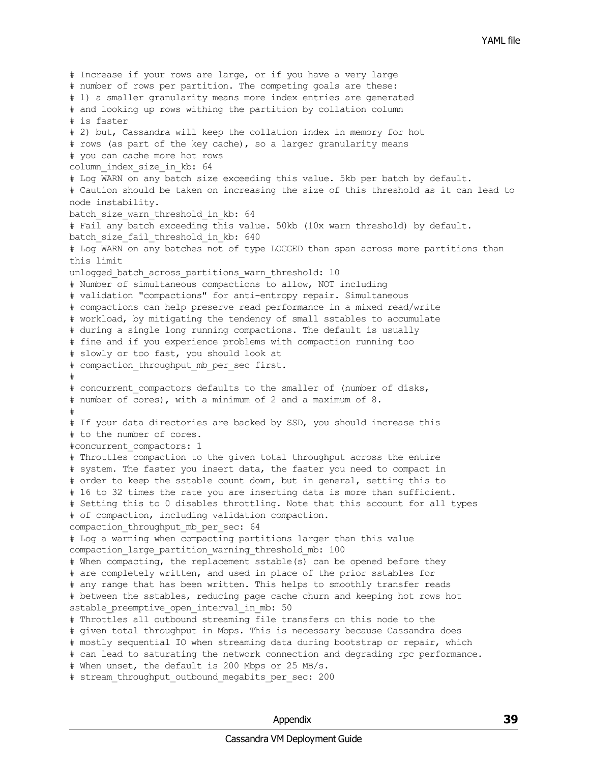```
# Increase if your rows are large, or if you have a very large
# number of rows per partition. The competing goals are these:
# 1) a smaller granularity means more index entries are generated
# and looking up rows withing the partition by collation column
# is faster
# 2) but, Cassandra will keep the collation index in memory for hot
# rows (as part of the key cache), so a larger granularity means
# you can cache more hot rows
column_index_size_in_kb: 64
# Log WARN on any batch size exceeding this value. 5kb per batch by default.
# Caution should be taken on increasing the size of this threshold as it can lead to
node instability.
batch_size_warn_threshold_in_kb: 64
# Fail any batch exceeding this value. 50kb (10x warn threshold) by default.
batch_size_fail_threshold_in_kb: 640
# Log WARN on any batches not of type LOGGED than span across more partitions than
this limit
unlogged_batch_across_partitions_warn_threshold: 10
# Number of simultaneous compactions to allow, NOT including
# validation "compactions" for anti-entropy repair. Simultaneous
# compactions can help preserve read performance in a mixed read/write
# workload, by mitigating the tendency of small sstables to accumulate
# during a single long running compactions. The default is usually
# fine and if you experience problems with compaction running too
# slowly or too fast, you should look at
# compaction_throughput_mb_per_sec first.
#
# concurrent_compactors defaults to the smaller of (number of disks,
# number of cores), with a minimum of 2 and a maximum of 8.
#
# If your data directories are backed by SSD, you should increase this
# to the number of cores.
#concurrent_compactors: 1
# Throttles compaction to the given total throughput across the entire
# system. The faster you insert data, the faster you need to compact in
# order to keep the sstable count down, but in general, setting this to
# 16 to 32 times the rate you are inserting data is more than sufficient.
# Setting this to 0 disables throttling. Note that this account for all types
# of compaction, including validation compaction.
compaction_throughput_mb_per_sec: 64
# Log a warning when compacting partitions larger than this value
compaction_large_partition_warning_threshold_mb: 100
# When compacting, the replacement sstable(s) can be opened before they
# are completely written, and used in place of the prior sstables for
# any range that has been written. This helps to smoothly transfer reads
# between the sstables, reducing page cache churn and keeping hot rows hot
sstable_preemptive_open_interval_in_mb: 50
# Throttles all outbound streaming file transfers on this node to the
# given total throughput in Mbps. This is necessary because Cassandra does
# mostly sequential IO when streaming data during bootstrap or repair, which
# can lead to saturating the network connection and degrading rpc performance.
# When unset, the default is 200 Mbps or 25 MB/s.
# stream_throughput_outbound_megabits_per_sec: 200
```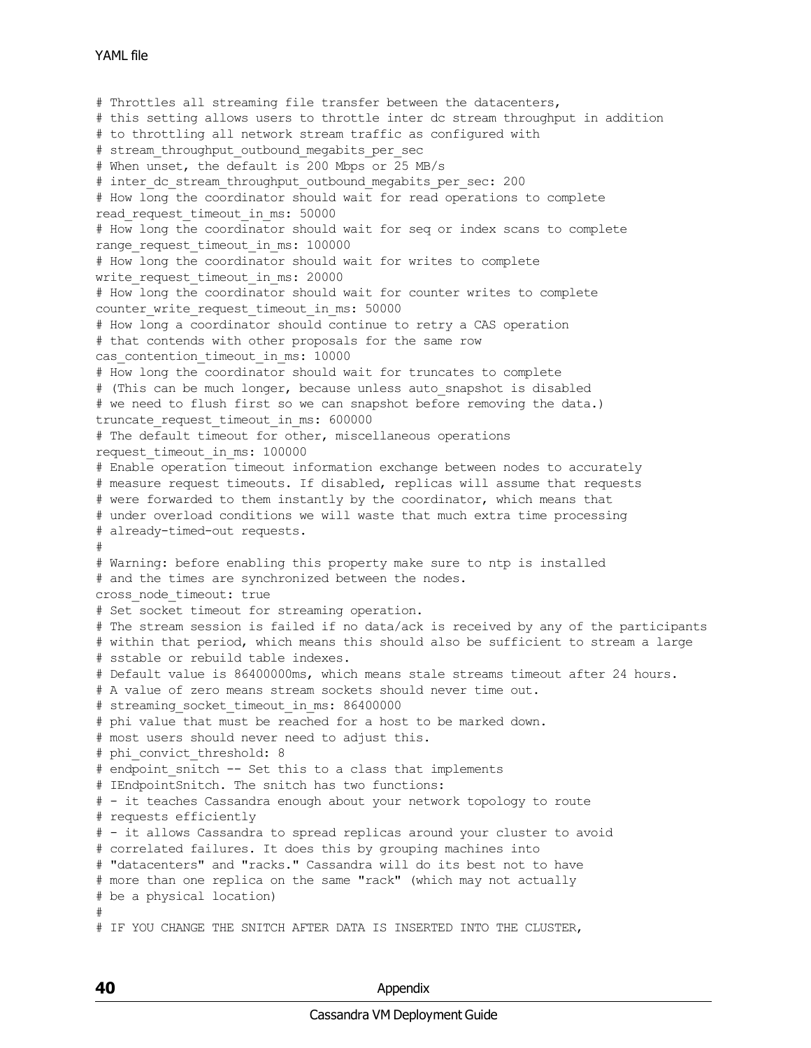YAML file

```
# Throttles all streaming file transfer between the datacenters,
# this setting allows users to throttle inter dc stream throughput in addition
# to throttling all network stream traffic as configured with
# stream_throughput_outbound_megabits_per_sec
# When unset, the default is 200 Mbps or 25 MB/s
# inter_dc_stream_throughput_outbound_megabits_per_sec: 200
# How long the coordinator should wait for read operations to complete
read_request_timeout_in_ms: 50000
# How long the coordinator should wait for seq or index scans to complete
range_request_timeout_in_ms: 100000
# How long the coordinator should wait for writes to complete
write_request_timeout_in_ms: 20000
# How long the coordinator should wait for counter writes to complete
counter_write_request_timeout_in_ms: 50000
# How long a coordinator should continue to retry a CAS operation
# that contends with other proposals for the same row
cas_contention_timeout_in_ms: 10000
# How long the coordinator should wait for truncates to complete
# (This can be much longer, because unless auto_snapshot is disabled
# we need to flush first so we can snapshot before removing the data.)
truncate_request_timeout_in_ms: 600000
# The default timeout for other, miscellaneous operations
request_timeout_in_ms: 100000
# Enable operation timeout information exchange between nodes to accurately
# measure request timeouts. If disabled, replicas will assume that requests
# were forwarded to them instantly by the coordinator, which means that
# under overload conditions we will waste that much extra time processing
# already-timed-out requests.
#
# Warning: before enabling this property make sure to ntp is installed
# and the times are synchronized between the nodes.
cross_node_timeout: true
# Set socket timeout for streaming operation.
# The stream session is failed if no data/ack is received by any of the participants
# within that period, which means this should also be sufficient to stream a large
# sstable or rebuild table indexes.
# Default value is 86400000ms, which means stale streams timeout after 24 hours.
# A value of zero means stream sockets should never time out.
# streaming_socket_timeout_in_ms: 86400000
# phi value that must be reached for a host to be marked down.
# most users should never need to adjust this.
# phi_convict_threshold: 8
# endpoint_snitch -- Set this to a class that implements
# IEndpointSnitch. The snitch has two functions:
# - it teaches Cassandra enough about your network topology to route
# requests efficiently
# - it allows Cassandra to spread replicas around your cluster to avoid
# correlated failures. It does this by grouping machines into
# "datacenters" and "racks." Cassandra will do its best not to have
# more than one replica on the same "rack" (which may not actually
# be a physical location)
#
# IF YOU CHANGE THE SNITCH AFTER DATA IS INSERTED INTO THE CLUSTER,
```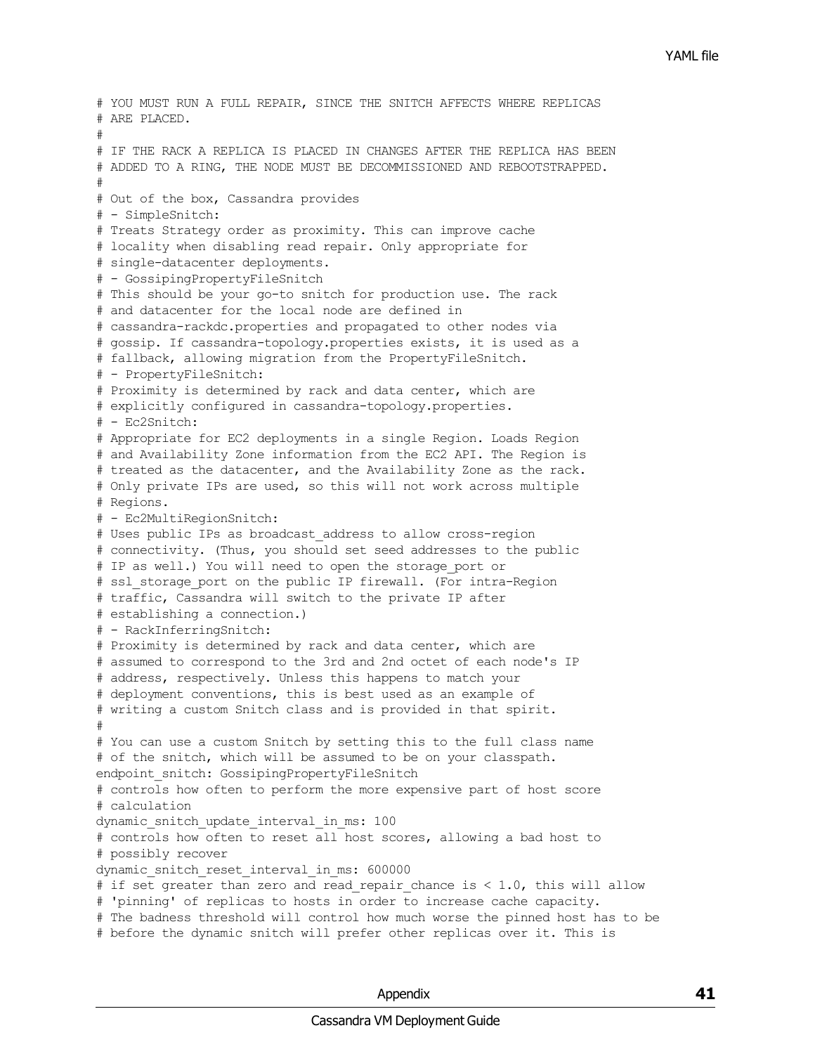```
# YOU MUST RUN A FULL REPAIR, SINCE THE SNITCH AFFECTS WHERE REPLICAS
# ARE PLACED.
#
# IF THE RACK A REPLICA IS PLACED IN CHANGES AFTER THE REPLICA HAS BEEN
# ADDED TO A RING, THE NODE MUST BE DECOMMISSIONED AND REBOOTSTRAPPED.
#
# Out of the box, Cassandra provides
# - SimpleSnitch:
# Treats Strategy order as proximity. This can improve cache
# locality when disabling read repair. Only appropriate for
# single-datacenter deployments.
# - GossipingPropertyFileSnitch
# This should be your go-to snitch for production use. The rack
# and datacenter for the local node are defined in
# cassandra-rackdc.properties and propagated to other nodes via
# gossip. If cassandra-topology.properties exists, it is used as a
# fallback, allowing migration from the PropertyFileSnitch.
# - PropertyFileSnitch:
# Proximity is determined by rack and data center, which are
# explicitly configured in cassandra-topology.properties.
# - Ec2Snitch:
# Appropriate for EC2 deployments in a single Region. Loads Region
# and Availability Zone information from the EC2 API. The Region is
# treated as the datacenter, and the Availability Zone as the rack.
# Only private IPs are used, so this will not work across multiple
# Regions.
# - Ec2MultiRegionSnitch:
# Uses public IPs as broadcast_address to allow cross-region
# connectivity. (Thus, you should set seed addresses to the public
# IP as well.) You will need to open the storage_port or
# ssl_storage_port on the public IP firewall. (For intra-Region
# traffic, Cassandra will switch to the private IP after
# establishing a connection.)
# - RackInferringSnitch:
# Proximity is determined by rack and data center, which are
# assumed to correspond to the 3rd and 2nd octet of each node's IP
# address, respectively. Unless this happens to match your
# deployment conventions, this is best used as an example of
# writing a custom Snitch class and is provided in that spirit.
#
# You can use a custom Snitch by setting this to the full class name
# of the snitch, which will be assumed to be on your classpath.
endpoint_snitch: GossipingPropertyFileSnitch
# controls how often to perform the more expensive part of host score
# calculation
dynamic_snitch_update_interval_in_ms: 100
# controls how often to reset all host scores, allowing a bad host to
# possibly recover
dynamic_snitch_reset_interval_in_ms: 600000
# if set greater than zero and read_repair_chance is < 1.0, this will allow
# 'pinning' of replicas to hosts in order to increase cache capacity.
# The badness threshold will control how much worse the pinned host has to be
# before the dynamic snitch will prefer other replicas over it. This is
```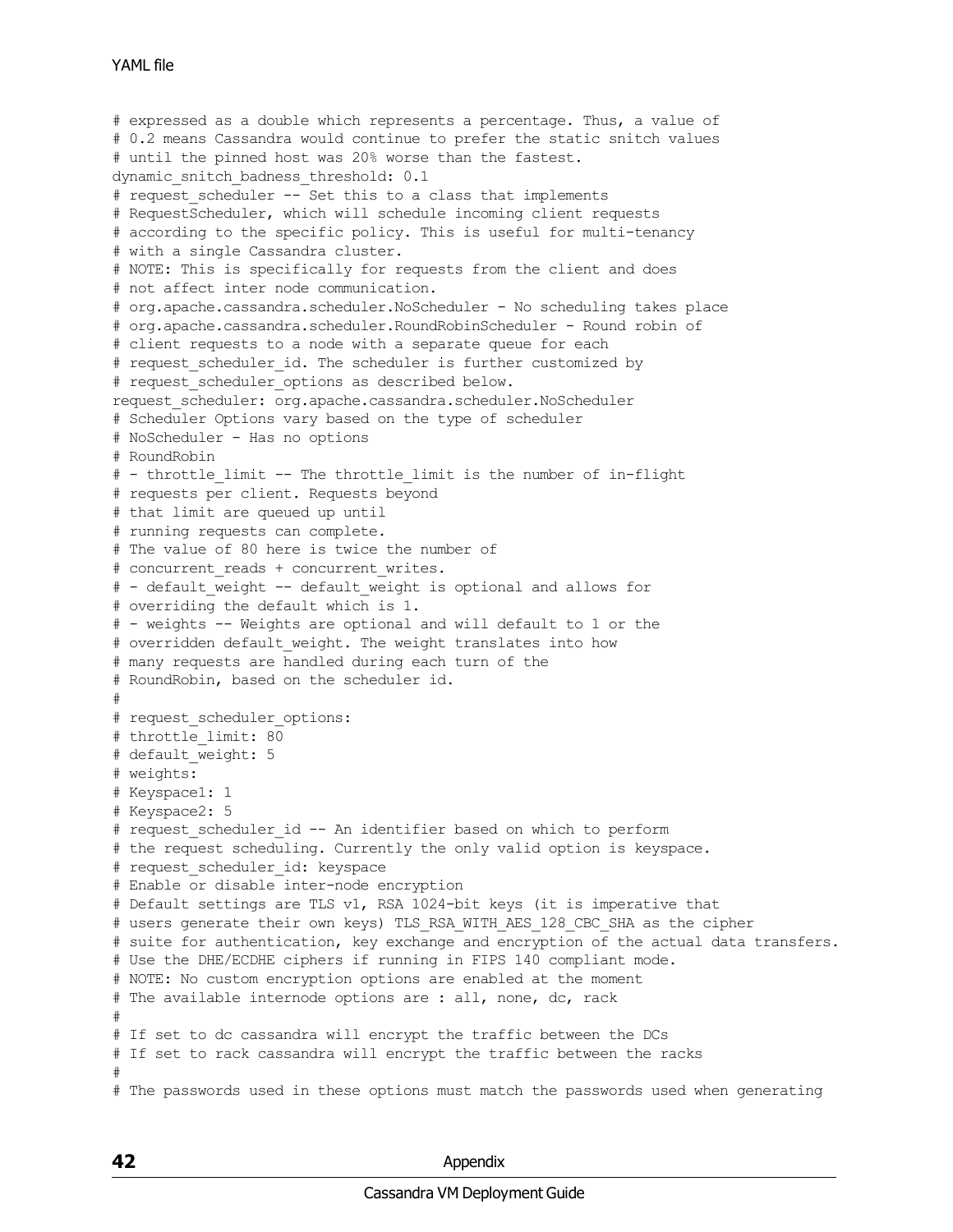```
# expressed as a double which represents a percentage. Thus, a value of
# 0.2 means Cassandra would continue to prefer the static snitch values
# until the pinned host was 20% worse than the fastest.
dynamic_snitch_badness_threshold: 0.1
# request_scheduler -- Set this to a class that implements
# RequestScheduler, which will schedule incoming client requests
# according to the specific policy. This is useful for multi-tenancy
# with a single Cassandra cluster.
# NOTE: This is specifically for requests from the client and does
# not affect inter node communication.
# org.apache.cassandra.scheduler.NoScheduler - No scheduling takes place
# org.apache.cassandra.scheduler.RoundRobinScheduler - Round robin of
# client requests to a node with a separate queue for each
# request_scheduler_id. The scheduler is further customized by
# request_scheduler_options as described below.
request_scheduler: org.apache.cassandra.scheduler.NoScheduler
# Scheduler Options vary based on the type of scheduler
# NoScheduler - Has no options
# RoundRobin
# - throttle_limit -- The throttle_limit is the number of in-flight
# requests per client. Requests beyond
# that limit are queued up until
# running requests can complete.
# The value of 80 here is twice the number of
# concurrent_reads + concurrent_writes.
# - default_weight -- default_weight is optional and allows for
# overriding the default which is 1.
# - weights -- Weights are optional and will default to 1 or the
# overridden default_weight. The weight translates into how
# many requests are handled during each turn of the
# RoundRobin, based on the scheduler id.
#
# request_scheduler_options:
# throttle_limit: 80
# default_weight: 5
# weights:
# Keyspace1: 1
# Keyspace2: 5
# request_scheduler_id -- An identifier based on which to perform
# the request scheduling. Currently the only valid option is keyspace.
# request_scheduler_id: keyspace
# Enable or disable inter-node encryption
# Default settings are TLS v1, RSA 1024-bit keys (it is imperative that
# users generate their own keys) TLS_RSA_WITH_AES_128_CBC_SHA as the cipher
# suite for authentication, key exchange and encryption of the actual data transfers.
# Use the DHE/ECDHE ciphers if running in FIPS 140 compliant mode.
# NOTE: No custom encryption options are enabled at the moment
# The available internode options are : all, none, dc, rack
#
# If set to dc cassandra will encrypt the traffic between the DCs
# If set to rack cassandra will encrypt the traffic between the racks
#
# The passwords used in these options must match the passwords used when generating
```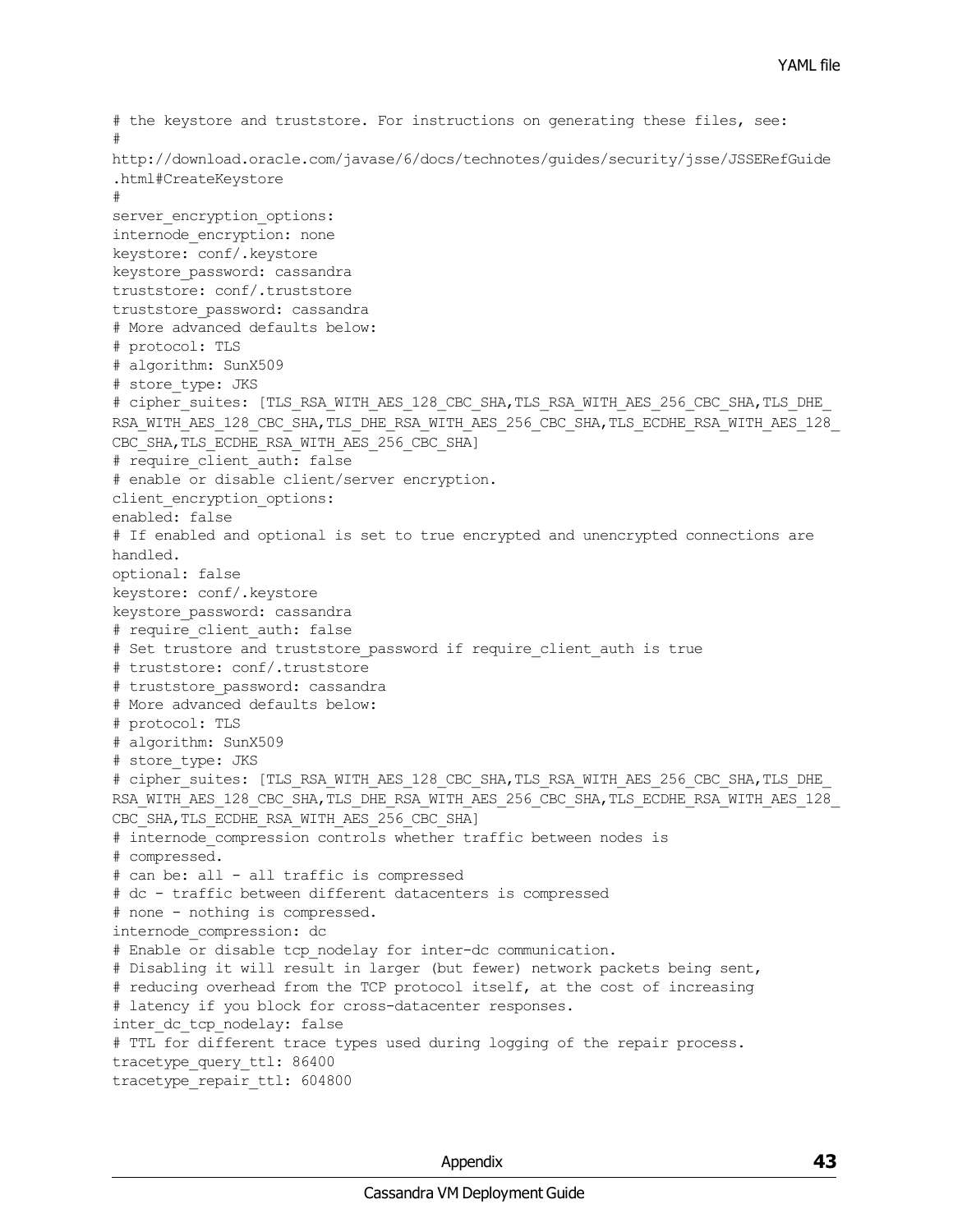```
# the keystore and truststore. For instructions on generating these files, see:
#
http://download.oracle.com/javase/6/docs/technotes/guides/security/jsse/JSSERefGuide
.html#CreateKeystore
#
server_encryption_options:
internode_encryption: none
keystore: conf/.keystore
keystore_password: cassandra
truststore: conf/.truststore
truststore_password: cassandra
# More advanced defaults below:
# protocol: TLS
# algorithm: SunX509
# store_type: JKS
# cipher_suites: [TLS_RSA_WITH_AES_128_CBC_SHA,TLS_RSA_WITH_AES_256_CBC_SHA,TLS_DHE_
RSA_WITH_AES_128_CBC_SHA,TLS_DHE_RSA_WITH_AES_256_CBC_SHA,TLS_ECDHE_RSA_WITH_AES_128_
CBC_SHA,TLS_ECDHE_RSA_WITH_AES_256_CBC_SHA]
# require_client_auth: false
# enable or disable client/server encryption.
client_encryption_options:
enabled: false
# If enabled and optional is set to true encrypted and unencrypted connections are
handled.
optional: false
keystore: conf/.keystore
keystore_password: cassandra
# require_client_auth: false
# Set trustore and truststore_password if require_client_auth is true
# truststore: conf/.truststore
# truststore_password: cassandra
# More advanced defaults below:
# protocol: TLS
# algorithm: SunX509
# store_type: JKS
# cipher_suites: [TLS_RSA_WITH_AES_128_CBC_SHA,TLS_RSA_WITH_AES_256_CBC_SHA,TLS_DHE_
RSA_WITH_AES_128_CBC_SHA,TLS_DHE_RSA_WITH_AES_256_CBC_SHA,TLS_ECDHE_RSA_WITH_AES_128_
CBC_SHA,TLS_ECDHE_RSA_WITH_AES_256_CBC_SHA]
# internode_compression controls whether traffic between nodes is
# compressed.
# can be: all - all traffic is compressed
# dc - traffic between different datacenters is compressed
# none - nothing is compressed.
internode_compression: dc
# Enable or disable tcp_nodelay for inter-dc communication.
# Disabling it will result in larger (but fewer) network packets being sent,
# reducing overhead from the TCP protocol itself, at the cost of increasing
# latency if you block for cross-datacenter responses.
inter_dc_tcp_nodelay: false
# TTL for different trace types used during logging of the repair process.
tracetype_query_ttl: 86400
tracetype_repair_ttl: 604800
```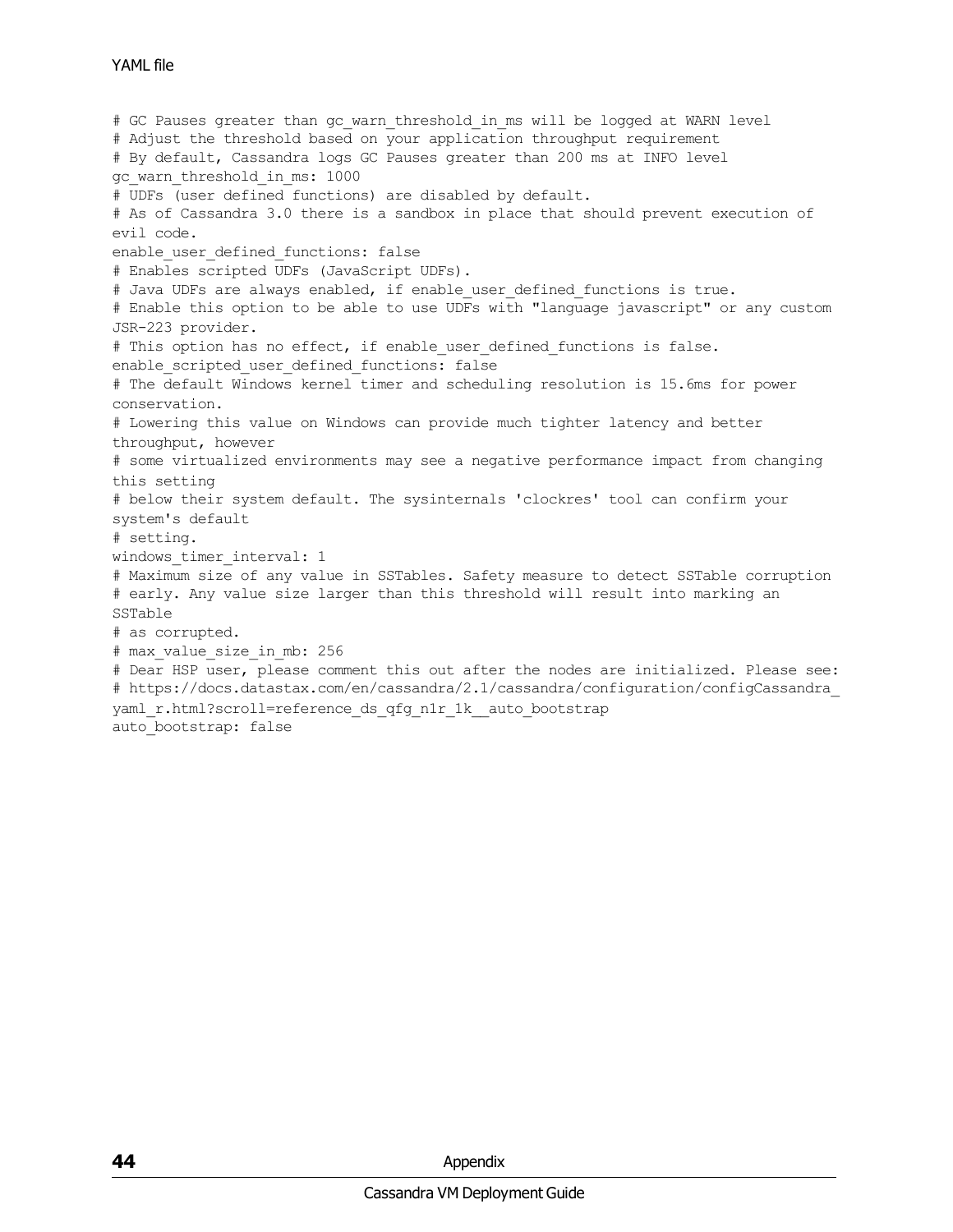YAML file

```
# GC Pauses greater than gc_warn_threshold_in_ms will be logged at WARN level
# Adjust the threshold based on your application throughput requirement
# By default, Cassandra logs GC Pauses greater than 200 ms at INFO level
gc_warn_threshold_in_ms: 1000
# UDFs (user defined functions) are disabled by default.
# As of Cassandra 3.0 there is a sandbox in place that should prevent execution of
evil code.
enable_user_defined_functions: false
# Enables scripted UDFs (JavaScript UDFs).
# Java UDFs are always enabled, if enable_user_defined_functions is true.
# Enable this option to be able to use UDFs with "language javascript" or any custom
JSR-223 provider.
# This option has no effect, if enable_user_defined_functions is false.
enable_scripted_user_defined_functions: false
# The default Windows kernel timer and scheduling resolution is 15.6ms for power
conservation.
# Lowering this value on Windows can provide much tighter latency and better
throughput, however
# some virtualized environments may see a negative performance impact from changing
this setting
# below their system default. The sysinternals 'clockres' tool can confirm your
system's default
# setting.
windows_timer_interval: 1
# Maximum size of any value in SSTables. Safety measure to detect SSTable corruption
# early. Any value size larger than this threshold will result into marking an
SSTable
# as corrupted.
# max_value_size_in_mb: 256
# Dear HSP user, please comment this out after the nodes are initialized. Please see:
# https://docs.datastax.com/en/cassandra/2.1/cassandra/configuration/configCassandra_
yaml_r.html?scroll=reference_ds_qfg_n1r_1k__auto_bootstrap
auto_bootstrap: false
```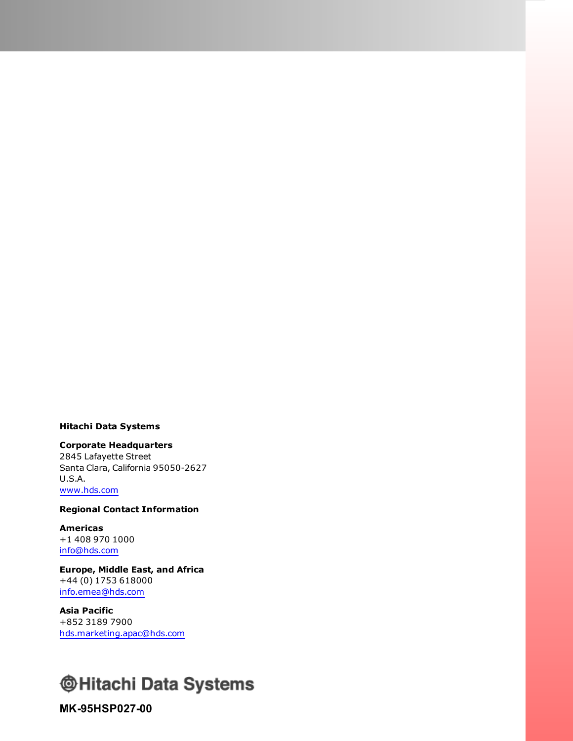**Hitachi Data Systems**

**Corporate Headquarters**
2845 Lafayette Street
Santa Clara, California 95050-2627
U.S.A.
www.hds.com

**Regional Contact Information**

**Americas**
+1 408 970 1000
info@hds.com

**Europe, Middle East, and Africa**
+44 (0) 1753 618000
info.emea@hds.com

**Asia Pacific**
+852 3189 7900
hds.marketing.apac@hds.com

Hitachi Data Systems

**MK-95HSP027-00**